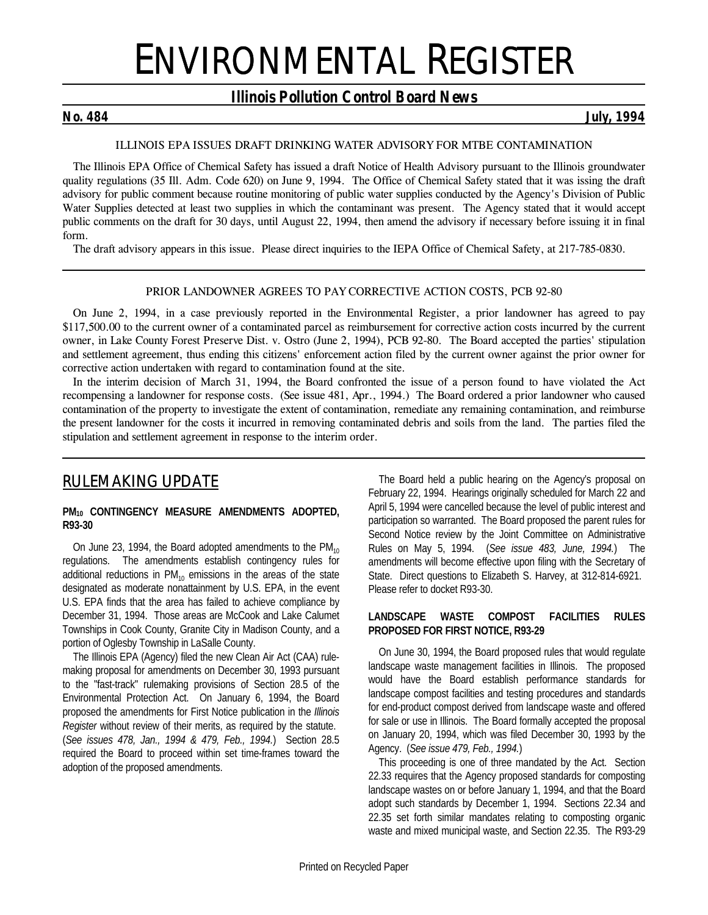# ENVIRONMENTAL REGISTER

## Illinois Pollution Control Board News

**No. 484** **July, 1994**

### ILLINOIS EPA ISSUES DRAFT DRINKING WATER ADVISORY FOR MTBE CONTAMINATION

The Illinois EPA Office of Chemical Safety has issued a draft Notice of Health Advisory pursuant to the Illinois groundwater quality regulations (35 Ill. Adm. Code 620) on June 9, 1994. The Office of Chemical Safety stated that it was issing the draft advisory for public comment because routine monitoring of public water supplies conducted by the Agency's Division of Public Water Supplies detected at least two supplies in which the contaminant was present. The Agency stated that it would accept public comments on the draft for 30 days, until August 22, 1994, then amend the advisory if necessary before issuing it in final form.

The draft advisory appears in this issue. Please direct inquiries to the IEPA Office of Chemical Safety, at 217-785-0830.

---

### PRIOR LANDOWNER AGREES TO PAY CORRECTIVE ACTION COSTS, PCB 92-80

On June 2, 1994, in a case previously reported in the Environmental Register, a prior landowner has agreed to pay \$117,500.00 to the current owner of a contaminated parcel as reimbursement for corrective action costs incurred by the current owner, in Lake County Forest Preserve Dist. v. Ostro (June 2, 1994), PCB 92-80. The Board accepted the parties' stipulation and settlement agreement, thus ending this citizens' enforcement action filed by the current owner against the prior owner for corrective action undertaken with regard to contamination found at the site.

In the interim decision of March 31, 1994, the Board confronted the issue of a person found to have violated the Act recompensing a landowner for response costs. (See issue 481, Apr., 1994.) The Board ordered a prior landowner who caused contamination of the property to investigate the extent of contamination, remediate any remaining contamination, and reimburse the present landowner for the costs it incurred in removing contaminated debris and soils from the land. The parties filed the stipulation and settlement agreement in response to the interim order.

---

## RULEMAKING UPDATE

### $PM_{10}$ CONTINGENCY MEASURE AMENDMENTS ADOPTED, R93-30

On June 23, 1994, the Board adopted amendments to the $PM_{10}$ regulations. The amendments establish contingency rules for additional reductions in $PM_{10}$ emissions in the areas of the state designated as moderate nonattainment by U.S. EPA, in the event U.S. EPA finds that the area has failed to achieve compliance by December 31, 1994. Those areas are McCook and Lake Calumet Townships in Cook County, Granite City in Madison County, and a portion of Oglesby Township in LaSalle County.

The Illinois EPA (Agency) filed the new Clean Air Act (CAA) rulemaking proposal for amendments on December 30, 1993 pursuant to the "fast-track" rulemaking provisions of Section 28.5 of the Environmental Protection Act. On January 6, 1994, the Board proposed the amendments for First Notice publication in the *Illinois Register* without review of their merits, as required by the statute. (*See issues 478, Jan., 1994 & 479, Feb., 1994.*) Section 28.5 required the Board to proceed within set time-frames toward the adoption of the proposed amendments.

The Board held a public hearing on the Agency's proposal on February 22, 1994. Hearings originally scheduled for March 22 and April 5, 1994 were cancelled because the level of public interest and participation so warranted. The Board proposed the parent rules for Second Notice review by the Joint Committee on Administrative Rules on May 5, 1994. (*See issue 483, June, 1994.*) The amendments will become effective upon filing with the Secretary of State. Direct questions to Elizabeth S. Harvey, at 312-814-6921. Please refer to docket R93-30.

### LANDSCAPE WASTE COMPOST FACILITIES RULES PROPOSED FOR FIRST NOTICE, R93-29

On June 30, 1994, the Board proposed rules that would regulate landscape waste management facilities in Illinois. The proposed would have the Board establish performance standards for landscape compost facilities and testing procedures and standards for end-product compost derived from landscape waste and offered for sale or use in Illinois. The Board formally accepted the proposal on January 20, 1994, which was filed December 30, 1993 by the Agency. (*See issue 479, Feb., 1994.*)

This proceeding is one of three mandated by the Act. Section 22.33 requires that the Agency proposed standards for composting landscape wastes on or before January 1, 1994, and that the Board adopt such standards by December 1, 1994. Sections 22.34 and 22.35 set forth similar mandates relating to composting organic waste and mixed municipal waste, and Section 22.35. The R93-29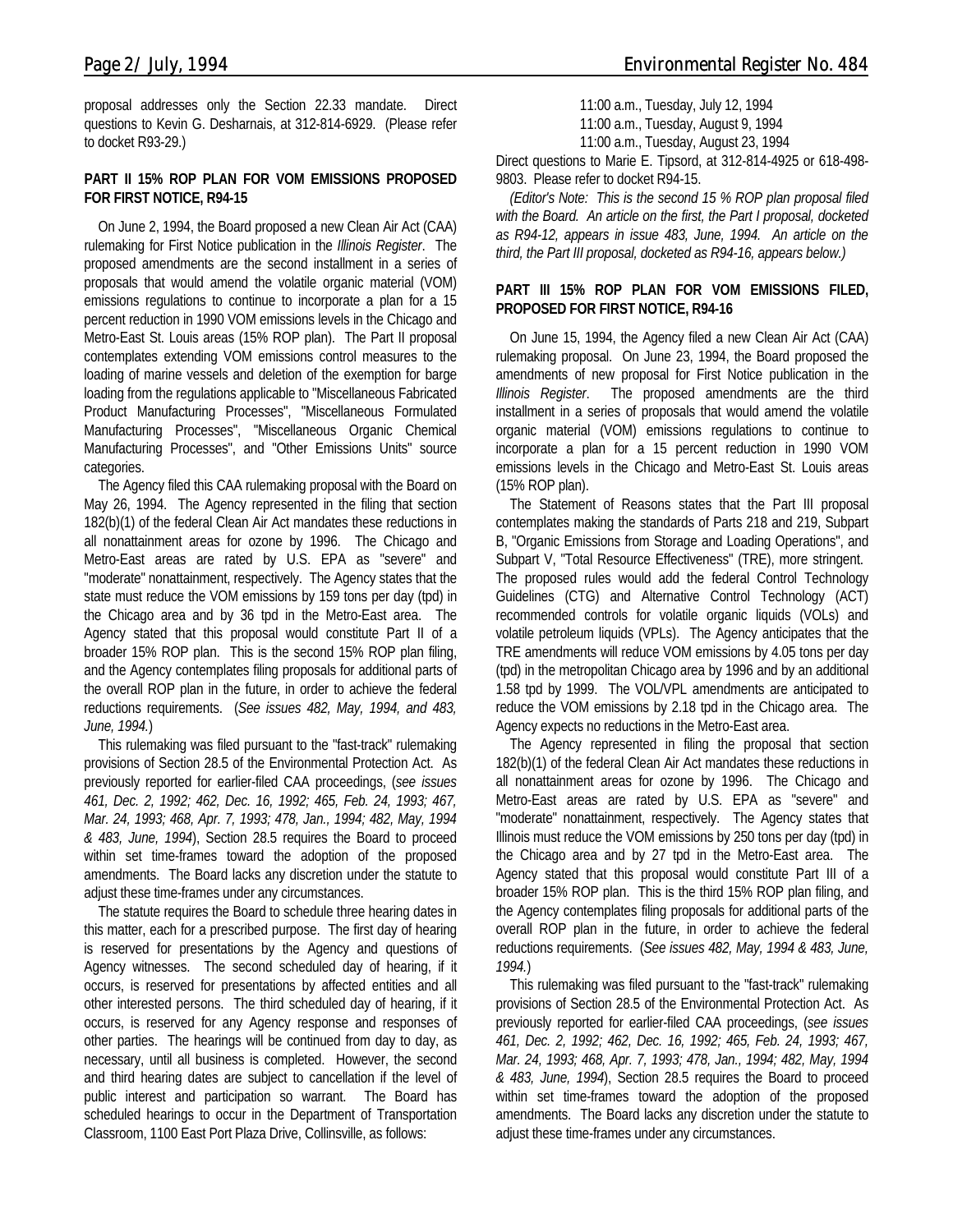proposal addresses only the Section 22.33 mandate. Direct questions to Kevin G. Desharnais, at 312-814-6929. (Please refer to docket R93-29.)

**PART II 15% ROP PLAN FOR VOM EMISSIONS PROPOSED FOR FIRST NOTICE, R94-15**

On June 2, 1994, the Board proposed a new Clean Air Act (CAA) rulemaking for First Notice publication in the *Illinois Register*. The proposed amendments are the second installment in a series of proposals that would amend the volatile organic material (VOM) emissions regulations to continue to incorporate a plan for a 15 percent reduction in 1990 VOM emissions levels in the Chicago and Metro-East St. Louis areas (15% ROP plan). The Part II proposal contemplates extending VOM emissions control measures to the loading of marine vessels and deletion of the exemption for barge loading from the regulations applicable to "Miscellaneous Fabricated Product Manufacturing Processes", "Miscellaneous Formulated Manufacturing Processes", "Miscellaneous Organic Chemical Manufacturing Processes", and "Other Emissions Units" source categories.

The Agency filed this CAA rulemaking proposal with the Board on May 26, 1994. The Agency represented in the filing that section 182(b)(1) of the federal Clean Air Act mandates these reductions in all nonattainment areas for ozone by 1996. The Chicago and Metro-East areas are rated by U.S. EPA as "severe" and "moderate" nonattainment, respectively. The Agency states that the state must reduce the VOM emissions by 159 tons per day (tpd) in the Chicago area and by 36 tpd in the Metro-East area. The Agency stated that this proposal would constitute Part II of a broader 15% ROP plan. This is the second 15% ROP plan filing, and the Agency contemplates filing proposals for additional parts of the overall ROP plan in the future, in order to achieve the federal reductions requirements. (*See issues 482, May, 1994, and 483, June, 1994.*)

This rulemaking was filed pursuant to the "fast-track" rulemaking provisions of Section 28.5 of the Environmental Protection Act. As previously reported for earlier-filed CAA proceedings, (*see issues 461, Dec. 2, 1992; 462, Dec. 16, 1992; 465, Feb. 24, 1993; 467, Mar. 24, 1993; 468, Apr. 7, 1993; 478, Jan., 1994; 482, May, 1994 & 483, June, 1994*), Section 28.5 requires the Board to proceed within set time-frames toward the adoption of the proposed amendments. The Board lacks any discretion under the statute to adjust these time-frames under any circumstances.

The statute requires the Board to schedule three hearing dates in this matter, each for a prescribed purpose. The first day of hearing is reserved for presentations by the Agency and questions of Agency witnesses. The second scheduled day of hearing, if it occurs, is reserved for presentations by affected entities and all other interested persons. The third scheduled day of hearing, if it occurs, is reserved for any Agency response and responses of other parties. The hearings will be continued from day to day, as necessary, until all business is completed. However, the second and third hearing dates are subject to cancellation if the level of public interest and participation so warrant. The Board has scheduled hearings to occur in the Department of Transportation Classroom, 1100 East Port Plaza Drive, Collinsville, as follows:

11:00 a.m., Tuesday, July 12, 1994
11:00 a.m., Tuesday, August 9, 1994
11:00 a.m., Tuesday, August 23, 1994

Direct questions to Marie E. Tipsord, at 312-814-4925 or 618-498-9803. Please refer to docket R94-15.

*(Editor's Note: This is the second 15 % ROP plan proposal filed with the Board. An article on the first, the Part I proposal, docketed as R94-12, appears in issue 483, June, 1994. An article on the third, the Part III proposal, docketed as R94-16, appears below.)*

**PART III 15% ROP PLAN FOR VOM EMISSIONS FILED, PROPOSED FOR FIRST NOTICE, R94-16**

On June 15, 1994, the Agency filed a new Clean Air Act (CAA) rulemaking proposal. On June 23, 1994, the Board proposed the amendments of new proposal for First Notice publication in the *Illinois Register*. The proposed amendments are the third installment in a series of proposals that would amend the volatile organic material (VOM) emissions regulations to continue to incorporate a plan for a 15 percent reduction in 1990 VOM emissions levels in the Chicago and Metro-East St. Louis areas (15% ROP plan).

The Statement of Reasons states that the Part III proposal contemplates making the standards of Parts 218 and 219, Subpart B, "Organic Emissions from Storage and Loading Operations", and Subpart V, "Total Resource Effectiveness" (TRE), more stringent. The proposed rules would add the federal Control Technology Guidelines (CTG) and Alternative Control Technology (ACT) recommended controls for volatile organic liquids (VOLs) and volatile petroleum liquids (VPLs). The Agency anticipates that the TRE amendments will reduce VOM emissions by 4.05 tons per day (tpd) in the metropolitan Chicago area by 1996 and by an additional 1.58 tpd by 1999. The VOL/VPL amendments are anticipated to reduce the VOM emissions by 2.18 tpd in the Chicago area. The Agency expects no reductions in the Metro-East area.

The Agency represented in filing the proposal that section 182(b)(1) of the federal Clean Air Act mandates these reductions in all nonattainment areas for ozone by 1996. The Chicago and Metro-East areas are rated by U.S. EPA as "severe" and "moderate" nonattainment, respectively. The Agency states that Illinois must reduce the VOM emissions by 250 tons per day (tpd) in the Chicago area and by 27 tpd in the Metro-East area. The Agency stated that this proposal would constitute Part III of a broader 15% ROP plan. This is the third 15% ROP plan filing, and the Agency contemplates filing proposals for additional parts of the overall ROP plan in the future, in order to achieve the federal reductions requirements. (*See issues 482, May, 1994 & 483, June, 1994.*)

This rulemaking was filed pursuant to the "fast-track" rulemaking provisions of Section 28.5 of the Environmental Protection Act. As previously reported for earlier-filed CAA proceedings, (*see issues 461, Dec. 2, 1992; 462, Dec. 16, 1992; 465, Feb. 24, 1993; 467, Mar. 24, 1993; 468, Apr. 7, 1993; 478, Jan., 1994; 482, May, 1994 & 483, June, 1994*), Section 28.5 requires the Board to proceed within set time-frames toward the adoption of the proposed amendments. The Board lacks any discretion under the statute to adjust these time-frames under any circumstances.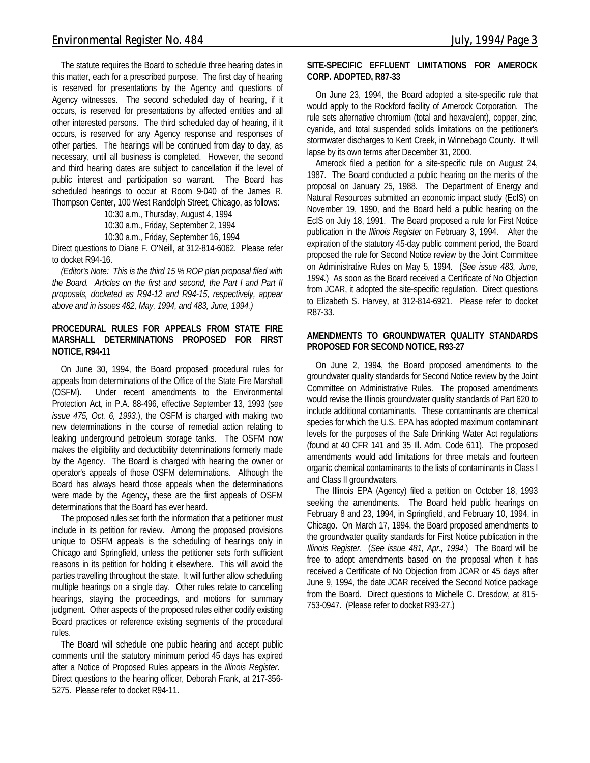The statute requires the Board to schedule three hearing dates in this matter, each for a prescribed purpose. The first day of hearing is reserved for presentations by the Agency and questions of Agency witnesses. The second scheduled day of hearing, if it occurs, is reserved for presentations by affected entities and all other interested persons. The third scheduled day of hearing, if it occurs, is reserved for any Agency response and responses of other parties. The hearings will be continued from day to day, as necessary, until all business is completed. However, the second and third hearing dates are subject to cancellation if the level of public interest and participation so warrant. The Board has scheduled hearings to occur at Room 9-040 of the James R. Thompson Center, 100 West Randolph Street, Chicago, as follows:

10:30 a.m., Thursday, August 4, 1994
10:30 a.m., Friday, September 2, 1994
10:30 a.m., Friday, September 16, 1994

Direct questions to Diane F. O'Neill, at 312-814-6062. Please refer to docket R94-16.

*(Editor's Note: This is the third 15 % ROP plan proposal filed with the Board. Articles on the first and second, the Part I and Part II proposals, docketed as R94-12 and R94-15, respectively, appear above and in issues 482, May, 1994, and 483, June, 1994.)*

**PROCEDURAL RULES FOR APPEALS FROM STATE FIRE MARSHALL DETERMINATIONS PROPOSED FOR FIRST NOTICE, R94-11**

On June 30, 1994, the Board proposed procedural rules for appeals from determinations of the Office of the State Fire Marshall (OSFM). Under recent amendments to the Environmental Protection Act, in P.A. 88-496, effective September 13, 1993 (*see issue 475, Oct. 6, 1993.*), the OSFM is charged with making two new determinations in the course of remedial action relating to leaking underground petroleum storage tanks. The OSFM now makes the eligibility and deductibility determinations formerly made by the Agency. The Board is charged with hearing the owner or operator's appeals of those OSFM determinations. Although the Board has always heard those appeals when the determinations were made by the Agency, these are the first appeals of OSFM determinations that the Board has ever heard.

The proposed rules set forth the information that a petitioner must include in its petition for review. Among the proposed provisions unique to OSFM appeals is the scheduling of hearings only in Chicago and Springfield, unless the petitioner sets forth sufficient reasons in its petition for holding it elsewhere. This will avoid the parties travelling throughout the state. It will further allow scheduling multiple hearings on a single day. Other rules relate to cancelling hearings, staying the proceedings, and motions for summary judgment. Other aspects of the proposed rules either codify existing Board practices or reference existing segments of the procedural rules.

The Board will schedule one public hearing and accept public comments until the statutory minimum period 45 days has expired after a Notice of Proposed Rules appears in the *Illinois Register*. Direct questions to the hearing officer, Deborah Frank, at 217-356-5275. Please refer to docket R94-11.

**SITE-SPECIFIC EFFLUENT LIMITATIONS FOR AMEROCK CORP. ADOPTED, R87-33**

On June 23, 1994, the Board adopted a site-specific rule that would apply to the Rockford facility of Amerock Corporation. The rule sets alternative chromium (total and hexavalent), copper, zinc, cyanide, and total suspended solids limitations on the petitioner's stormwater discharges to Kent Creek, in Winnebago County. It will lapse by its own terms after December 31, 2000.

Amerock filed a petition for a site-specific rule on August 24, 1987. The Board conducted a public hearing on the merits of the proposal on January 25, 1988. The Department of Energy and Natural Resources submitted an economic impact study (EcIS) on November 19, 1990, and the Board held a public hearing on the EcIS on July 18, 1991. The Board proposed a rule for First Notice publication in the *Illinois Register* on February 3, 1994. After the expiration of the statutory 45-day public comment period, the Board proposed the rule for Second Notice review by the Joint Committee on Administrative Rules on May 5, 1994. (*See issue 483, June, 1994.*) As soon as the Board received a Certificate of No Objection from JCAR, it adopted the site-specific regulation. Direct questions to Elizabeth S. Harvey, at 312-814-6921. Please refer to docket R87-33.

**AMENDMENTS TO GROUNDWATER QUALITY STANDARDS PROPOSED FOR SECOND NOTICE, R93-27**

On June 2, 1994, the Board proposed amendments to the groundwater quality standards for Second Notice review by the Joint Committee on Administrative Rules. The proposed amendments would revise the Illinois groundwater quality standards of Part 620 to include additional contaminants. These contaminants are chemical species for which the U.S. EPA has adopted maximum contaminant levels for the purposes of the Safe Drinking Water Act regulations (found at 40 CFR 141 and 35 Ill. Adm. Code 611). The proposed amendments would add limitations for three metals and fourteen organic chemical contaminants to the lists of contaminants in Class I and Class II groundwaters.

The Illinois EPA (Agency) filed a petition on October 18, 1993 seeking the amendments. The Board held public hearings on February 8 and 23, 1994, in Springfield, and February 10, 1994, in Chicago. On March 17, 1994, the Board proposed amendments to the groundwater quality standards for First Notice publication in the *Illinois Register*. (*See issue 481, Apr., 1994.*) The Board will be free to adopt amendments based on the proposal when it has received a Certificate of No Objection from JCAR or 45 days after June 9, 1994, the date JCAR received the Second Notice package from the Board. Direct questions to Michelle C. Dresdow, at 815-753-0947. (Please refer to docket R93-27.)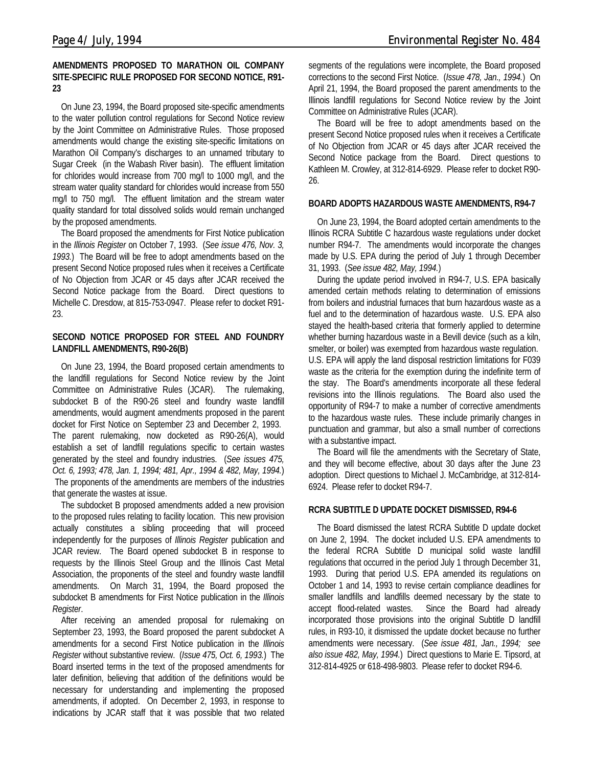### AMENDMENTS PROPOSED TO MARATHON OIL COMPANY SITE-SPECIFIC RULE PROPOSED FOR SECOND NOTICE, R91-23

On June 23, 1994, the Board proposed site-specific amendments to the water pollution control regulations for Second Notice review by the Joint Committee on Administrative Rules. Those proposed amendments would change the existing site-specific limitations on Marathon Oil Company's discharges to an unnamed tributary to Sugar Creek (in the Wabash River basin). The effluent limitation for chlorides would increase from 700 mg/l to 1000 mg/l, and the stream water quality standard for chlorides would increase from 550 mg/l to 750 mg/l. The effluent limitation and the stream water quality standard for total dissolved solids would remain unchanged by the proposed amendments.

The Board proposed the amendments for First Notice publication in the *Illinois Register* on October 7, 1993. (*See issue 476, Nov. 3, 1993.*) The Board will be free to adopt amendments based on the present Second Notice proposed rules when it receives a Certificate of No Objection from JCAR or 45 days after JCAR received the Second Notice package from the Board. Direct questions to Michelle C. Dresdow, at 815-753-0947. Please refer to docket R91-23.

### SECOND NOTICE PROPOSED FOR STEEL AND FOUNDRY LANDFILL AMENDMENTS, R90-26(B)

On June 23, 1994, the Board proposed certain amendments to the landfill regulations for Second Notice review by the Joint Committee on Administrative Rules (JCAR). The rulemaking, subdocket B of the R90-26 steel and foundry waste landfill amendments, would augment amendments proposed in the parent docket for First Notice on September 23 and December 2, 1993. The parent rulemaking, now docketed as R90-26(A), would establish a set of landfill regulations specific to certain wastes generated by the steel and foundry industries. (*See issues 475, Oct. 6, 1993; 478, Jan. 1, 1994; 481, Apr., 1994 & 482, May, 1994.*) The proponents of the amendments are members of the industries that generate the wastes at issue.

The subdocket B proposed amendments added a new provision to the proposed rules relating to facility location. This new provision actually constitutes a sibling proceeding that will proceed independently for the purposes of *Illinois Register* publication and JCAR review. The Board opened subdocket B in response to requests by the Illinois Steel Group and the Illinois Cast Metal Association, the proponents of the steel and foundry waste landfill amendments. On March 31, 1994, the Board proposed the subdocket B amendments for First Notice publication in the *Illinois Register*.

After receiving an amended proposal for rulemaking on September 23, 1993, the Board proposed the parent subdocket A amendments for a second First Notice publication in the *Illinois Register* without substantive review. (*Issue 475, Oct. 6, 1993.*) The Board inserted terms in the text of the proposed amendments for later definition, believing that addition of the definitions would be necessary for understanding and implementing the proposed amendments, if adopted. On December 2, 1993, in response to indications by JCAR staff that it was possible that two related segments of the regulations were incomplete, the Board proposed corrections to the second First Notice. (*Issue 478, Jan., 1994.*) On April 21, 1994, the Board proposed the parent amendments to the Illinois landfill regulations for Second Notice review by the Joint Committee on Administrative Rules (JCAR).

The Board will be free to adopt amendments based on the present Second Notice proposed rules when it receives a Certificate of No Objection from JCAR or 45 days after JCAR received the Second Notice package from the Board. Direct questions to Kathleen M. Crowley, at 312-814-6929. Please refer to docket R90-26.

### BOARD ADOPTS HAZARDOUS WASTE AMENDMENTS, R94-7

On June 23, 1994, the Board adopted certain amendments to the Illinois RCRA Subtitle C hazardous waste regulations under docket number R94-7. The amendments would incorporate the changes made by U.S. EPA during the period of July 1 through December 31, 1993. (*See issue 482, May, 1994.*)

During the update period involved in R94-7, U.S. EPA basically amended certain methods relating to determination of emissions from boilers and industrial furnaces that burn hazardous waste as a fuel and to the determination of hazardous waste. U.S. EPA also stayed the health-based criteria that formerly applied to determine whether burning hazardous waste in a Bevill device (such as a kiln, smelter, or boiler) was exempted from hazardous waste regulation. U.S. EPA will apply the land disposal restriction limitations for F039 waste as the criteria for the exemption during the indefinite term of the stay. The Board's amendments incorporate all these federal revisions into the Illinois regulations. The Board also used the opportunity of R94-7 to make a number of corrective amendments to the hazardous waste rules. These include primarily changes in punctuation and grammar, but also a small number of corrections with a substantive impact.

The Board will file the amendments with the Secretary of State, and they will become effective, about 30 days after the June 23 adoption. Direct questions to Michael J. McCambridge, at 312-814-6924. Please refer to docket R94-7.

### RCRA SUBTITLE D UPDATE DOCKET DISMISSED, R94-6

The Board dismissed the latest RCRA Subtitle D update docket on June 2, 1994. The docket included U.S. EPA amendments to the federal RCRA Subtitle D municipal solid waste landfill regulations that occurred in the period July 1 through December 31, 1993. During that period U.S. EPA amended its regulations on October 1 and 14, 1993 to revise certain compliance deadlines for smaller landfills and landfills deemed necessary by the state to accept flood-related wastes. Since the Board had already incorporated those provisions into the original Subtitle D landfill rules, in R93-10, it dismissed the update docket because no further amendments were necessary. (*See issue 481, Jan., 1994; see also issue 482, May, 1994.*) Direct questions to Marie E. Tipsord, at 312-814-4925 or 618-498-9803. Please refer to docket R94-6.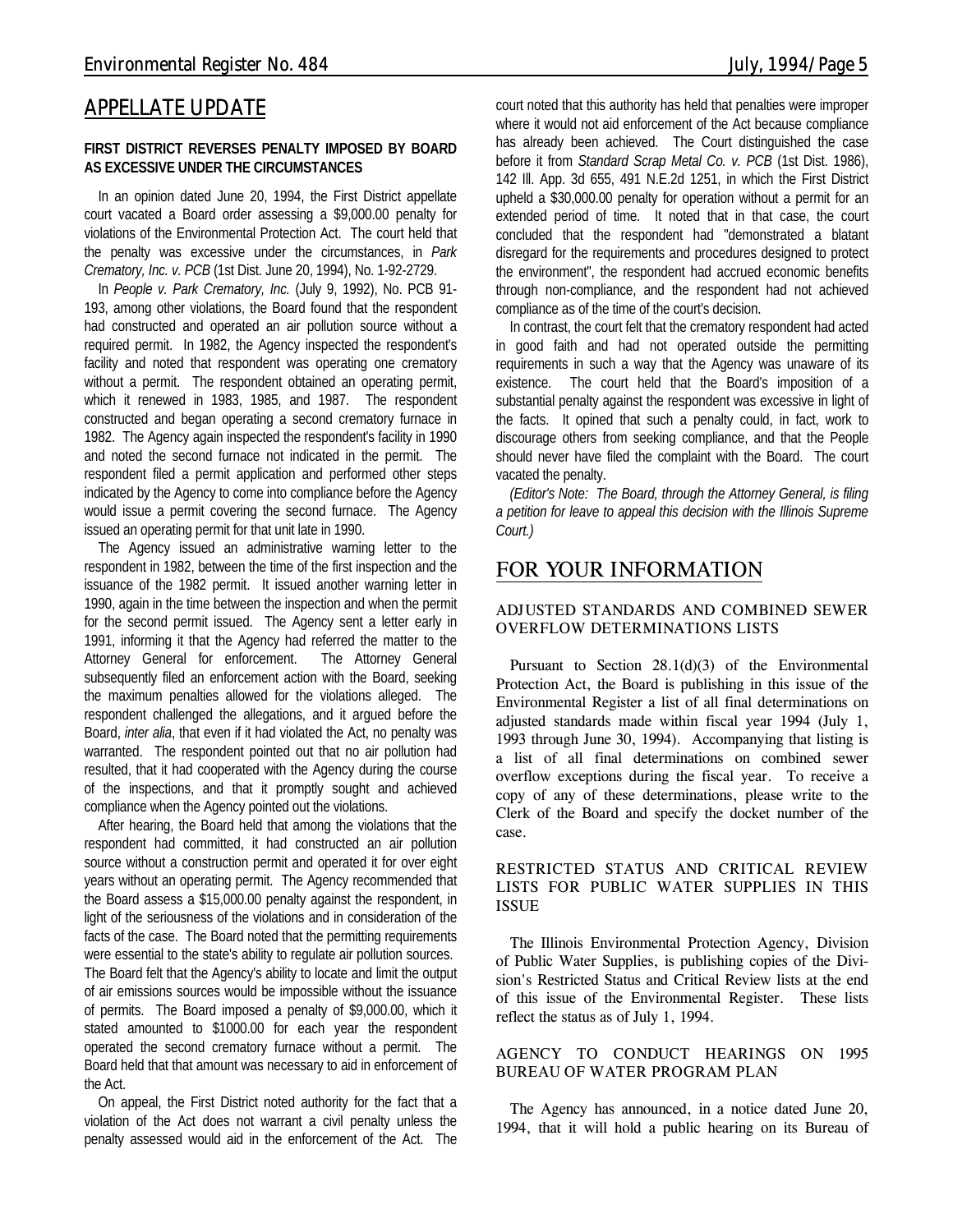## APPELLATE UPDATE

### FIRST DISTRICT REVERSES PENALTY IMPOSED BY BOARD AS EXCESSIVE UNDER THE CIRCUMSTANCES

In an opinion dated June 20, 1994, the First District appellate court vacated a Board order assessing a $9,000.00 penalty for violations of the Environmental Protection Act. The court held that the penalty was excessive under the circumstances, in *Park Crematory, Inc. v. PCB* (1st Dist. June 20, 1994), No. 1-92-2729.

In *People v. Park Crematory, Inc.* (July 9, 1992), No. PCB 91-193, among other violations, the Board found that the respondent had constructed and operated an air pollution source without a required permit. In 1982, the Agency inspected the respondent's facility and noted that respondent was operating one crematory without a permit. The respondent obtained an operating permit, which it renewed in 1983, 1985, and 1987. The respondent constructed and began operating a second crematory furnace in 1982. The Agency again inspected the respondent's facility in 1990 and noted the second furnace not indicated in the permit. The respondent filed a permit application and performed other steps indicated by the Agency to come into compliance before the Agency would issue a permit covering the second furnace. The Agency issued an operating permit for that unit late in 1990.

The Agency issued an administrative warning letter to the respondent in 1982, between the time of the first inspection and the issuance of the 1982 permit. It issued another warning letter in 1990, again in the time between the inspection and when the permit for the second permit issued. The Agency sent a letter early in 1991, informing it that the Agency had referred the matter to the Attorney General for enforcement. The Attorney General subsequently filed an enforcement action with the Board, seeking the maximum penalties allowed for the violations alleged. The respondent challenged the allegations, and it argued before the Board, *inter alia*, that even if it had violated the Act, no penalty was warranted. The respondent pointed out that no air pollution had resulted, that it had cooperated with the Agency during the course of the inspections, and that it promptly sought and achieved compliance when the Agency pointed out the violations.

After hearing, the Board held that among the violations that the respondent had committed, it had constructed an air pollution source without a construction permit and operated it for over eight years without an operating permit. The Agency recommended that the Board assess a $15,000.00 penalty against the respondent, in light of the seriousness of the violations and in consideration of the facts of the case. The Board noted that the permitting requirements were essential to the state's ability to regulate air pollution sources. The Board felt that the Agency's ability to locate and limit the output of air emissions sources would be impossible without the issuance of permits. The Board imposed a penalty of $9,000.00, which it stated amounted to $1000.00 for each year the respondent operated the second crematory furnace without a permit. The Board held that that amount was necessary to aid in enforcement of the Act.

On appeal, the First District noted authority for the fact that a violation of the Act does not warrant a civil penalty unless the penalty assessed would aid in the enforcement of the Act. The court noted that this authority has held that penalties were improper where it would not aid enforcement of the Act because compliance has already been achieved. The Court distinguished the case before it from *Standard Scrap Metal Co. v. PCB* (1st Dist. 1986), 142 Ill. App. 3d 655, 491 N.E.2d 1251, in which the First District upheld a $30,000.00 penalty for operation without a permit for an extended period of time. It noted that in that case, the court concluded that the respondent had "demonstrated a blatant disregard for the requirements and procedures designed to protect the environment", the respondent had accrued economic benefits through non-compliance, and the respondent had not achieved compliance as of the time of the court's decision.

In contrast, the court felt that the crematory respondent had acted in good faith and had not operated outside the permitting requirements in such a way that the Agency was unaware of its existence. The court held that the Board's imposition of a substantial penalty against the respondent was excessive in light of the facts. It opined that such a penalty could, in fact, work to discourage others from seeking compliance, and that the People should never have filed the complaint with the Board. The court vacated the penalty.

*(Editor's Note: The Board, through the Attorney General, is filing a petition for leave to appeal this decision with the Illinois Supreme Court.)*

## FOR YOUR INFORMATION

### ADJUSTED STANDARDS AND COMBINED SEWER OVERFLOW DETERMINATIONS LISTS

Pursuant to Section 28.1(d)(3) of the Environmental Protection Act, the Board is publishing in this issue of the Environmental Register a list of all final determinations on adjusted standards made within fiscal year 1994 (July 1, 1993 through June 30, 1994). Accompanying that listing is a list of all final determinations on combined sewer overflow exceptions during the fiscal year. To receive a copy of any of these determinations, please write to the Clerk of the Board and specify the docket number of the case.

### RESTRICTED STATUS AND CRITICAL REVIEW LISTS FOR PUBLIC WATER SUPPLIES IN THIS ISSUE

The Illinois Environmental Protection Agency, Division of Public Water Supplies, is publishing copies of the Division's Restricted Status and Critical Review lists at the end of this issue of the Environmental Register. These lists reflect the status as of July 1, 1994.

### AGENCY TO CONDUCT HEARINGS ON 1995 BUREAU OF WATER PROGRAM PLAN

The Agency has announced, in a notice dated June 20, 1994, that it will hold a public hearing on its Bureau of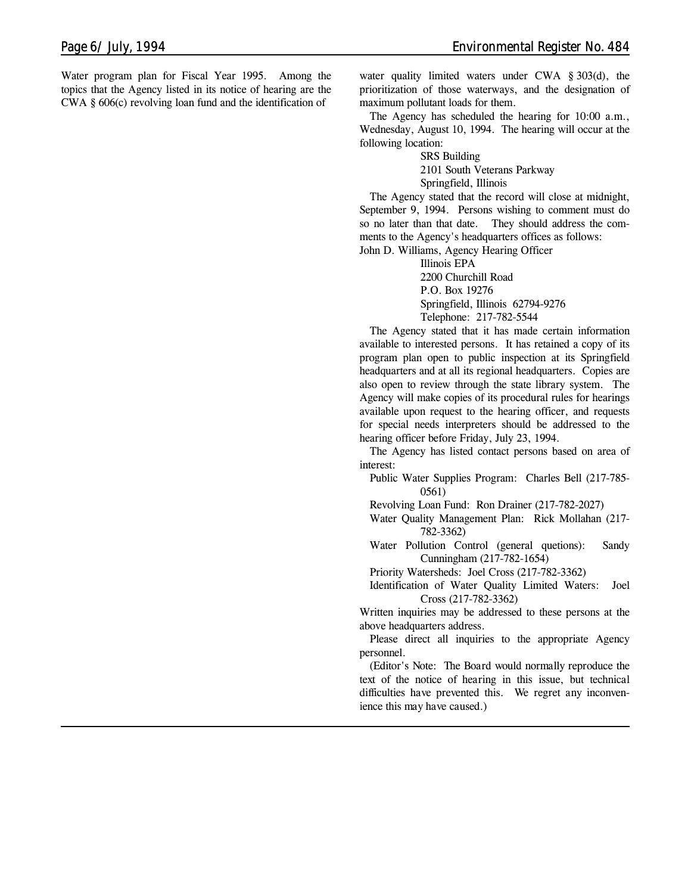Water program plan for Fiscal Year 1995. Among the topics that the Agency listed in its notice of hearing are the CWA § 606(c) revolving loan fund and the identification of water quality limited waters under CWA § 303(d), the prioritization of those waterways, and the designation of maximum pollutant loads for them.

The Agency has scheduled the hearing for 10:00 a.m., Wednesday, August 10, 1994. The hearing will occur at the following location:

> SRS Building
> 2101 South Veterans Parkway
> Springfield, Illinois

The Agency stated that the record will close at midnight, September 9, 1994. Persons wishing to comment must do so no later than that date. They should address the comments to the Agency's headquarters offices as follows:

John D. Williams, Agency Hearing Officer
> Illinois EPA
> 2200 Churchill Road
> P.O. Box 19276
> Springfield, Illinois 62794-9276
> Telephone: 217-782-5544

The Agency stated that it has made certain information available to interested persons. It has retained a copy of its program plan open to public inspection at its Springfield headquarters and at all its regional headquarters. Copies are also open to review through the state library system. The Agency will make copies of its procedural rules for hearings available upon request to the hearing officer, and requests for special needs interpreters should be addressed to the hearing officer before Friday, July 23, 1994.

The Agency has listed contact persons based on area of interest:

- Public Water Supplies Program: Charles Bell (217-785-0561)
- Revolving Loan Fund: Ron Drainer (217-782-2027)
- Water Quality Management Plan: Rick Mollahan (217-782-3362)
- Water Pollution Control (general quetions): Sandy Cunningham (217-782-1654)
- Priority Watersheds: Joel Cross (217-782-3362)
- Identification of Water Quality Limited Waters: Joel Cross (217-782-3362)

Written inquiries may be addressed to these persons at the above headquarters address.

Please direct all inquiries to the appropriate Agency personnel.

(Editor's Note: The Board would normally reproduce the text of the notice of hearing in this issue, but technical difficulties have prevented this. We regret any inconvenience this may have caused.)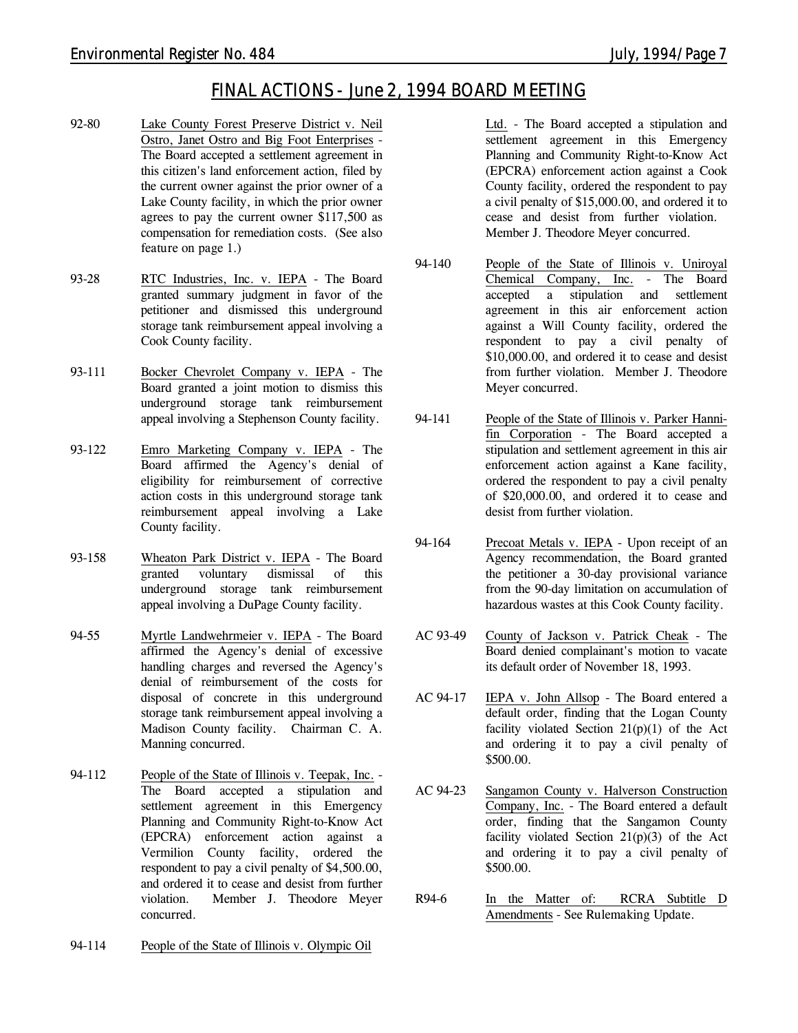## FINAL ACTIONS - June 2, 1994 BOARD MEETING

92-80 Lake County Forest Preserve District v. Neil Ostro, Janet Ostro and Big Foot Enterprises - The Board accepted a settlement agreement in this citizen's land enforcement action, filed by the current owner against the prior owner of a Lake County facility, in which the prior owner agrees to pay the current owner $117,500 as compensation for remediation costs. (See also feature on page 1.)

93-28 RTC Industries, Inc. v. IEPA - The Board granted summary judgment in favor of the petitioner and dismissed this underground storage tank reimbursement appeal involving a Cook County facility.

93-111 Bocker Chevrolet Company v. IEPA - The Board granted a joint motion to dismiss this underground storage tank reimbursement appeal involving a Stephenson County facility.

93-122 Emro Marketing Company v. IEPA - The Board affirmed the Agency's denial of eligibility for reimbursement of corrective action costs in this underground storage tank reimbursement appeal involving a Lake County facility.

93-158 Wheaton Park District v. IEPA - The Board granted voluntary dismissal of this underground storage tank reimbursement appeal involving a DuPage County facility.

94-55 Myrtle Landwehrmeier v. IEPA - The Board affirmed the Agency's denial of excessive handling charges and reversed the Agency's denial of reimbursement of the costs for disposal of concrete in this underground storage tank reimbursement appeal involving a Madison County facility. Chairman C. A. Manning concurred.

94-112 People of the State of Illinois v. Teepak, Inc. - The Board accepted a stipulation and settlement agreement in this Emergency Planning and Community Right-to-Know Act (EPCRA) enforcement action against a Vermilion County facility, ordered the respondent to pay a civil penalty of $4,500.00, and ordered it to cease and desist from further violation. Member J. Theodore Meyer concurred.

94-114 People of the State of Illinois v. Olympic Oil Ltd. - The Board accepted a stipulation and settlement agreement in this Emergency Planning and Community Right-to-Know Act (EPCRA) enforcement action against a Cook County facility, ordered the respondent to pay a civil penalty of $15,000.00, and ordered it to cease and desist from further violation. Member J. Theodore Meyer concurred.

94-140 People of the State of Illinois v. Uniroyal Chemical Company, Inc. - The Board accepted a stipulation and settlement agreement in this air enforcement action against a Will County facility, ordered the respondent to pay a civil penalty of $10,000.00, and ordered it to cease and desist from further violation. Member J. Theodore Meyer concurred.

94-141 People of the State of Illinois v. Parker Hannifin Corporation - The Board accepted a stipulation and settlement agreement in this air enforcement action against a Kane facility, ordered the respondent to pay a civil penalty of $20,000.00, and ordered it to cease and desist from further violation.

94-164 Precoat Metals v. IEPA - Upon receipt of an Agency recommendation, the Board granted the petitioner a 30-day provisional variance from the 90-day limitation on accumulation of hazardous wastes at this Cook County facility.

AC 93-49 County of Jackson v. Patrick Cheak - The Board denied complainant's motion to vacate its default order of November 18, 1993.

AC 94-17 IEPA v. John Allsop - The Board entered a default order, finding that the Logan County facility violated Section 21(p)(1) of the Act and ordering it to pay a civil penalty of $500.00.

AC 94-23 Sangamon County v. Halverson Construction Company, Inc. - The Board entered a default order, finding that the Sangamon County facility violated Section 21(p)(3) of the Act and ordering it to pay a civil penalty of $500.00.

R94-6 In the Matter of: RCRA Subtitle D Amendments - See Rulemaking Update.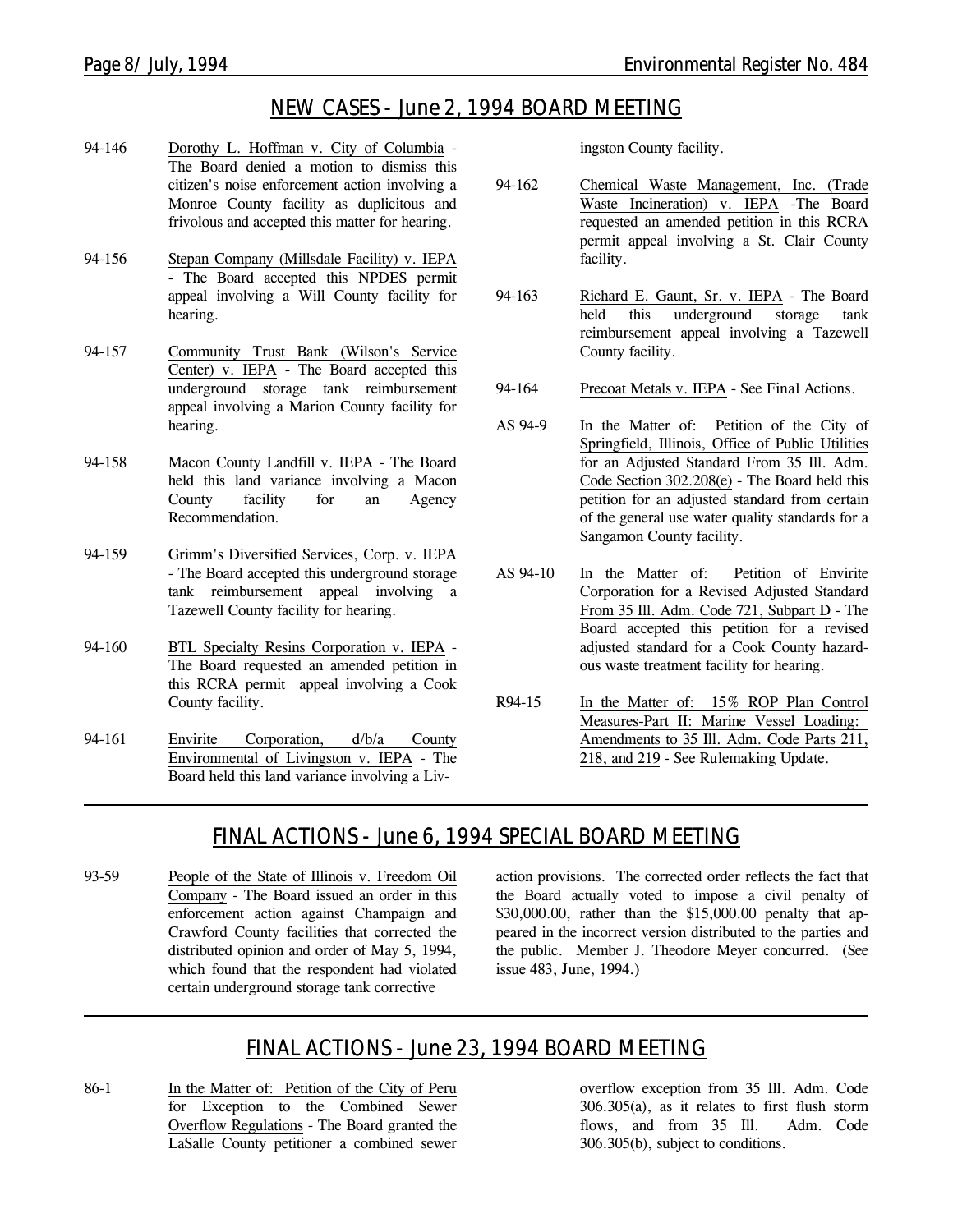## NEW CASES - June 2, 1994 BOARD MEETING

94-146 Dorothy L. Hoffman v. City of Columbia - The Board denied a motion to dismiss this citizen's noise enforcement action involving a Monroe County facility as duplicitous and frivolous and accepted this matter for hearing.

94-156 Stepan Company (Millsdale Facility) v. IEPA - The Board accepted this NPDES permit appeal involving a Will County facility for hearing.

94-157 Community Trust Bank (Wilson's Service Center) v. IEPA - The Board accepted this underground storage tank reimbursement appeal involving a Marion County facility for hearing.

94-158 Macon County Landfill v. IEPA - The Board held this land variance involving a Macon County facility for an Agency Recommendation.

94-159 Grimm's Diversified Services, Corp. v. IEPA - The Board accepted this underground storage tank reimbursement appeal involving a Tazewell County facility for hearing.

94-160 BTL Specialty Resins Corporation v. IEPA - The Board requested an amended petition in this RCRA permit appeal involving a Cook County facility.

94-161 Envirite Corporation, d/b/a County Environmental of Livingston v. IEPA - The Board held this land variance involving a Livingston County facility.

94-162 Chemical Waste Management, Inc. (Trade Waste Incineration) v. IEPA -The Board requested an amended petition in this RCRA permit appeal involving a St. Clair County facility.

94-163 Richard E. Gaunt, Sr. v. IEPA - The Board held this underground storage tank reimbursement appeal involving a Tazewell County facility.

94-164 Precoat Metals v. IEPA - See Final Actions.

AS 94-9 In the Matter of: Petition of the City of Springfield, Illinois, Office of Public Utilities for an Adjusted Standard From 35 Ill. Adm. Code Section 302.208(e) - The Board held this petition for an adjusted standard from certain of the general use water quality standards for a Sangamon County facility.

AS 94-10 In the Matter of: Petition of Envirite Corporation for a Revised Adjusted Standard From 35 Ill. Adm. Code 721, Subpart D - The Board accepted this petition for a revised adjusted standard for a Cook County hazardous waste treatment facility for hearing.

R94-15 In the Matter of: 15% ROP Plan Control Measures-Part II: Marine Vessel Loading: Amendments to 35 Ill. Adm. Code Parts 211, 218, and 219 - See Rulemaking Update.

## FINAL ACTIONS - June 6, 1994 SPECIAL BOARD MEETING

93-59 People of the State of Illinois v. Freedom Oil Company - The Board issued an order in this enforcement action against Champaign and Crawford County facilities that corrected the distributed opinion and order of May 5, 1994, which found that the respondent had violated certain underground storage tank corrective action provisions. The corrected order reflects the fact that the Board actually voted to impose a civil penalty of $30,000.00, rather than the $15,000.00 penalty that appeared in the incorrect version distributed to the parties and the public. Member J. Theodore Meyer concurred. (See issue 483, June, 1994.)

## FINAL ACTIONS - June 23, 1994 BOARD MEETING

86-1 In the Matter of: Petition of the City of Peru for Exception to the Combined Sewer Overflow Regulations - The Board granted the LaSalle County petitioner a combined sewer overflow exception from 35 Ill. Adm. Code 306.305(a), as it relates to first flush storm flows, and from 35 Ill. Adm. Code 306.305(b), subject to conditions.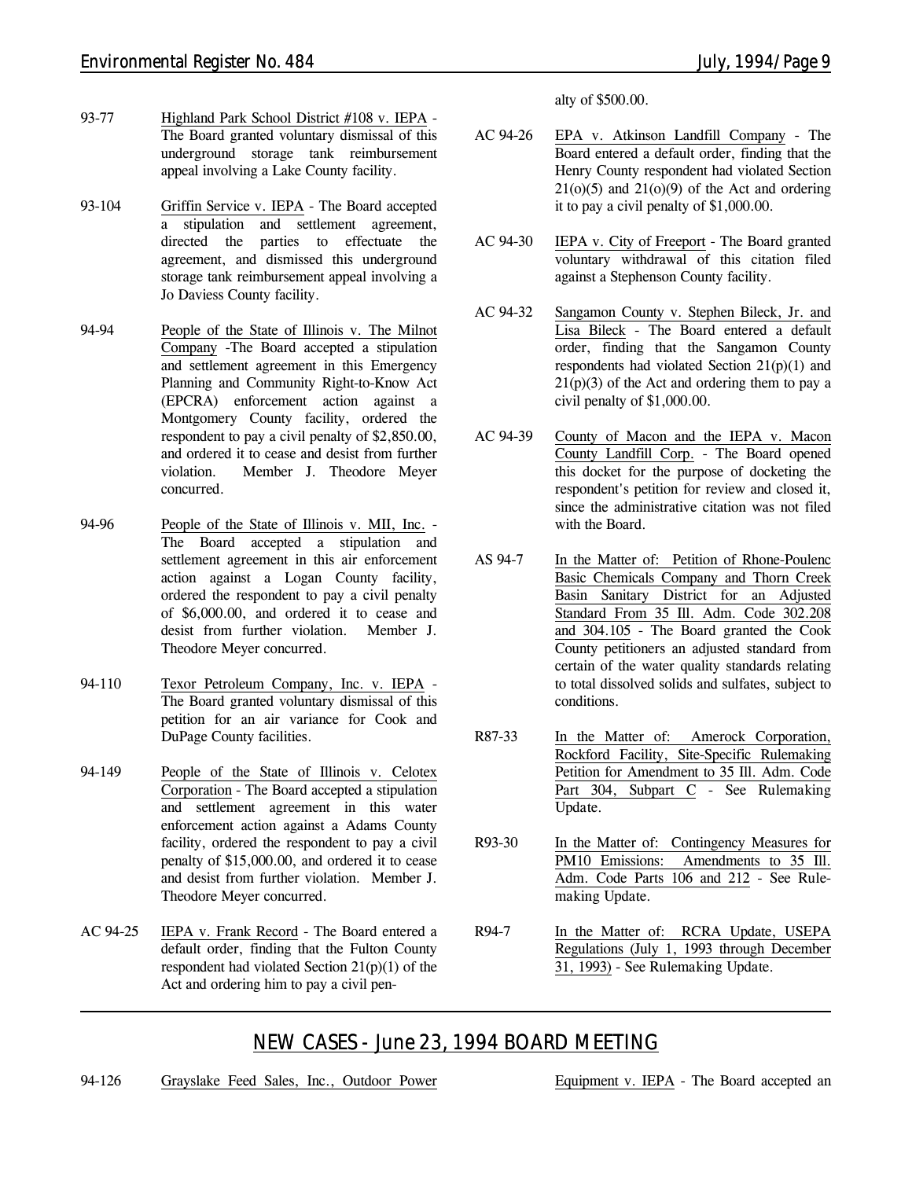93-77 Highland Park School District #108 v. IEPA - The Board granted voluntary dismissal of this underground storage tank reimbursement appeal involving a Lake County facility.

93-104 Griffin Service v. IEPA - The Board accepted a stipulation and settlement agreement, directed the parties to effectuate the agreement, and dismissed this underground storage tank reimbursement appeal involving a Jo Daviess County facility.

94-94 People of the State of Illinois v. The Milnot Company -The Board accepted a stipulation and settlement agreement in this Emergency Planning and Community Right-to-Know Act (EPCRA) enforcement action against a Montgomery County facility, ordered the respondent to pay a civil penalty of $2,850.00, and ordered it to cease and desist from further violation. Member J. Theodore Meyer concurred.

94-96 People of the State of Illinois v. MII, Inc. - The Board accepted a stipulation and settlement agreement in this air enforcement action against a Logan County facility, ordered the respondent to pay a civil penalty of $6,000.00, and ordered it to cease and desist from further violation. Member J. Theodore Meyer concurred.

94-110 Texor Petroleum Company, Inc. v. IEPA - The Board granted voluntary dismissal of this petition for an air variance for Cook and DuPage County facilities.

94-149 People of the State of Illinois v. Celotex Corporation - The Board accepted a stipulation and settlement agreement in this water enforcement action against a Adams County facility, ordered the respondent to pay a civil penalty of $15,000.00, and ordered it to cease and desist from further violation. Member J. Theodore Meyer concurred.

AC 94-25 IEPA v. Frank Record - The Board entered a default order, finding that the Fulton County respondent had violated Section 21(p)(1) of the Act and ordering him to pay a civil penalty of $500.00.

AC 94-26 EPA v. Atkinson Landfill Company - The Board entered a default order, finding that the Henry County respondent had violated Section 21(o)(5) and 21(o)(9) of the Act and ordering it to pay a civil penalty of $1,000.00.

AC 94-30 IEPA v. City of Freeport - The Board granted voluntary withdrawal of this citation filed against a Stephenson County facility.

AC 94-32 Sangamon County v. Stephen Bileck, Jr. and Lisa Bileck - The Board entered a default order, finding that the Sangamon County respondents had violated Section 21(p)(1) and 21(p)(3) of the Act and ordering them to pay a civil penalty of $1,000.00.

AC 94-39 County of Macon and the IEPA v. Macon County Landfill Corp. - The Board opened this docket for the purpose of docketing the respondent's petition for review and closed it, since the administrative citation was not filed with the Board.

AS 94-7 In the Matter of: Petition of Rhone-Poulenc Basic Chemicals Company and Thorn Creek Basin Sanitary District for an Adjusted Standard From 35 Ill. Adm. Code 302.208 and 304.105 - The Board granted the Cook County petitioners an adjusted standard from certain of the water quality standards relating to total dissolved solids and sulfates, subject to conditions.

R87-33 In the Matter of: Amerock Corporation, Rockford Facility, Site-Specific Rulemaking Petition for Amendment to 35 Ill. Adm. Code Part 304, Subpart C - See Rulemaking Update.

R93-30 In the Matter of: Contingency Measures for PM10 Emissions: Amendments to 35 Ill. Adm. Code Parts 106 and 212 - See Rulemaking Update.

R94-7 In the Matter of: RCRA Update, USEPA Regulations (July 1, 1993 through December 31, 1993) - See Rulemaking Update.

## NEW CASES - June 23, 1994 BOARD MEETING

94-126 Grayslake Feed Sales, Inc., Outdoor Power Equipment v. IEPA - The Board accepted an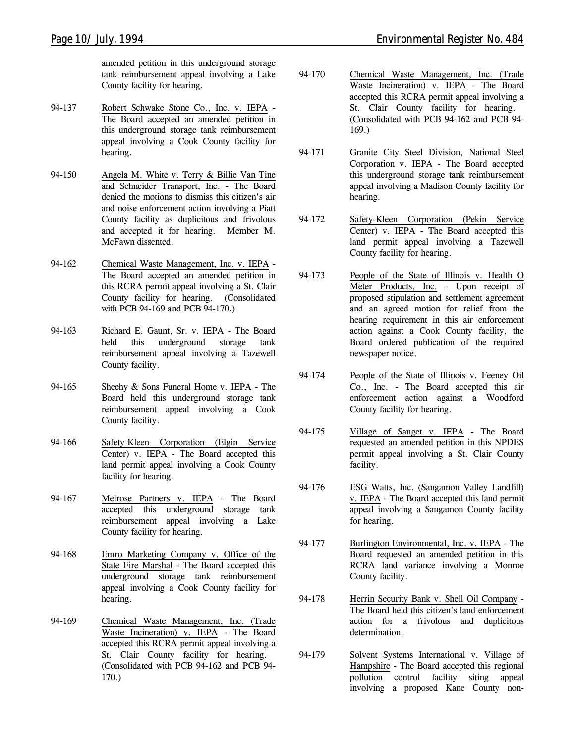amended petition in this underground storage tank reimbursement appeal involving a Lake County facility for hearing.

94-137 Robert Schwake Stone Co., Inc. v. IEPA - The Board accepted an amended petition in this underground storage tank reimbursement appeal involving a Cook County facility for hearing.

94-150 Angela M. White v. Terry & Billie Van Tine and Schneider Transport, Inc. - The Board denied the motions to dismiss this citizen's air and noise enforcement action involving a Piatt County facility as duplicitous and frivolous and accepted it for hearing. Member M. McFawn dissented.

94-162 Chemical Waste Management, Inc. v. IEPA - The Board accepted an amended petition in this RCRA permit appeal involving a St. Clair County facility for hearing. (Consolidated with PCB 94-169 and PCB 94-170.)

94-163 Richard E. Gaunt, Sr. v. IEPA - The Board held this underground storage tank reimbursement appeal involving a Tazewell County facility.

94-165 Sheehy & Sons Funeral Home v. IEPA - The Board held this underground storage tank reimbursement appeal involving a Cook County facility.

94-166 Safety-Kleen Corporation (Elgin Service Center) v. IEPA - The Board accepted this land permit appeal involving a Cook County facility for hearing.

94-167 Melrose Partners v. IEPA - The Board accepted this underground storage tank reimbursement appeal involving a Lake County facility for hearing.

94-168 Emro Marketing Company v. Office of the State Fire Marshal - The Board accepted this underground storage tank reimbursement appeal involving a Cook County facility for hearing.

94-169 Chemical Waste Management, Inc. (Trade Waste Incineration) v. IEPA - The Board accepted this RCRA permit appeal involving a St. Clair County facility for hearing. (Consolidated with PCB 94-162 and PCB 94-170.)

94-170 Chemical Waste Management, Inc. (Trade Waste Incineration) v. IEPA - The Board accepted this RCRA permit appeal involving a St. Clair County facility for hearing. (Consolidated with PCB 94-162 and PCB 94-169.)

94-171 Granite City Steel Division, National Steel Corporation v. IEPA - The Board accepted this underground storage tank reimbursement appeal involving a Madison County facility for hearing.

94-172 Safety-Kleen Corporation (Pekin Service Center) v. IEPA - The Board accepted this land permit appeal involving a Tazewell County facility for hearing.

94-173 People of the State of Illinois v. Health O Meter Products, Inc. - Upon receipt of proposed stipulation and settlement agreement and an agreed motion for relief from the hearing requirement in this air enforcement action against a Cook County facility, the Board ordered publication of the required newspaper notice.

94-174 People of the State of Illinois v. Feeney Oil Co., Inc. - The Board accepted this air enforcement action against a Woodford County facility for hearing.

94-175 Village of Sauget v. IEPA - The Board requested an amended petition in this NPDES permit appeal involving a St. Clair County facility.

94-176 ESG Watts, Inc. (Sangamon Valley Landfill) v. IEPA - The Board accepted this land permit appeal involving a Sangamon County facility for hearing.

94-177 Burlington Environmental, Inc. v. IEPA - The Board requested an amended petition in this RCRA land variance involving a Monroe County facility.

94-178 Herrin Security Bank v. Shell Oil Company - The Board held this citizen's land enforcement action for a frivolous and duplicitous determination.

94-179 Solvent Systems International v. Village of Hampshire - The Board accepted this regional pollution control facility siting appeal involving a proposed Kane County non-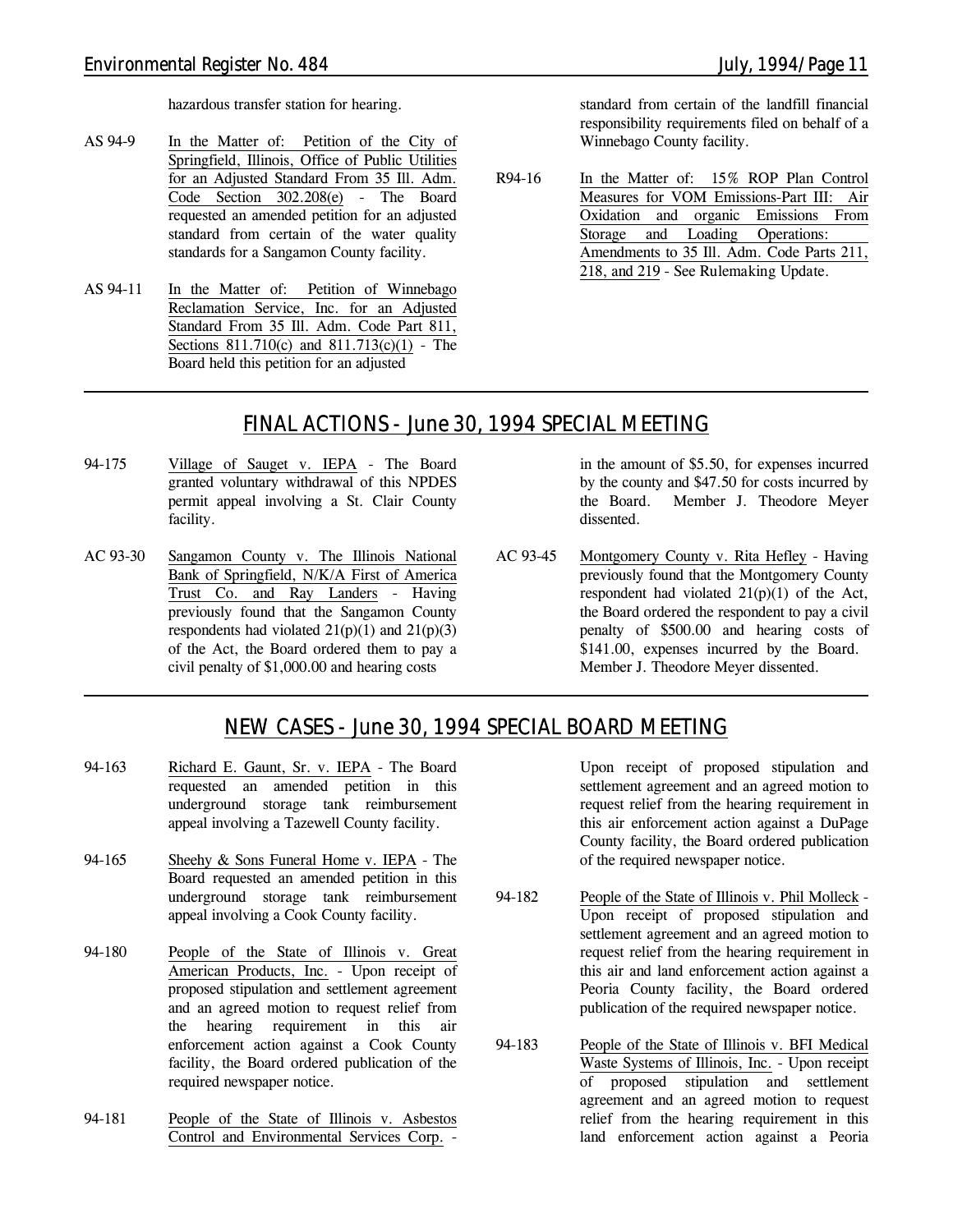hazardous transfer station for hearing.

AS 94-9 In the Matter of: Petition of the City of Springfield, Illinois, Office of Public Utilities for an Adjusted Standard From 35 Ill. Adm. Code Section 302.208(e) - The Board requested an amended petition for an adjusted standard from certain of the water quality standards for a Sangamon County facility.

AS 94-11 In the Matter of: Petition of Winnebago Reclamation Service, Inc. for an Adjusted Standard From 35 Ill. Adm. Code Part 811, Sections 811.710(c) and 811.713(c)(1) - The Board held this petition for an adjusted standard from certain of the landfill financial responsibility requirements filed on behalf of a Winnebago County facility.

R94-16 In the Matter of: 15% ROP Plan Control Measures for VOM Emissions-Part III: Air Oxidation and organic Emissions From Storage and Loading Operations: Amendments to 35 Ill. Adm. Code Parts 211, 218, and 219 - See Rulemaking Update.

## FINAL ACTIONS - June 30, 1994 SPECIAL MEETING

94-175 Village of Sauget v. IEPA - The Board granted voluntary withdrawal of this NPDES permit appeal involving a St. Clair County facility.

AC 93-30 Sangamon County v. The Illinois National Bank of Springfield, N/K/A First of America Trust Co. and Ray Landers - Having previously found that the Sangamon County respondents had violated 21(p)(1) and 21(p)(3) of the Act, the Board ordered them to pay a civil penalty of $1,000.00 and hearing costs in the amount of $5.50, for expenses incurred by the county and $47.50 for costs incurred by the Board. Member J. Theodore Meyer dissented.

AC 93-45 Montgomery County v. Rita Hefley - Having previously found that the Montgomery County respondent had violated 21(p)(1) of the Act, the Board ordered the respondent to pay a civil penalty of $500.00 and hearing costs of $141.00, expenses incurred by the Board. Member J. Theodore Meyer dissented.

## NEW CASES - June 30, 1994 SPECIAL BOARD MEETING

94-163 Richard E. Gaunt, Sr. v. IEPA - The Board requested an amended petition in this underground storage tank reimbursement appeal involving a Tazewell County facility.

94-165 Sheehy & Sons Funeral Home v. IEPA - The Board requested an amended petition in this underground storage tank reimbursement appeal involving a Cook County facility.

94-180 People of the State of Illinois v. Great American Products, Inc. - Upon receipt of proposed stipulation and settlement agreement and an agreed motion to request relief from the hearing requirement in this air enforcement action against a Cook County facility, the Board ordered publication of the required newspaper notice.

94-181 People of the State of Illinois v. Asbestos Control and Environmental Services Corp. - Upon receipt of proposed stipulation and settlement agreement and an agreed motion to request relief from the hearing requirement in this air enforcement action against a DuPage County facility, the Board ordered publication of the required newspaper notice.

94-182 People of the State of Illinois v. Phil Molleck - Upon receipt of proposed stipulation and settlement agreement and an agreed motion to request relief from the hearing requirement in this air and land enforcement action against a Peoria County facility, the Board ordered publication of the required newspaper notice.

94-183 People of the State of Illinois v. BFI Medical Waste Systems of Illinois, Inc. - Upon receipt of proposed stipulation and settlement agreement and an agreed motion to request relief from the hearing requirement in this land enforcement action against a Peoria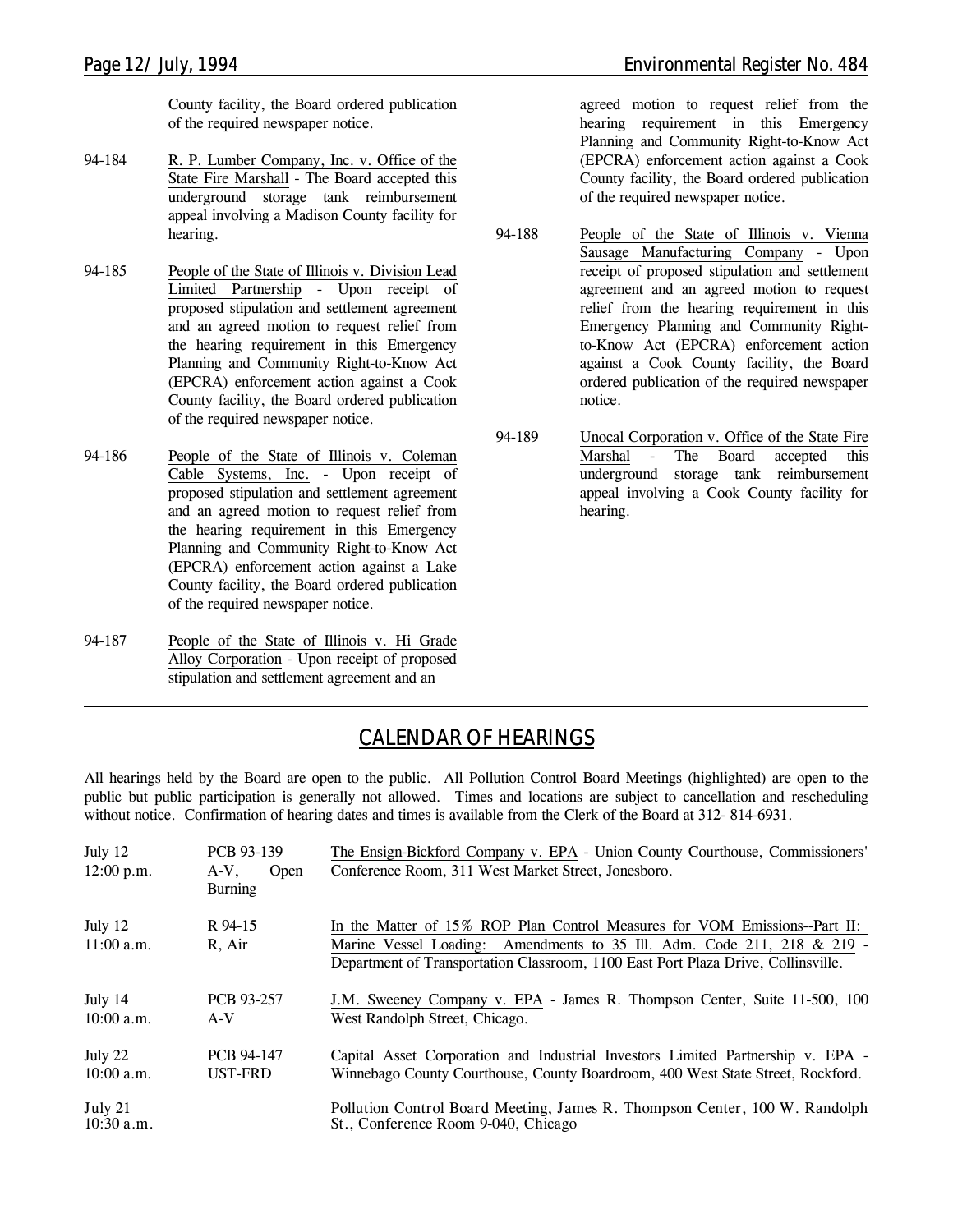County facility, the Board ordered publication of the required newspaper notice.

94-184 R. P. Lumber Company, Inc. v. Office of the State Fire Marshall - The Board accepted this underground storage tank reimbursement appeal involving a Madison County facility for hearing.

94-185 People of the State of Illinois v. Division Lead Limited Partnership - Upon receipt of proposed stipulation and settlement agreement and an agreed motion to request relief from the hearing requirement in this Emergency Planning and Community Right-to-Know Act (EPCRA) enforcement action against a Cook County facility, the Board ordered publication of the required newspaper notice.

94-186 People of the State of Illinois v. Coleman Cable Systems, Inc. - Upon receipt of proposed stipulation and settlement agreement and an agreed motion to request relief from the hearing requirement in this Emergency Planning and Community Right-to-Know Act (EPCRA) enforcement action against a Lake County facility, the Board ordered publication of the required newspaper notice.

94-187 People of the State of Illinois v. Hi Grade Alloy Corporation - Upon receipt of proposed stipulation and settlement agreement and an agreed motion to request relief from the hearing requirement in this Emergency Planning and Community Right-to-Know Act (EPCRA) enforcement action against a Cook County facility, the Board ordered publication of the required newspaper notice.

94-188 People of the State of Illinois v. Vienna Sausage Manufacturing Company - Upon receipt of proposed stipulation and settlement agreement and an agreed motion to request relief from the hearing requirement in this Emergency Planning and Community Right-to-Know Act (EPCRA) enforcement action against a Cook County facility, the Board ordered publication of the required newspaper notice.

94-189 Unocal Corporation v. Office of the State Fire Marshal - The Board accepted this underground storage tank reimbursement appeal involving a Cook County facility for hearing.

## CALENDAR OF HEARINGS

All hearings held by the Board are open to the public. All Pollution Control Board Meetings (highlighted) are open to the public but public participation is generally not allowed. Times and locations are subject to cancellation and rescheduling without notice. Confirmation of hearing dates and times is available from the Clerk of the Board at 312- 814-6931.

| Date/Time | Case | Description |
|---|---|---|
| July 12<br>12:00 p.m. | PCB 93-139<br>A-V, Open Burning | The Ensign-Bickford Company v. EPA - Union County Courthouse, Commissioners' Conference Room, 311 West Market Street, Jonesboro. |
| July 12<br>11:00 a.m. | R 94-15<br>R, Air | In the Matter of 15% ROP Plan Control Measures for VOM Emissions--Part II: Marine Vessel Loading: Amendments to 35 Ill. Adm. Code 211, 218 & 219 - Department of Transportation Classroom, 1100 East Port Plaza Drive, Collinsville. |
| July 14<br>10:00 a.m. | PCB 93-257<br>A-V | J.M. Sweeney Company v. EPA - James R. Thompson Center, Suite 11-500, 100 West Randolph Street, Chicago. |
| July 22<br>10:00 a.m. | PCB 94-147<br>UST-FRD | Capital Asset Corporation and Industrial Investors Limited Partnership v. EPA - Winnebago County Courthouse, County Boardroom, 400 West State Street, Rockford. |
| July 21<br>10:30 a.m. | | Pollution Control Board Meeting, James R. Thompson Center, 100 W. Randolph St., Conference Room 9-040, Chicago |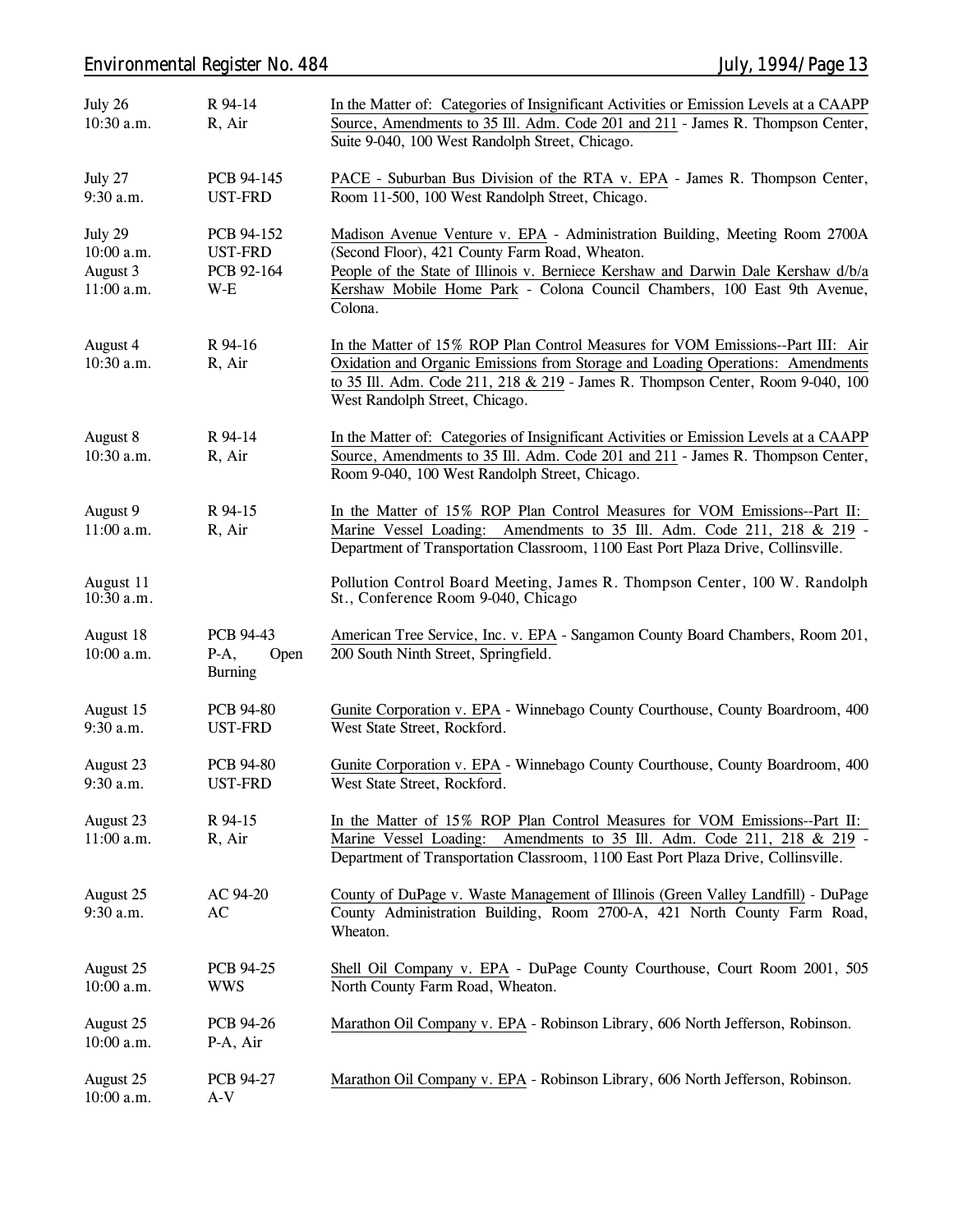| | | |
|---|---|---|
| July 26<br>10:30 a.m. | R 94-14<br>R, Air | In the Matter of: Categories of Insignificant Activities or Emission Levels at a CAAPP Source, Amendments to 35 Ill. Adm. Code 201 and 211 - James R. Thompson Center, Suite 9-040, 100 West Randolph Street, Chicago. |
| July 27<br>9:30 a.m. | PCB 94-145<br>UST-FRD | PACE - Suburban Bus Division of the RTA v. EPA - James R. Thompson Center, Room 11-500, 100 West Randolph Street, Chicago. |
| July 29<br>10:00 a.m. | PCB 94-152<br>UST-FRD | Madison Avenue Venture v. EPA - Administration Building, Meeting Room 2700A (Second Floor), 421 County Farm Road, Wheaton. |
| August 3<br>11:00 a.m. | PCB 92-164<br>W-E | People of the State of Illinois v. Berniece Kershaw and Darwin Dale Kershaw d/b/a Kershaw Mobile Home Park - Colona Council Chambers, 100 East 9th Avenue, Colona. |
| August 4<br>10:30 a.m. | R 94-16<br>R, Air | In the Matter of 15% ROP Plan Control Measures for VOM Emissions--Part III: Air Oxidation and Organic Emissions from Storage and Loading Operations: Amendments to 35 Ill. Adm. Code 211, 218 & 219 - James R. Thompson Center, Room 9-040, 100 West Randolph Street, Chicago. |
| August 8<br>10:30 a.m. | R 94-14<br>R, Air | In the Matter of: Categories of Insignificant Activities or Emission Levels at a CAAPP Source, Amendments to 35 Ill. Adm. Code 201 and 211 - James R. Thompson Center, Room 9-040, 100 West Randolph Street, Chicago. |
| August 9<br>11:00 a.m. | R 94-15<br>R, Air | In the Matter of 15% ROP Plan Control Measures for VOM Emissions--Part II: Marine Vessel Loading: Amendments to 35 Ill. Adm. Code 211, 218 & 219 - Department of Transportation Classroom, 1100 East Port Plaza Drive, Collinsville. |
| August 11<br>10:30 a.m. | | Pollution Control Board Meeting, James R. Thompson Center, 100 W. Randolph St., Conference Room 9-040, Chicago |
| August 18<br>10:00 a.m. | PCB 94-43<br>P-A, Open Burning | American Tree Service, Inc. v. EPA - Sangamon County Board Chambers, Room 201, 200 South Ninth Street, Springfield. |
| August 15<br>9:30 a.m. | PCB 94-80<br>UST-FRD | Gunite Corporation v. EPA - Winnebago County Courthouse, County Boardroom, 400 West State Street, Rockford. |
| August 23<br>9:30 a.m. | PCB 94-80<br>UST-FRD | Gunite Corporation v. EPA - Winnebago County Courthouse, County Boardroom, 400 West State Street, Rockford. |
| August 23<br>11:00 a.m. | R 94-15<br>R, Air | In the Matter of 15% ROP Plan Control Measures for VOM Emissions--Part II: Marine Vessel Loading: Amendments to 35 Ill. Adm. Code 211, 218 & 219 - Department of Transportation Classroom, 1100 East Port Plaza Drive, Collinsville. |
| August 25<br>9:30 a.m. | AC 94-20<br>AC | County of DuPage v. Waste Management of Illinois (Green Valley Landfill) - DuPage County Administration Building, Room 2700-A, 421 North County Farm Road, Wheaton. |
| August 25<br>10:00 a.m. | PCB 94-25<br>WWS | Shell Oil Company v. EPA - DuPage County Courthouse, Court Room 2001, 505 North County Farm Road, Wheaton. |
| August 25<br>10:00 a.m. | PCB 94-26<br>P-A, Air | Marathon Oil Company v. EPA - Robinson Library, 606 North Jefferson, Robinson. |
| August 25<br>10:00 a.m. | PCB 94-27<br>A-V | Marathon Oil Company v. EPA - Robinson Library, 606 North Jefferson, Robinson. |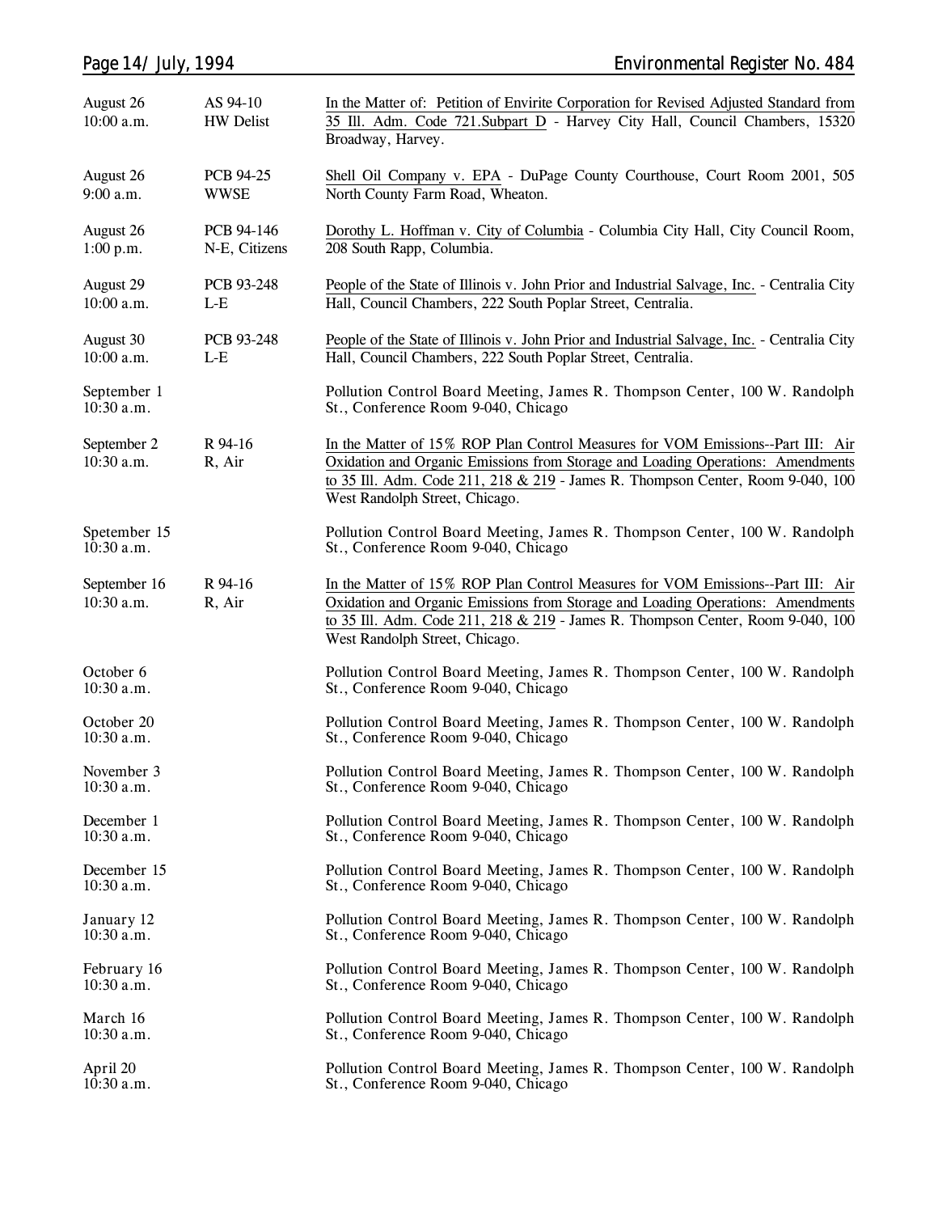| | | |
|---|---|---|
| August 26<br>10:00 a.m. | AS 94-10<br>HW Delist | In the Matter of: Petition of Envirite Corporation for Revised Adjusted Standard from 35 Ill. Adm. Code 721.Subpart D - Harvey City Hall, Council Chambers, 15320 Broadway, Harvey. |
| August 26<br>9:00 a.m. | PCB 94-25<br>WWSE | Shell Oil Company v. EPA - DuPage County Courthouse, Court Room 2001, 505 North County Farm Road, Wheaton. |
| August 26<br>1:00 p.m. | PCB 94-146<br>N-E, Citizens | Dorothy L. Hoffman v. City of Columbia - Columbia City Hall, City Council Room, 208 South Rapp, Columbia. |
| August 29<br>10:00 a.m. | PCB 93-248<br>L-E | People of the State of Illinois v. John Prior and Industrial Salvage, Inc. - Centralia City Hall, Council Chambers, 222 South Poplar Street, Centralia. |
| August 30<br>10:00 a.m. | PCB 93-248<br>L-E | People of the State of Illinois v. John Prior and Industrial Salvage, Inc. - Centralia City Hall, Council Chambers, 222 South Poplar Street, Centralia. |
| September 1<br>10:30 a.m. | | Pollution Control Board Meeting, James R. Thompson Center, 100 W. Randolph St., Conference Room 9-040, Chicago |
| September 2<br>10:30 a.m. | R 94-16<br>R, Air | In the Matter of 15% ROP Plan Control Measures for VOM Emissions--Part III: Air Oxidation and Organic Emissions from Storage and Loading Operations: Amendments to 35 Ill. Adm. Code 211, 218 & 219 - James R. Thompson Center, Room 9-040, 100 West Randolph Street, Chicago. |
| Spetember 15<br>10:30 a.m. | | Pollution Control Board Meeting, James R. Thompson Center, 100 W. Randolph St., Conference Room 9-040, Chicago |
| September 16<br>10:30 a.m. | R 94-16<br>R, Air | In the Matter of 15% ROP Plan Control Measures for VOM Emissions--Part III: Air Oxidation and Organic Emissions from Storage and Loading Operations: Amendments to 35 Ill. Adm. Code 211, 218 & 219 - James R. Thompson Center, Room 9-040, 100 West Randolph Street, Chicago. |
| October 6<br>10:30 a.m. | | Pollution Control Board Meeting, James R. Thompson Center, 100 W. Randolph St., Conference Room 9-040, Chicago |
| October 20<br>10:30 a.m. | | Pollution Control Board Meeting, James R. Thompson Center, 100 W. Randolph St., Conference Room 9-040, Chicago |
| November 3<br>10:30 a.m. | | Pollution Control Board Meeting, James R. Thompson Center, 100 W. Randolph St., Conference Room 9-040, Chicago |
| December 1<br>10:30 a.m. | | Pollution Control Board Meeting, James R. Thompson Center, 100 W. Randolph St., Conference Room 9-040, Chicago |
| December 15<br>10:30 a.m. | | Pollution Control Board Meeting, James R. Thompson Center, 100 W. Randolph St., Conference Room 9-040, Chicago |
| January 12<br>10:30 a.m. | | Pollution Control Board Meeting, James R. Thompson Center, 100 W. Randolph St., Conference Room 9-040, Chicago |
| February 16<br>10:30 a.m. | | Pollution Control Board Meeting, James R. Thompson Center, 100 W. Randolph St., Conference Room 9-040, Chicago |
| March 16<br>10:30 a.m. | | Pollution Control Board Meeting, James R. Thompson Center, 100 W. Randolph St., Conference Room 9-040, Chicago |
| April 20<br>10:30 a.m. | | Pollution Control Board Meeting, James R. Thompson Center, 100 W. Randolph St., Conference Room 9-040, Chicago |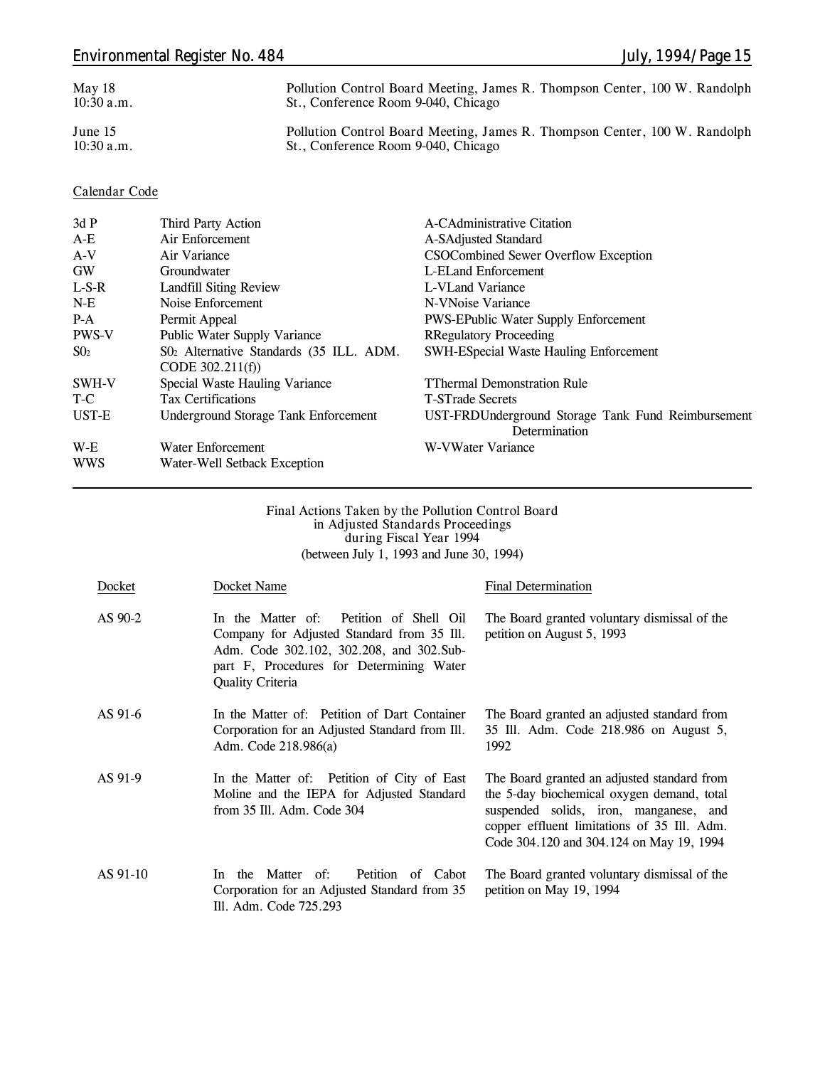| | |
|---|---|
| May 18<br>10:30 a.m. | Pollution Control Board Meeting, James R. Thompson Center, 100 W. Randolph St., Conference Room 9-040, Chicago |
| June 15<br>10:30 a.m. | Pollution Control Board Meeting, James R. Thompson Center, 100 W. Randolph St., Conference Room 9-040, Chicago |

Calendar Code

| | | | |
|---|---|---|---|
| 3d P | Third Party Action | A-C | Administrative Citation |
| A-E | Air Enforcement | A-S | Adjusted Standard |
| A-V | Air Variance | CSO | Combined Sewer Overflow Exception |
| GW | Groundwater | L-E | Land Enforcement |
| L-S-R | Landfill Siting Review | L-V | Land Variance |
| N-E | Noise Enforcement | N-V | Noise Variance |
| P-A | Permit Appeal | PWS-E | Public Water Supply Enforcement |
| PWS-V | Public Water Supply Variance | R | Regulatory Proceeding |
| $SO_2$ | $SO_2$ Alternative Standards (35 ILL. ADM. CODE 302.211(f)) | SWH-E | Special Waste Hauling Enforcement |
| SWH-V | Special Waste Hauling Variance | T | Thermal Demonstration Rule |
| T-C | Tax Certifications | T-S | Trade Secrets |
| UST-E | Underground Storage Tank Enforcement | UST-FRD | Underground Storage Tank Fund Reimbursement Determination |
| W-E | Water Enforcement | W-V | Water Variance |
| WWS | Water-Well Setback Exception | | |

Final Actions Taken by the Pollution Control Board in Adjusted Standards Proceedings during Fiscal Year 1994 (between July 1, 1993 and June 30, 1994)

| Docket | Docket Name | Final Determination |
|---|---|---|
| AS 90-2 | In the Matter of: Petition of Shell Oil Company for Adjusted Standard from 35 Ill. Adm. Code 302.102, 302.208, and 302.Subpart F, Procedures for Determining Water Quality Criteria | The Board granted voluntary dismissal of the petition on August 5, 1993 |
| AS 91-6 | In the Matter of: Petition of Dart Container Corporation for an Adjusted Standard from Ill. Adm. Code 218.986(a) | The Board granted an adjusted standard from 35 Ill. Adm. Code 218.986 on August 5, 1992 |
| AS 91-9 | In the Matter of: Petition of City of East Moline and the IEPA for Adjusted Standard from 35 Ill. Adm. Code 304 | The Board granted an adjusted standard from the 5-day biochemical oxygen demand, total suspended solids, iron, manganese, and copper effluent limitations of 35 Ill. Adm. Code 304.120 and 304.124 on May 19, 1994 |
| AS 91-10 | In the Matter of: Petition of Cabot Corporation for an Adjusted Standard from 35 Ill. Adm. Code 725.293 | The Board granted voluntary dismissal of the petition on May 19, 1994 |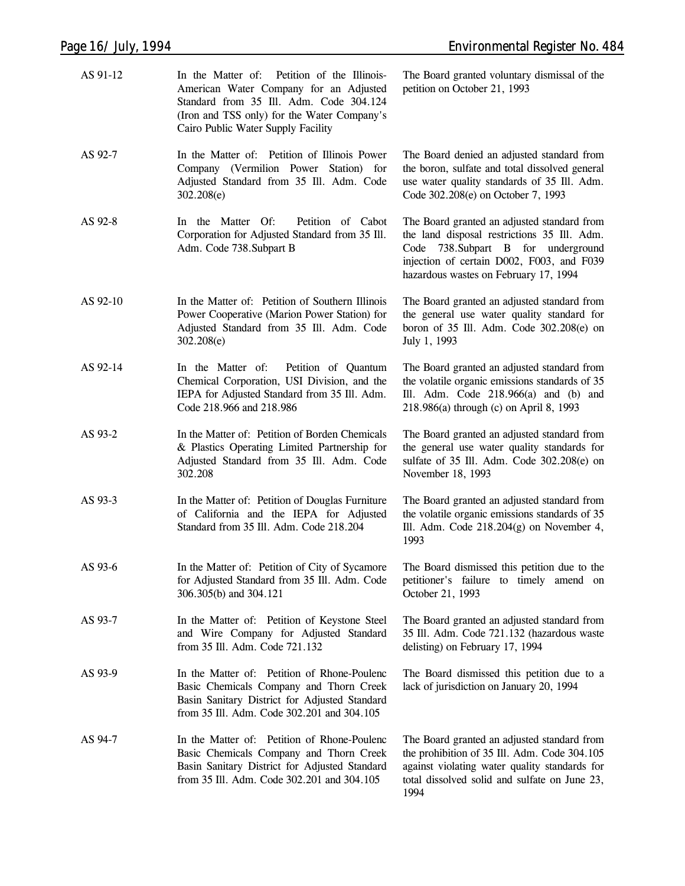| | | |
|---|---|---|
| AS 91-12 | In the Matter of: Petition of the Illinois-American Water Company for an Adjusted Standard from 35 Ill. Adm. Code 304.124 (Iron and TSS only) for the Water Company's Cairo Public Water Supply Facility | The Board granted voluntary dismissal of the petition on October 21, 1993 |
| AS 92-7 | In the Matter of: Petition of Illinois Power Company (Vermilion Power Station) for Adjusted Standard from 35 Ill. Adm. Code 302.208(e) | The Board denied an adjusted standard from the boron, sulfate and total dissolved general use water quality standards of 35 Ill. Adm. Code 302.208(e) on October 7, 1993 |
| AS 92-8 | In the Matter Of: Petition of Cabot Corporation for Adjusted Standard from 35 Ill. Adm. Code 738.Subpart B | The Board granted an adjusted standard from the land disposal restrictions 35 Ill. Adm. Code 738.Subpart B for underground injection of certain D002, F003, and F039 hazardous wastes on February 17, 1994 |
| AS 92-10 | In the Matter of: Petition of Southern Illinois Power Cooperative (Marion Power Station) for Adjusted Standard from 35 Ill. Adm. Code 302.208(e) | The Board granted an adjusted standard from the general use water quality standard for boron of 35 Ill. Adm. Code 302.208(e) on July 1, 1993 |
| AS 92-14 | In the Matter of: Petition of Quantum Chemical Corporation, USI Division, and the IEPA for Adjusted Standard from 35 Ill. Adm. Code 218.966 and 218.986 | The Board granted an adjusted standard from the volatile organic emissions standards of 35 Ill. Adm. Code 218.966(a) and (b) and 218.986(a) through (c) on April 8, 1993 |
| AS 93-2 | In the Matter of: Petition of Borden Chemicals & Plastics Operating Limited Partnership for Adjusted Standard from 35 Ill. Adm. Code 302.208 | The Board granted an adjusted standard from the general use water quality standards for sulfate of 35 Ill. Adm. Code 302.208(e) on November 18, 1993 |
| AS 93-3 | In the Matter of: Petition of Douglas Furniture of California and the IEPA for Adjusted Standard from 35 Ill. Adm. Code 218.204 | The Board granted an adjusted standard from the volatile organic emissions standards of 35 Ill. Adm. Code 218.204(g) on November 4, 1993 |
| AS 93-6 | In the Matter of: Petition of City of Sycamore for Adjusted Standard from 35 Ill. Adm. Code 306.305(b) and 304.121 | The Board dismissed this petition due to the petitioner's failure to timely amend on October 21, 1993 |
| AS 93-7 | In the Matter of: Petition of Keystone Steel and Wire Company for Adjusted Standard from 35 Ill. Adm. Code 721.132 | The Board granted an adjusted standard from 35 Ill. Adm. Code 721.132 (hazardous waste delisting) on February 17, 1994 |
| AS 93-9 | In the Matter of: Petition of Rhone-Poulenc Basic Chemicals Company and Thorn Creek Basin Sanitary District for Adjusted Standard from 35 Ill. Adm. Code 302.201 and 304.105 | The Board dismissed this petition due to a lack of jurisdiction on January 20, 1994 |
| AS 94-7 | In the Matter of: Petition of Rhone-Poulenc Basic Chemicals Company and Thorn Creek Basin Sanitary District for Adjusted Standard from 35 Ill. Adm. Code 302.201 and 304.105 | The Board granted an adjusted standard from the prohibition of 35 Ill. Adm. Code 304.105 against violating water quality standards for total dissolved solid and sulfate on June 23, 1994 |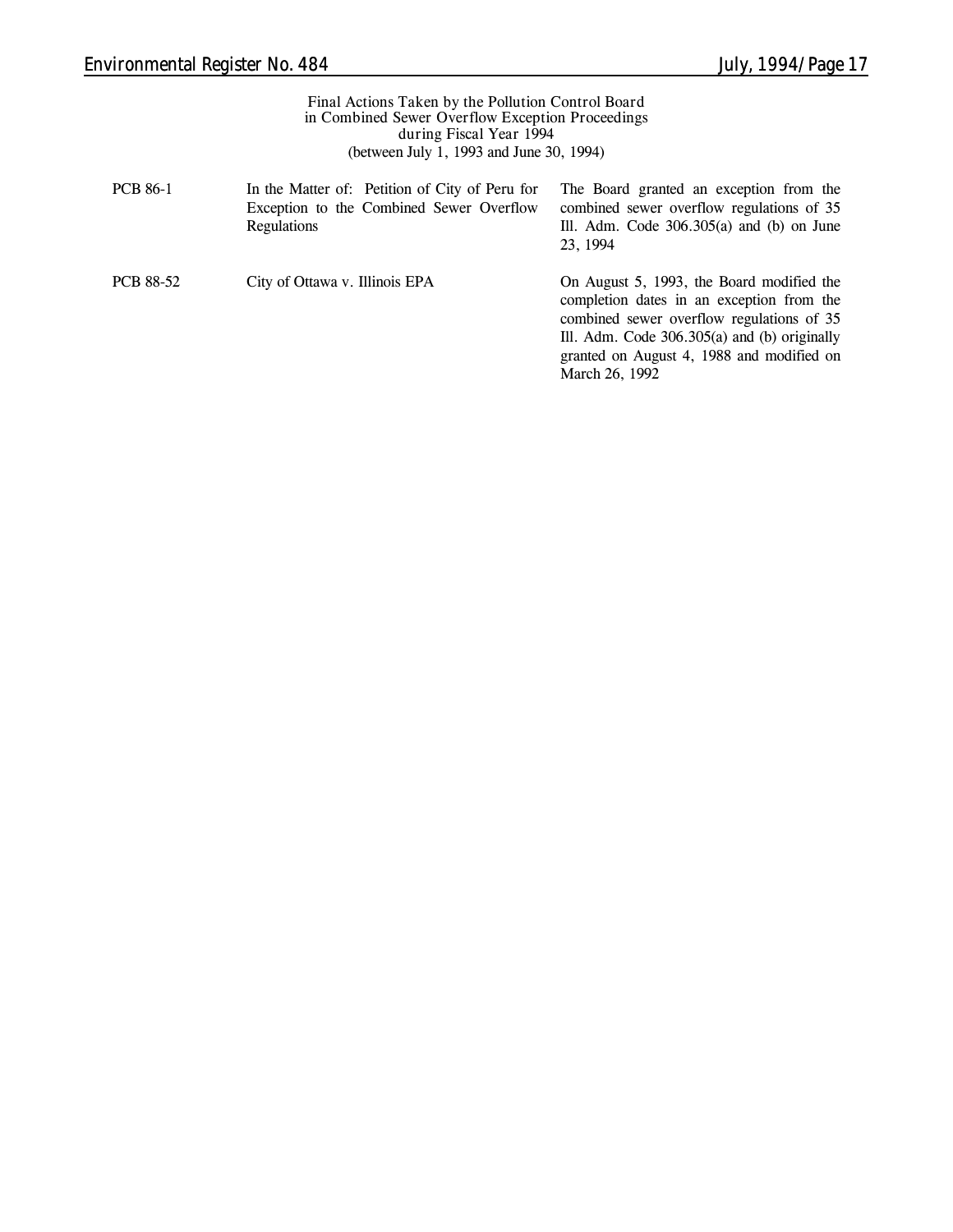### Final Actions Taken by the Pollution Control Board in Combined Sewer Overflow Exception Proceedings during Fiscal Year 1994 (between July 1, 1993 and June 30, 1994)

| | | |
|---|---|---|
| PCB 86-1 | In the Matter of: Petition of City of Peru for Exception to the Combined Sewer Overflow Regulations | The Board granted an exception from the combined sewer overflow regulations of 35 Ill. Adm. Code 306.305(a) and (b) on June 23, 1994 |
| PCB 88-52 | City of Ottawa v. Illinois EPA | On August 5, 1993, the Board modified the completion dates in an exception from the combined sewer overflow regulations of 35 Ill. Adm. Code 306.305(a) and (b) originally granted on August 4, 1988 and modified on March 26, 1992 |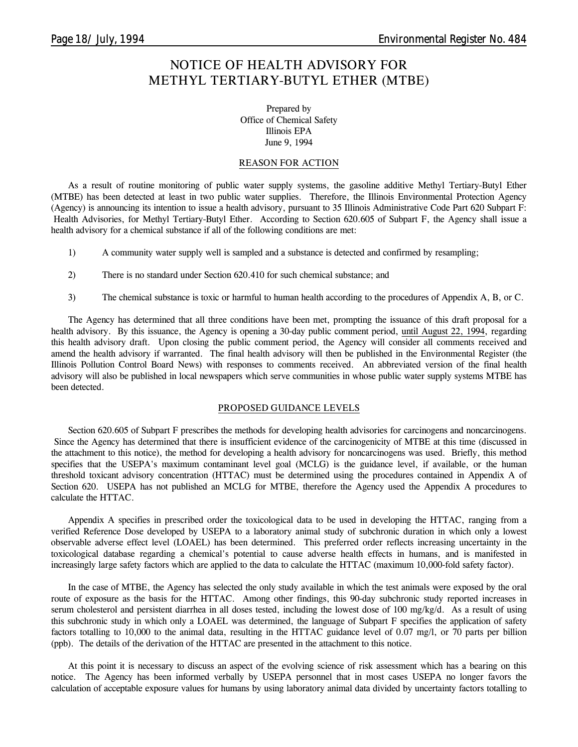# NOTICE OF HEALTH ADVISORY FOR METHYL TERTIARY-BUTYL ETHER (MTBE)

Prepared by
Office of Chemical Safety
Illinois EPA
June 9, 1994

## REASON FOR ACTION

As a result of routine monitoring of public water supply systems, the gasoline additive Methyl Tertiary-Butyl Ether (MTBE) has been detected at least in two public water supplies. Therefore, the Illinois Environmental Protection Agency (Agency) is announcing its intention to issue a health advisory, pursuant to 35 Illinois Administrative Code Part 620 Subpart F: Health Advisories, for Methyl Tertiary-Butyl Ether. According to Section 620.605 of Subpart F, the Agency shall issue a health advisory for a chemical substance if all of the following conditions are met:

1) A community water supply well is sampled and a substance is detected and confirmed by resampling;

2) There is no standard under Section 620.410 for such chemical substance; and

3) The chemical substance is toxic or harmful to human health according to the procedures of Appendix A, B, or C.

The Agency has determined that all three conditions have been met, prompting the issuance of this draft proposal for a health advisory. By this issuance, the Agency is opening a 30-day public comment period, until August 22, 1994, regarding this health advisory draft. Upon closing the public comment period, the Agency will consider all comments received and amend the health advisory if warranted. The final health advisory will then be published in the Environmental Register (the Illinois Pollution Control Board News) with responses to comments received. An abbreviated version of the final health advisory will also be published in local newspapers which serve communities in whose public water supply systems MTBE has been detected.

## PROPOSED GUIDANCE LEVELS

Section 620.605 of Subpart F prescribes the methods for developing health advisories for carcinogens and noncarcinogens. Since the Agency has determined that there is insufficient evidence of the carcinogenicity of MTBE at this time (discussed in the attachment to this notice), the method for developing a health advisory for noncarcinogens was used. Briefly, this method specifies that the USEPA's maximum contaminant level goal (MCLG) is the guidance level, if available, or the human threshold toxicant advisory concentration (HTTAC) must be determined using the procedures contained in Appendix A of Section 620. USEPA has not published an MCLG for MTBE, therefore the Agency used the Appendix A procedures to calculate the HTTAC.

Appendix A specifies in prescribed order the toxicological data to be used in developing the HTTAC, ranging from a verified Reference Dose developed by USEPA to a laboratory animal study of subchronic duration in which only a lowest observable adverse effect level (LOAEL) has been determined. This preferred order reflects increasing uncertainty in the toxicological database regarding a chemical's potential to cause adverse health effects in humans, and is manifested in increasingly large safety factors which are applied to the data to calculate the HTTAC (maximum 10,000-fold safety factor).

In the case of MTBE, the Agency has selected the only study available in which the test animals were exposed by the oral route of exposure as the basis for the HTTAC. Among other findings, this 90-day subchronic study reported increases in serum cholesterol and persistent diarrhea in all doses tested, including the lowest dose of 100 mg/kg/d. As a result of using this subchronic study in which only a LOAEL was determined, the language of Subpart F specifies the application of safety factors totalling to 10,000 to the animal data, resulting in the HTTAC guidance level of 0.07 mg/l, or 70 parts per billion (ppb). The details of the derivation of the HTTAC are presented in the attachment to this notice.

At this point it is necessary to discuss an aspect of the evolving science of risk assessment which has a bearing on this notice. The Agency has been informed verbally by USEPA personnel that in most cases USEPA no longer favors the calculation of acceptable exposure values for humans by using laboratory animal data divided by uncertainty factors totalling to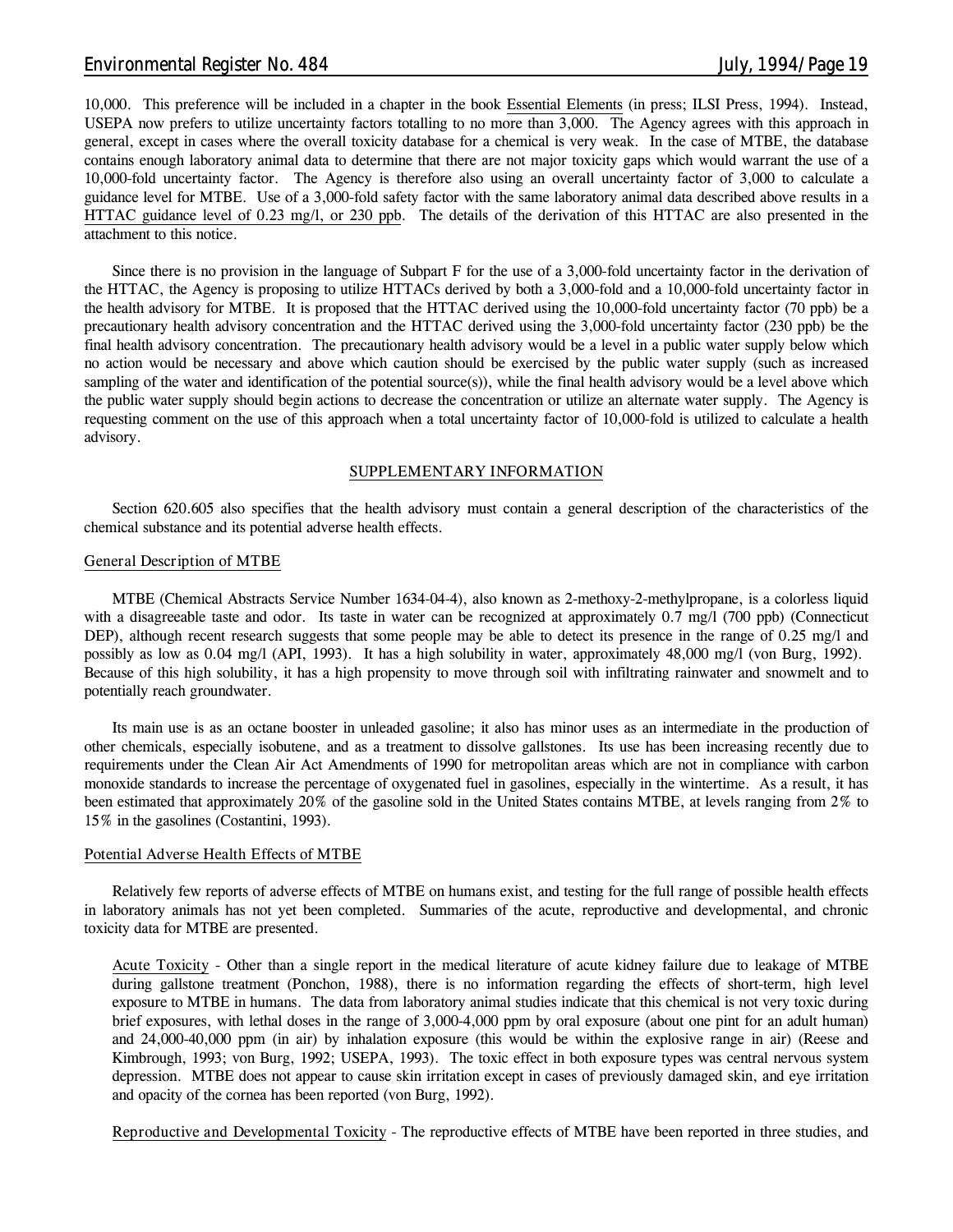10,000. This preference will be included in a chapter in the book Essential Elements (in press; ILSI Press, 1994). Instead, USEPA now prefers to utilize uncertainty factors totalling to no more than 3,000. The Agency agrees with this approach in general, except in cases where the overall toxicity database for a chemical is very weak. In the case of MTBE, the database contains enough laboratory animal data to determine that there are not major toxicity gaps which would warrant the use of a 10,000-fold uncertainty factor. The Agency is therefore also using an overall uncertainty factor of 3,000 to calculate a guidance level for MTBE. Use of a 3,000-fold safety factor with the same laboratory animal data described above results in a HTTAC guidance level of 0.23 mg/l, or 230 ppb. The details of the derivation of this HTTAC are also presented in the attachment to this notice.

Since there is no provision in the language of Subpart F for the use of a 3,000-fold uncertainty factor in the derivation of the HTTAC, the Agency is proposing to utilize HTTACs derived by both a 3,000-fold and a 10,000-fold uncertainty factor in the health advisory for MTBE. It is proposed that the HTTAC derived using the 10,000-fold uncertainty factor (70 ppb) be a precautionary health advisory concentration and the HTTAC derived using the 3,000-fold uncertainty factor (230 ppb) be the final health advisory concentration. The precautionary health advisory would be a level in a public water supply below which no action would be necessary and above which caution should be exercised by the public water supply (such as increased sampling of the water and identification of the potential source(s)), while the final health advisory would be a level above which the public water supply should begin actions to decrease the concentration or utilize an alternate water supply. The Agency is requesting comment on the use of this approach when a total uncertainty factor of 10,000-fold is utilized to calculate a health advisory.

## SUPPLEMENTARY INFORMATION

Section 620.605 also specifies that the health advisory must contain a general description of the characteristics of the chemical substance and its potential adverse health effects.

### General Description of MTBE

MTBE (Chemical Abstracts Service Number 1634-04-4), also known as 2-methoxy-2-methylpropane, is a colorless liquid with a disagreeable taste and odor. Its taste in water can be recognized at approximately 0.7 mg/l (700 ppb) (Connecticut DEP), although recent research suggests that some people may be able to detect its presence in the range of 0.25 mg/l and possibly as low as 0.04 mg/l (API, 1993). It has a high solubility in water, approximately 48,000 mg/l (von Burg, 1992). Because of this high solubility, it has a high propensity to move through soil with infiltrating rainwater and snowmelt and to potentially reach groundwater.

Its main use is as an octane booster in unleaded gasoline; it also has minor uses as an intermediate in the production of other chemicals, especially isobutene, and as a treatment to dissolve gallstones. Its use has been increasing recently due to requirements under the Clean Air Act Amendments of 1990 for metropolitan areas which are not in compliance with carbon monoxide standards to increase the percentage of oxygenated fuel in gasolines, especially in the wintertime. As a result, it has been estimated that approximately 20% of the gasoline sold in the United States contains MTBE, at levels ranging from 2% to 15% in the gasolines (Costantini, 1993).

### Potential Adverse Health Effects of MTBE

Relatively few reports of adverse effects of MTBE on humans exist, and testing for the full range of possible health effects in laboratory animals has not yet been completed. Summaries of the acute, reproductive and developmental, and chronic toxicity data for MTBE are presented.

Acute Toxicity - Other than a single report in the medical literature of acute kidney failure due to leakage of MTBE during gallstone treatment (Ponchon, 1988), there is no information regarding the effects of short-term, high level exposure to MTBE in humans. The data from laboratory animal studies indicate that this chemical is not very toxic during brief exposures, with lethal doses in the range of 3,000-4,000 ppm by oral exposure (about one pint for an adult human) and 24,000-40,000 ppm (in air) by inhalation exposure (this would be within the explosive range in air) (Reese and Kimbrough, 1993; von Burg, 1992; USEPA, 1993). The toxic effect in both exposure types was central nervous system depression. MTBE does not appear to cause skin irritation except in cases of previously damaged skin, and eye irritation and opacity of the cornea has been reported (von Burg, 1992).

Reproductive and Developmental Toxicity - The reproductive effects of MTBE have been reported in three studies, and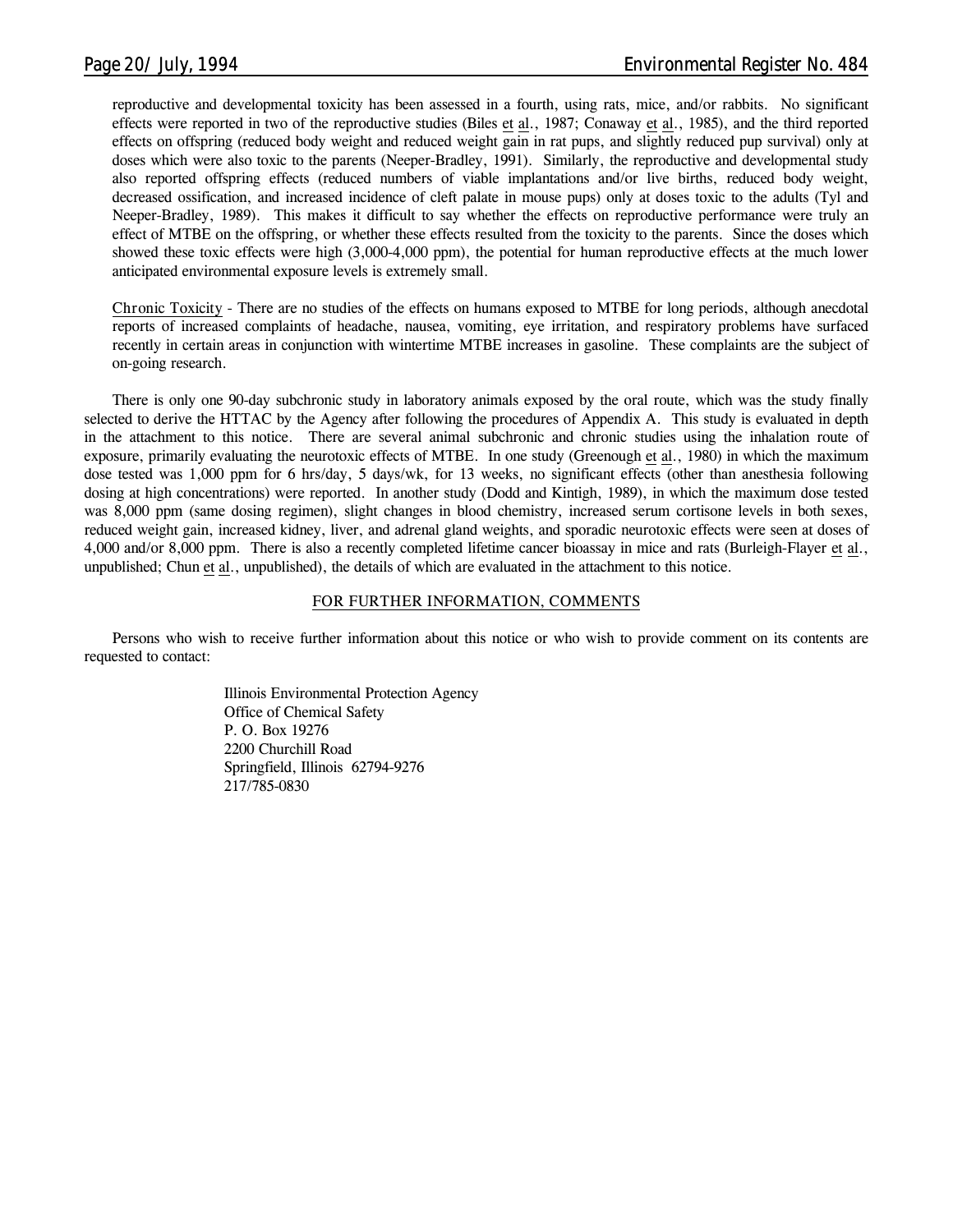reproductive and developmental toxicity has been assessed in a fourth, using rats, mice, and/or rabbits. No significant effects were reported in two of the reproductive studies (Biles et al., 1987; Conaway et al., 1985), and the third reported effects on offspring (reduced body weight and reduced weight gain in rat pups, and slightly reduced pup survival) only at doses which were also toxic to the parents (Neeper-Bradley, 1991). Similarly, the reproductive and developmental study also reported offspring effects (reduced numbers of viable implantations and/or live births, reduced body weight, decreased ossification, and increased incidence of cleft palate in mouse pups) only at doses toxic to the adults (Tyl and Neeper-Bradley, 1989). This makes it difficult to say whether the effects on reproductive performance were truly an effect of MTBE on the offspring, or whether these effects resulted from the toxicity to the parents. Since the doses which showed these toxic effects were high (3,000-4,000 ppm), the potential for human reproductive effects at the much lower anticipated environmental exposure levels is extremely small.

Chronic Toxicity - There are no studies of the effects on humans exposed to MTBE for long periods, although anecdotal reports of increased complaints of headache, nausea, vomiting, eye irritation, and respiratory problems have surfaced recently in certain areas in conjunction with wintertime MTBE increases in gasoline. These complaints are the subject of on-going research.

There is only one 90-day subchronic study in laboratory animals exposed by the oral route, which was the study finally selected to derive the HTTAC by the Agency after following the procedures of Appendix A. This study is evaluated in depth in the attachment to this notice. There are several animal subchronic and chronic studies using the inhalation route of exposure, primarily evaluating the neurotoxic effects of MTBE. In one study (Greenough et al., 1980) in which the maximum dose tested was 1,000 ppm for 6 hrs/day, 5 days/wk, for 13 weeks, no significant effects (other than anesthesia following dosing at high concentrations) were reported. In another study (Dodd and Kintigh, 1989), in which the maximum dose tested was 8,000 ppm (same dosing regimen), slight changes in blood chemistry, increased serum cortisone levels in both sexes, reduced weight gain, increased kidney, liver, and adrenal gland weights, and sporadic neurotoxic effects were seen at doses of 4,000 and/or 8,000 ppm. There is also a recently completed lifetime cancer bioassay in mice and rats (Burleigh-Flayer et al., unpublished; Chun et al., unpublished), the details of which are evaluated in the attachment to this notice.

## FOR FURTHER INFORMATION, COMMENTS

Persons who wish to receive further information about this notice or who wish to provide comment on its contents are requested to contact:

Illinois Environmental Protection Agency
Office of Chemical Safety
P. O. Box 19276
2200 Churchill Road
Springfield, Illinois 62794-9276
217/785-0830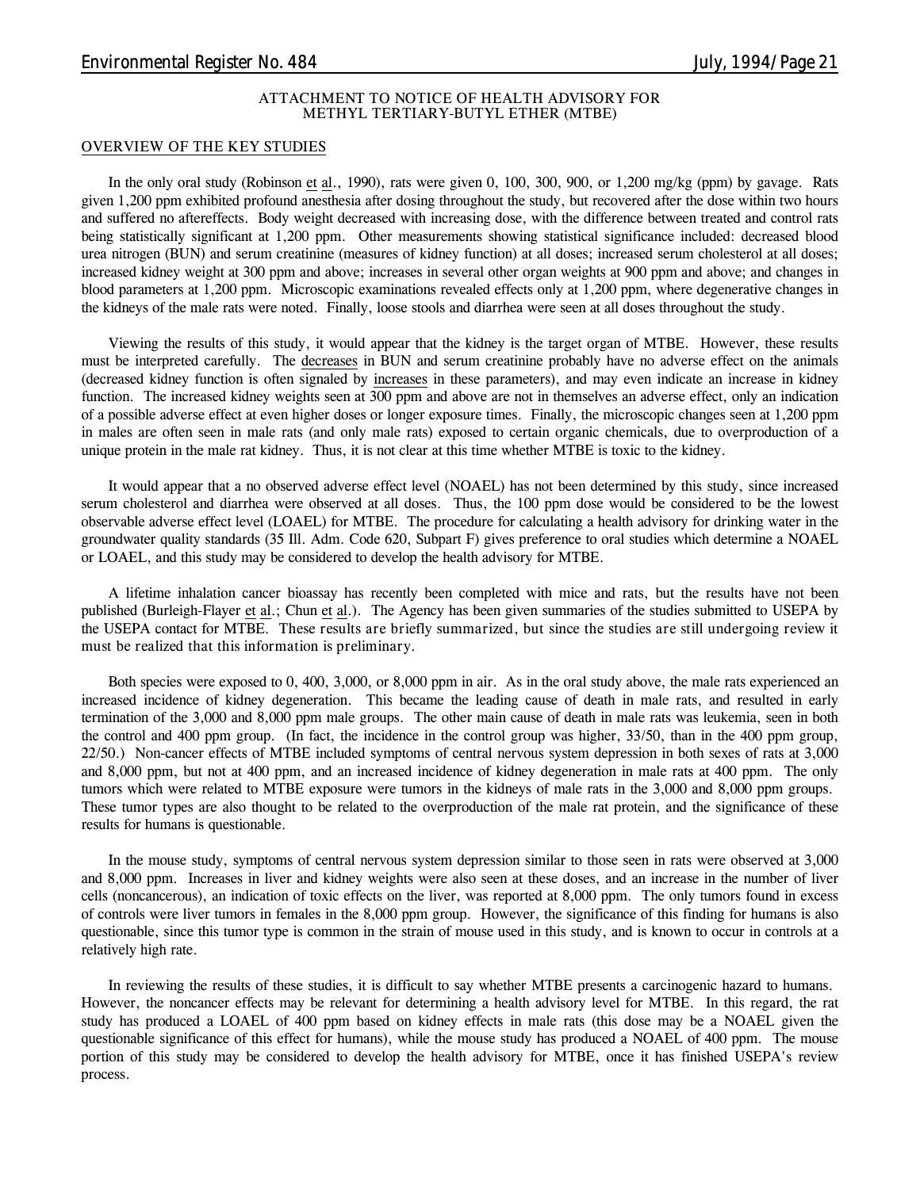ATTACHMENT TO NOTICE OF HEALTH ADVISORY FOR
METHYL TERTIARY-BUTYL ETHER (MTBE)

OVERVIEW OF THE KEY STUDIES

In the only oral study (Robinson et al., 1990), rats were given 0, 100, 300, 900, or 1,200 mg/kg (ppm) by gavage. Rats given 1,200 ppm exhibited profound anesthesia after dosing throughout the study, but recovered after the dose within two hours and suffered no aftereffects. Body weight decreased with increasing dose, with the difference between treated and control rats being statistically significant at 1,200 ppm. Other measurements showing statistical significance included: decreased blood urea nitrogen (BUN) and serum creatinine (measures of kidney function) at all doses; increased serum cholesterol at all doses; increased kidney weight at 300 ppm and above; increases in several other organ weights at 900 ppm and above; and changes in blood parameters at 1,200 ppm. Microscopic examinations revealed effects only at 1,200 ppm, where degenerative changes in the kidneys of the male rats were noted. Finally, loose stools and diarrhea were seen at all doses throughout the study.

Viewing the results of this study, it would appear that the kidney is the target organ of MTBE. However, these results must be interpreted carefully. The decreases in BUN and serum creatinine probably have no adverse effect on the animals (decreased kidney function is often signaled by increases in these parameters), and may even indicate an increase in kidney function. The increased kidney weights seen at 300 ppm and above are not in themselves an adverse effect, only an indication of a possible adverse effect at even higher doses or longer exposure times. Finally, the microscopic changes seen at 1,200 ppm in males are often seen in male rats (and only male rats) exposed to certain organic chemicals, due to overproduction of a unique protein in the male rat kidney. Thus, it is not clear at this time whether MTBE is toxic to the kidney.

It would appear that a no observed adverse effect level (NOAEL) has not been determined by this study, since increased serum cholesterol and diarrhea were observed at all doses. Thus, the 100 ppm dose would be considered to be the lowest observable adverse effect level (LOAEL) for MTBE. The procedure for calculating a health advisory for drinking water in the groundwater quality standards (35 Ill. Adm. Code 620, Subpart F) gives preference to oral studies which determine a NOAEL or LOAEL, and this study may be considered to develop the health advisory for MTBE.

A lifetime inhalation cancer bioassay has recently been completed with mice and rats, but the results have not been published (Burleigh-Flayer et al.; Chun et al.). The Agency has been given summaries of the studies submitted to USEPA by the USEPA contact for MTBE. These results are briefly summarized, but since the studies are still undergoing review it must be realized that this information is preliminary.

Both species were exposed to 0, 400, 3,000, or 8,000 ppm in air. As in the oral study above, the male rats experienced an increased incidence of kidney degeneration. This became the leading cause of death in male rats, and resulted in early termination of the 3,000 and 8,000 ppm male groups. The other main cause of death in male rats was leukemia, seen in both the control and 400 ppm group. (In fact, the incidence in the control group was higher, 33/50, than in the 400 ppm group, 22/50.) Non-cancer effects of MTBE included symptoms of central nervous system depression in both sexes of rats at 3,000 and 8,000 ppm, but not at 400 ppm, and an increased incidence of kidney degeneration in male rats at 400 ppm. The only tumors which were related to MTBE exposure were tumors in the kidneys of male rats in the 3,000 and 8,000 ppm groups. These tumor types are also thought to be related to the overproduction of the male rat protein, and the significance of these results for humans is questionable.

In the mouse study, symptoms of central nervous system depression similar to those seen in rats were observed at 3,000 and 8,000 ppm. Increases in liver and kidney weights were also seen at these doses, and an increase in the number of liver cells (noncancerous), an indication of toxic effects on the liver, was reported at 8,000 ppm. The only tumors found in excess of controls were liver tumors in females in the 8,000 ppm group. However, the significance of this finding for humans is also questionable, since this tumor type is common in the strain of mouse used in this study, and is known to occur in controls at a relatively high rate.

In reviewing the results of these studies, it is difficult to say whether MTBE presents a carcinogenic hazard to humans. However, the noncancer effects may be relevant for determining a health advisory level for MTBE. In this regard, the rat study has produced a LOAEL of 400 ppm based on kidney effects in male rats (this dose may be a NOAEL given the questionable significance of this effect for humans), while the mouse study has produced a NOAEL of 400 ppm. The mouse portion of this study may be considered to develop the health advisory for MTBE, once it has finished USEPA's review process.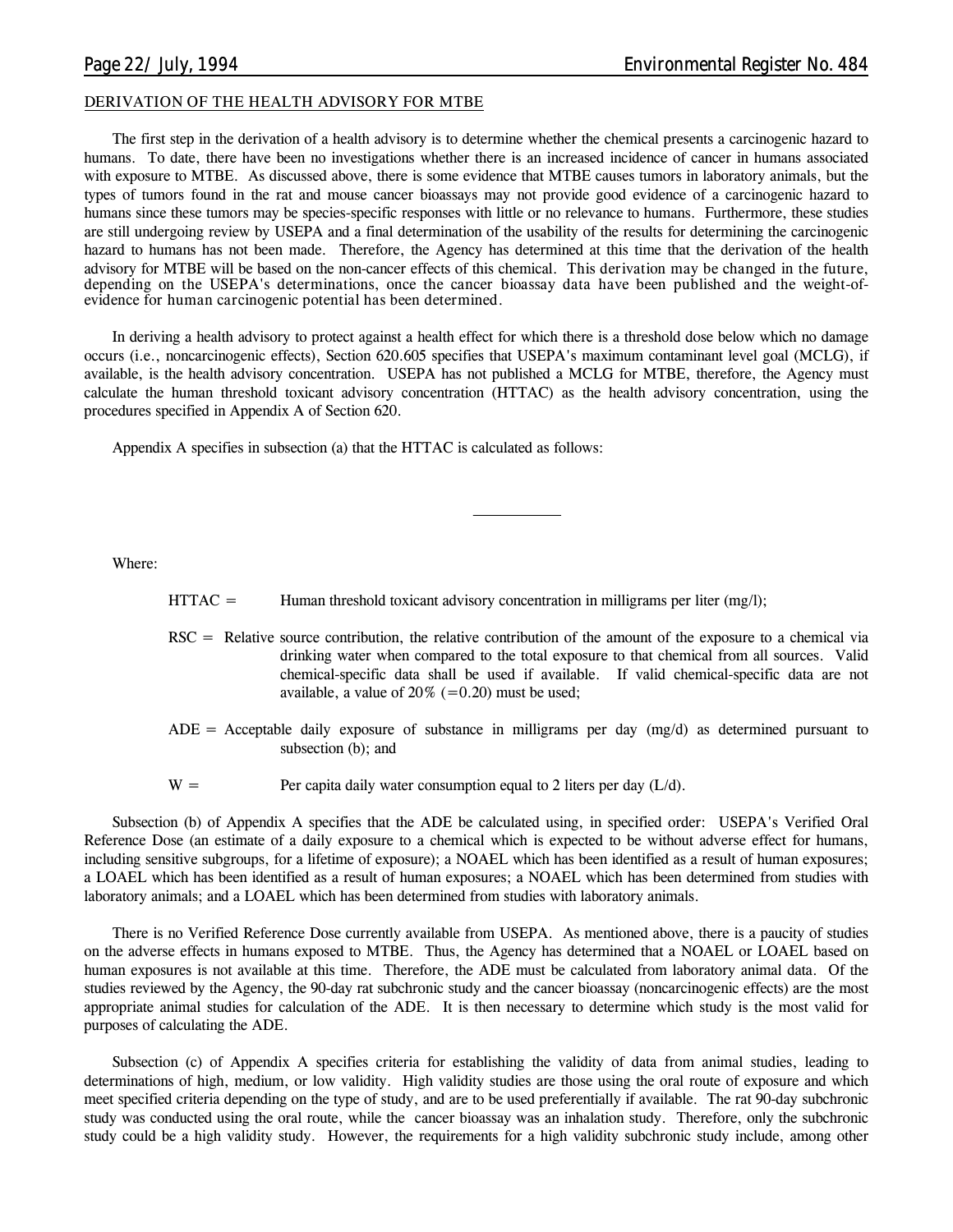DERIVATION OF THE HEALTH ADVISORY FOR MTBE

The first step in the derivation of a health advisory is to determine whether the chemical presents a carcinogenic hazard to humans. To date, there have been no investigations whether there is an increased incidence of cancer in humans associated with exposure to MTBE. As discussed above, there is some evidence that MTBE causes tumors in laboratory animals, but the types of tumors found in the rat and mouse cancer bioassays may not provide good evidence of a carcinogenic hazard to humans since these tumors may be species-specific responses with little or no relevance to humans. Furthermore, these studies are still undergoing review by USEPA and a final determination of the usability of the results for determining the carcinogenic hazard to humans has not been made. Therefore, the Agency has determined at this time that the derivation of the health advisory for MTBE will be based on the non-cancer effects of this chemical. This derivation may be changed in the future, depending on the USEPA's determinations, once the cancer bioassay data have been published and the weight-of-evidence for human carcinogenic potential has been determined.

In deriving a health advisory to protect against a health effect for which there is a threshold dose below which no damage occurs (i.e., noncarcinogenic effects), Section 620.605 specifies that USEPA's maximum contaminant level goal (MCLG), if available, is the health advisory concentration. USEPA has not published a MCLG for MTBE, therefore, the Agency must calculate the human threshold toxicant advisory concentration (HTTAC) as the health advisory concentration, using the procedures specified in Appendix A of Section 620.

Appendix A specifies in subsection (a) that the HTTAC is calculated as follows:

Where:

HTTAC = Human threshold toxicant advisory concentration in milligrams per liter (mg/l);

RSC = Relative source contribution, the relative contribution of the amount of the exposure to a chemical via drinking water when compared to the total exposure to that chemical from all sources. Valid chemical-specific data shall be used if available. If valid chemical-specific data are not available, a value of 20% (=0.20) must be used;

ADE = Acceptable daily exposure of substance in milligrams per day (mg/d) as determined pursuant to subsection (b); and

W = Per capita daily water consumption equal to 2 liters per day (L/d).

Subsection (b) of Appendix A specifies that the ADE be calculated using, in specified order: USEPA's Verified Oral Reference Dose (an estimate of a daily exposure to a chemical which is expected to be without adverse effect for humans, including sensitive subgroups, for a lifetime of exposure); a NOAEL which has been identified as a result of human exposures; a LOAEL which has been identified as a result of human exposures; a NOAEL which has been determined from studies with laboratory animals; and a LOAEL which has been determined from studies with laboratory animals.

There is no Verified Reference Dose currently available from USEPA. As mentioned above, there is a paucity of studies on the adverse effects in humans exposed to MTBE. Thus, the Agency has determined that a NOAEL or LOAEL based on human exposures is not available at this time. Therefore, the ADE must be calculated from laboratory animal data. Of the studies reviewed by the Agency, the 90-day rat subchronic study and the cancer bioassay (noncarcinogenic effects) are the most appropriate animal studies for calculation of the ADE. It is then necessary to determine which study is the most valid for purposes of calculating the ADE.

Subsection (c) of Appendix A specifies criteria for establishing the validity of data from animal studies, leading to determinations of high, medium, or low validity. High validity studies are those using the oral route of exposure and which meet specified criteria depending on the type of study, and are to be used preferentially if available. The rat 90-day subchronic study was conducted using the oral route, while the cancer bioassay was an inhalation study. Therefore, only the subchronic study could be a high validity study. However, the requirements for a high validity subchronic study include, among other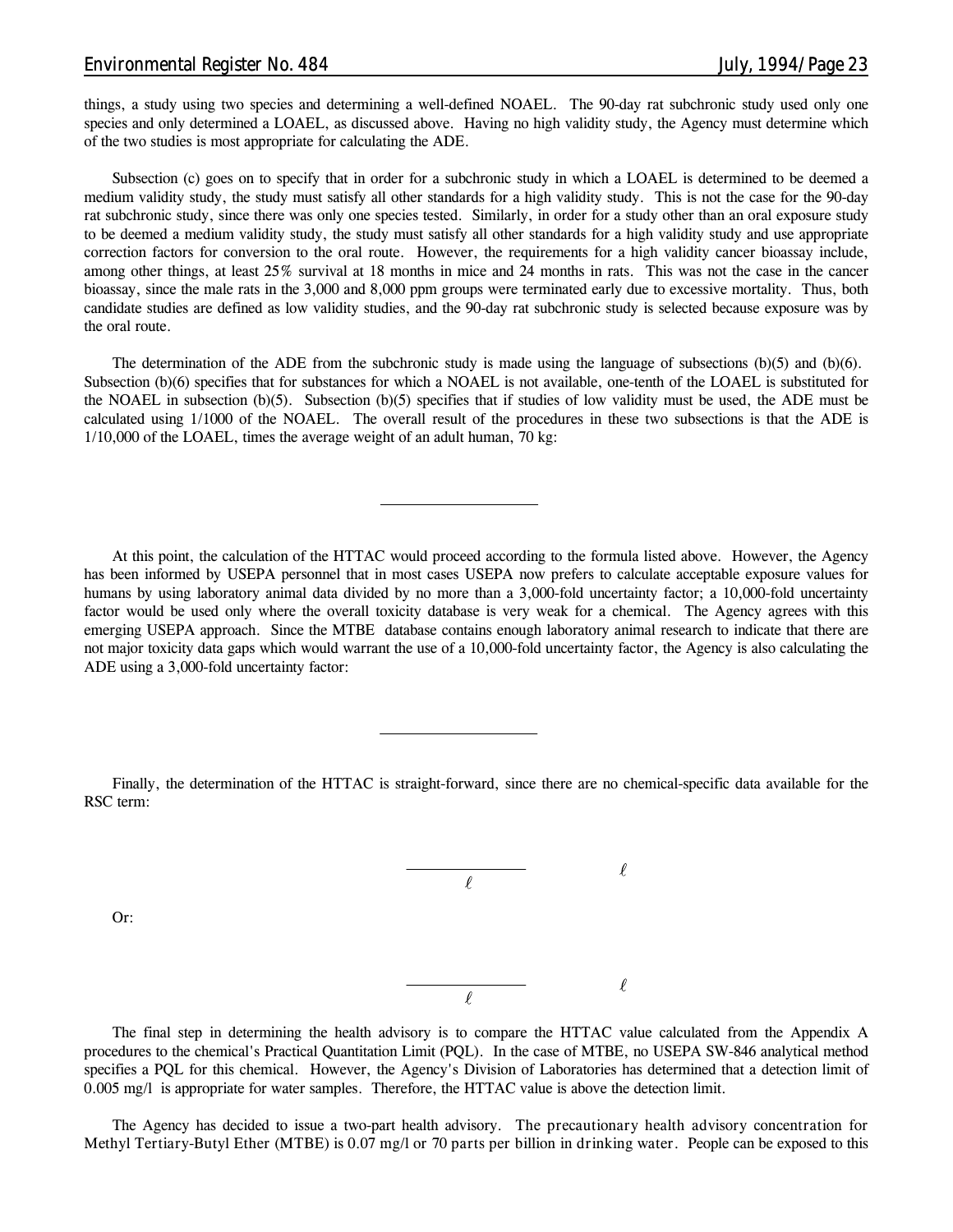things, a study using two species and determining a well-defined NOAEL. The 90-day rat subchronic study used only one species and only determined a LOAEL, as discussed above. Having no high validity study, the Agency must determine which of the two studies is most appropriate for calculating the ADE.

Subsection (c) goes on to specify that in order for a subchronic study in which a LOAEL is determined to be deemed a medium validity study, the study must satisfy all other standards for a high validity study. This is not the case for the 90-day rat subchronic study, since there was only one species tested. Similarly, in order for a study other than an oral exposure study to be deemed a medium validity study, the study must satisfy all other standards for a high validity study and use appropriate correction factors for conversion to the oral route. However, the requirements for a high validity cancer bioassay include, among other things, at least 25% survival at 18 months in mice and 24 months in rats. This was not the case in the cancer bioassay, since the male rats in the 3,000 and 8,000 ppm groups were terminated early due to excessive mortality. Thus, both candidate studies are defined as low validity studies, and the 90-day rat subchronic study is selected because exposure was by the oral route.

The determination of the ADE from the subchronic study is made using the language of subsections (b)(5) and (b)(6). Subsection (b)(6) specifies that for substances for which a NOAEL is not available, one-tenth of the LOAEL is substituted for the NOAEL in subsection (b)(5). Subsection (b)(5) specifies that if studies of low validity must be used, the ADE must be calculated using 1/1000 of the NOAEL. The overall result of the procedures in these two subsections is that the ADE is 1/10,000 of the LOAEL, times the average weight of an adult human, 70 kg:

At this point, the calculation of the HTTAC would proceed according to the formula listed above. However, the Agency has been informed by USEPA personnel that in most cases USEPA now prefers to calculate acceptable exposure values for humans by using laboratory animal data divided by no more than a 3,000-fold uncertainty factor; a 10,000-fold uncertainty factor would be used only where the overall toxicity database is very weak for a chemical. The Agency agrees with this emerging USEPA approach. Since the MTBE database contains enough laboratory animal research to indicate that there are not major toxicity data gaps which would warrant the use of a 10,000-fold uncertainty factor, the Agency is also calculating the ADE using a 3,000-fold uncertainty factor:

Finally, the determination of the HTTAC is straight-forward, since there are no chemical-specific data available for the RSC term:

Or:

The final step in determining the health advisory is to compare the HTTAC value calculated from the Appendix A procedures to the chemical's Practical Quantitation Limit (PQL). In the case of MTBE, no USEPA SW-846 analytical method specifies a PQL for this chemical. However, the Agency's Division of Laboratories has determined that a detection limit of 0.005 mg/l is appropriate for water samples. Therefore, the HTTAC value is above the detection limit.

The Agency has decided to issue a two-part health advisory. The precautionary health advisory concentration for Methyl Tertiary-Butyl Ether (MTBE) is 0.07 mg/l or 70 parts per billion in drinking water. People can be exposed to this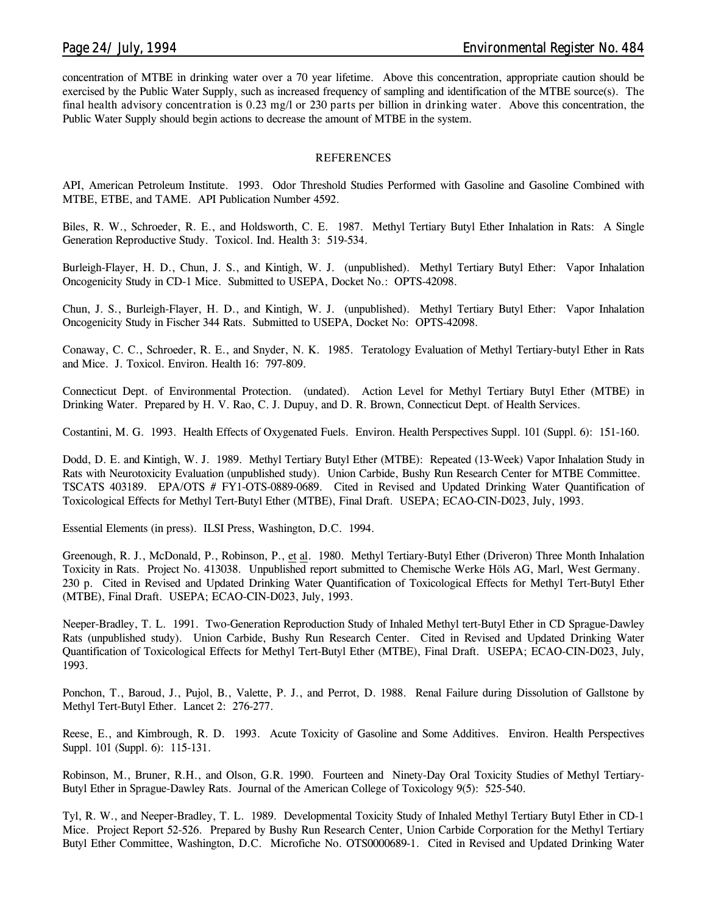concentration of MTBE in drinking water over a 70 year lifetime. Above this concentration, appropriate caution should be exercised by the Public Water Supply, such as increased frequency of sampling and identification of the MTBE source(s). The final health advisory concentration is 0.23 mg/l or 230 parts per billion in drinking water. Above this concentration, the Public Water Supply should begin actions to decrease the amount of MTBE in the system.

## REFERENCES

API, American Petroleum Institute. 1993. Odor Threshold Studies Performed with Gasoline and Gasoline Combined with MTBE, ETBE, and TAME. API Publication Number 4592.

Biles, R. W., Schroeder, R. E., and Holdsworth, C. E. 1987. Methyl Tertiary Butyl Ether Inhalation in Rats: A Single Generation Reproductive Study. Toxicol. Ind. Health 3: 519-534.

Burleigh-Flayer, H. D., Chun, J. S., and Kintigh, W. J. (unpublished). Methyl Tertiary Butyl Ether: Vapor Inhalation Oncogenicity Study in CD-1 Mice. Submitted to USEPA, Docket No.: OPTS-42098.

Chun, J. S., Burleigh-Flayer, H. D., and Kintigh, W. J. (unpublished). Methyl Tertiary Butyl Ether: Vapor Inhalation Oncogenicity Study in Fischer 344 Rats. Submitted to USEPA, Docket No: OPTS-42098.

Conaway, C. C., Schroeder, R. E., and Snyder, N. K. 1985. Teratology Evaluation of Methyl Tertiary-butyl Ether in Rats and Mice. J. Toxicol. Environ. Health 16: 797-809.

Connecticut Dept. of Environmental Protection. (undated). Action Level for Methyl Tertiary Butyl Ether (MTBE) in Drinking Water. Prepared by H. V. Rao, C. J. Dupuy, and D. R. Brown, Connecticut Dept. of Health Services.

Costantini, M. G. 1993. Health Effects of Oxygenated Fuels. Environ. Health Perspectives Suppl. 101 (Suppl. 6): 151-160.

Dodd, D. E. and Kintigh, W. J. 1989. Methyl Tertiary Butyl Ether (MTBE): Repeated (13-Week) Vapor Inhalation Study in Rats with Neurotoxicity Evaluation (unpublished study). Union Carbide, Bushy Run Research Center for MTBE Committee. TSCATS 403189. EPA/OTS # FY1-OTS-0889-0689. Cited in Revised and Updated Drinking Water Quantification of Toxicological Effects for Methyl Tert-Butyl Ether (MTBE), Final Draft. USEPA; ECAO-CIN-D023, July, 1993.

Essential Elements (in press). ILSI Press, Washington, D.C. 1994.

Greenough, R. J., McDonald, P., Robinson, P., et al. 1980. Methyl Tertiary-Butyl Ether (Driveron) Three Month Inhalation Toxicity in Rats. Project No. 413038. Unpublished report submitted to Chemische Werke Höls AG, Marl, West Germany. 230 p. Cited in Revised and Updated Drinking Water Quantification of Toxicological Effects for Methyl Tert-Butyl Ether (MTBE), Final Draft. USEPA; ECAO-CIN-D023, July, 1993.

Neeper-Bradley, T. L. 1991. Two-Generation Reproduction Study of Inhaled Methyl tert-Butyl Ether in CD Sprague-Dawley Rats (unpublished study). Union Carbide, Bushy Run Research Center. Cited in Revised and Updated Drinking Water Quantification of Toxicological Effects for Methyl Tert-Butyl Ether (MTBE), Final Draft. USEPA; ECAO-CIN-D023, July, 1993.

Ponchon, T., Baroud, J., Pujol, B., Valette, P. J., and Perrot, D. 1988. Renal Failure during Dissolution of Gallstone by Methyl Tert-Butyl Ether. Lancet 2: 276-277.

Reese, E., and Kimbrough, R. D. 1993. Acute Toxicity of Gasoline and Some Additives. Environ. Health Perspectives Suppl. 101 (Suppl. 6): 115-131.

Robinson, M., Bruner, R.H., and Olson, G.R. 1990. Fourteen and Ninety-Day Oral Toxicity Studies of Methyl Tertiary-Butyl Ether in Sprague-Dawley Rats. Journal of the American College of Toxicology 9(5): 525-540.

Tyl, R. W., and Neeper-Bradley, T. L. 1989. Developmental Toxicity Study of Inhaled Methyl Tertiary Butyl Ether in CD-1 Mice. Project Report 52-526. Prepared by Bushy Run Research Center, Union Carbide Corporation for the Methyl Tertiary Butyl Ether Committee, Washington, D.C. Microfiche No. OTS0000689-1. Cited in Revised and Updated Drinking Water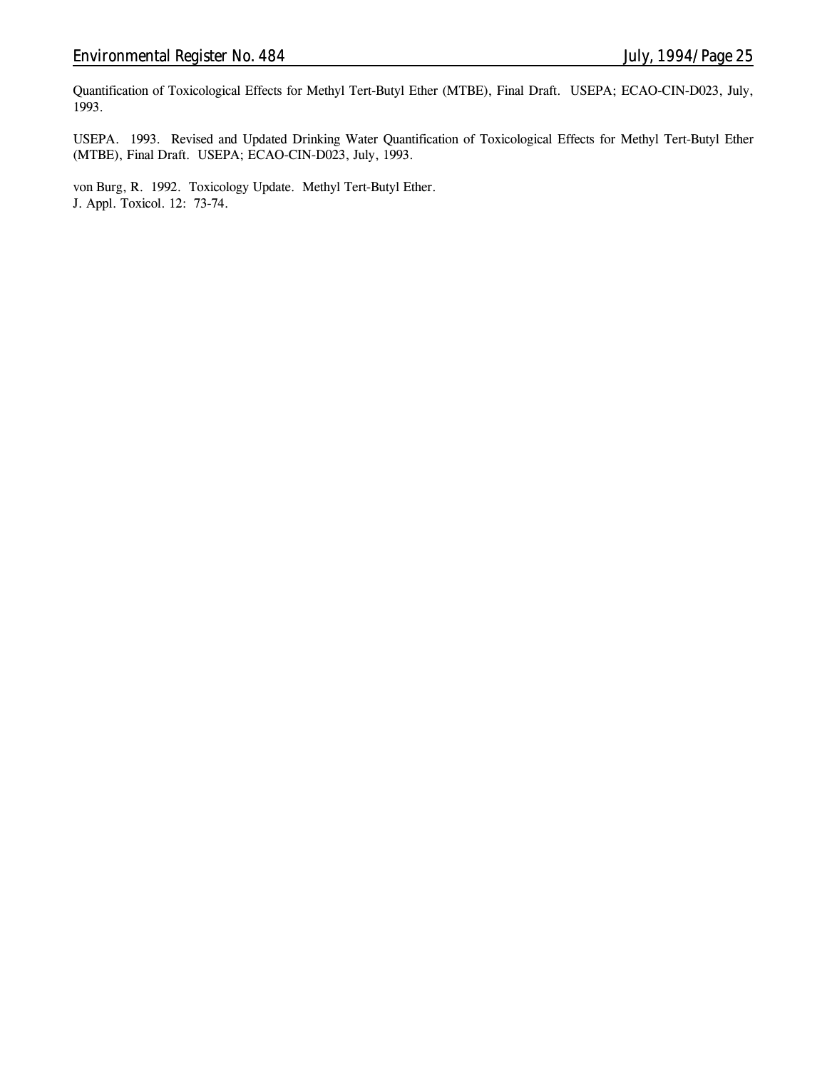Quantification of Toxicological Effects for Methyl Tert-Butyl Ether (MTBE), Final Draft. USEPA; ECAO-CIN-D023, July, 1993.

USEPA. 1993. Revised and Updated Drinking Water Quantification of Toxicological Effects for Methyl Tert-Butyl Ether (MTBE), Final Draft. USEPA; ECAO-CIN-D023, July, 1993.

von Burg, R. 1992. Toxicology Update. Methyl Tert-Butyl Ether.
J. Appl. Toxicol. 12: 73-74.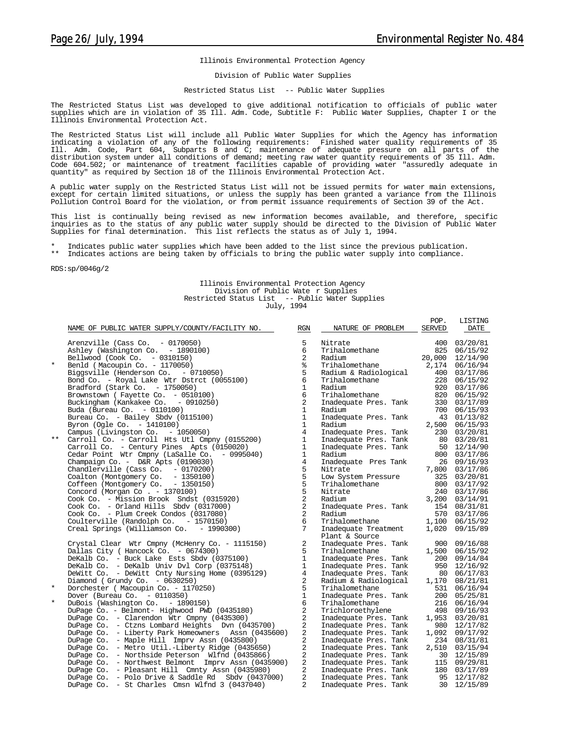Illinois Environmental Protection Agency

Division of Public Water Supplies

Restricted Status List -- Public Water Supplies

The Restricted Status List was developed to give additional notification to officials of public water supplies which are in violation of 35 Ill. Adm. Code, Subtitle F: Public Water Supplies, Chapter I or the Illinois Environmental Protection Act.

The Restricted Status List will include all Public Water Supplies for which the Agency has information indicating a violation of any of the following requirements: Finished water quality requirements of 35 Ill. Adm. Code, Part 604, Subparts B and C; maintenance of adequate pressure on all parts of the distribution system under all conditions of demand; meeting raw water quantity requirements of 35 Ill. Adm. Code 604.502; or maintenance of treatment facilities capable of providing water "assuredly adequate in quantity" as required by Section 18 of the Illinois Environmental Protection Act.

A public water supply on the Restricted Status List will not be issued permits for water main extensions, except for certain limited situations, or unless the supply has been granted a variance from the Illinois Pollution Control Board for the violation, or from permit issuance requirements of Section 39 of the Act.

This list is continually being revised as new information becomes available, and therefore, specific inquiries as to the status of any public water supply should be directed to the Division of Public Water Supplies for final determination. This list reflects the status as of July 1, 1994.

\* Indicates public water supplies which have been added to the list since the previous publication.
\*\* Indicates actions are being taken by officials to bring the public water supply into compliance.

RDS:sp/0046g/2

Illinois Environmental Protection Agency
Division of Public Water Supplies
Restricted Status List -- Public Water Supplies
July, 1994

| | NAME OF PUBLIC WATER SUPPLY/COUNTY/FACILITY NO. | RGN | NATURE OF PROBLEM | POP. SERVED | LISTING DATE |
|---|---|---|---|---|---|
| | Arenzville (Cass Co. - 0170050) | 5 | Nitrate | 400 | 03/20/81 |
| | Ashley (Washington Co. - 1890100) | 6 | Trihalomethane | 825 | 06/15/92 |
| | Bellwood (Cook Co. - 0310150) | 2 | Radium | 20,000 | 12/14/90 |
| * | Benld (Macoupin Co. - 1170050) | % | Trihalomethane | 2,174 | 06/16/94 |
| | Biggsville (Henderson Co. - 0710050) | 5 | Radium & Radiological | 400 | 03/17/86 |
| | Bond Co. - Royal Lake Wtr Dstrct (0055100) | 6 | Trihalomethane | 228 | 06/15/92 |
| | Bradford (Stark Co. - 1750050) | 1 | Radium | 920 | 03/17/86 |
| | Brownstown (Fayette Co. - 0510100) | 6 | Trihalomethane | 820 | 06/15/92 |
| | Buckingham (Kankakee Co. - 0910250) | 2 | Inadequate Pres. Tank | 330 | 03/17/89 |
| | Buda (Bureau Co. - 0110100) | 1 | Radium | 700 | 06/15/93 |
| | Bureau Co. - Bailey Sbdv (0115100) | 1 | Inadequate Pres. Tank | 43 | 01/13/82 |
| | Byron (Ogle Co. - 1410100) | 1 | Radium | 2,500 | 06/15/93 |
| | Campus (Livingston Co. - 1050050) | 4 | Inadequate Pres. Tank | 230 | 03/20/81 |
| ** | Carroll Co. - Carroll Hts Utl Cmpny (0155200) | 1 | Inadequate Pres. Tank | 80 | 03/20/81 |
| | Carroll Co. - Century Pines Apts (0150020) | 1 | Inadequate Pres. Tank | 50 | 12/14/90 |
| | Cedar Point Wtr Cmpny (LaSalle Co. - 0995040) | 1 | Radium | 800 | 03/17/86 |
| | Champaign Co. - D&R Apts (0190030) | 4 | Inadequate Pres Tank | 26 | 09/16/93 |
| | Chandlerville (Cass Co. - 0170200) | 5 | Nitrate | 7,800 | 03/17/86 |
| | Coalton (Montgomery Co. - 1350100) | 5 | Low System Pressure | 325 | 03/20/81 |
| | Coffeen (Montgomery Co. - 1350150) | 5 | Trihalomethane | 800 | 03/17/92 |
| | Concord (Morgan Co . - 1370100) | 5 | Nitrate | 240 | 03/17/86 |
| | Cook Co. - Mission Brook Sndst (0315920) | 2 | Radium | 3,200 | 03/14/91 |
| | Cook Co. - Orland Hills Sbdv (0317000) | 2 | Inadequate Pres. Tank | 154 | 08/31/81 |
| | Cook Co. - Plum Creek Condos (0317080) | 2 | Radium | 570 | 03/17/86 |
| | Coulterville (Randolph Co. - 1570150) | 6 | Trihalomethane | 1,100 | 06/15/92 |
| | Creal Springs (Williamson Co. - 1990300) | 7 | Inadequate Treatment Plant & Source | 1,020 | 09/15/89 |
| | Crystal Clear Wtr Cmpny (McHenry Co. - 1115150) | 2 | Inadequate Pres. Tank | 900 | 09/16/88 |
| | Dallas City (Hancock Co. - 0674300) | 5 | Trihalomethane | 1,500 | 06/15/92 |
| | DeKalb Co. - Buck Lake Ests Sbdv (0375100) | 1 | Inadequate Pres. Tank | 200 | 09/14/84 |
| | DeKalb Co. - DeKalb Univ Dvl Corp (0375148) | 1 | Inadequate Pres. Tank | 950 | 12/16/92 |
| | DeWitt Co. - DeWitt Cnty Nursing Home (0395129) | 4 | Inadequate Pres. Tank | 80 | 06/17/83 |
| | Diamond (Grundy Co. - 0630250) | 2 | Radium & Radiological | 1,170 | 08/21/81 |
| * | Dorchester (Macoupin Co. - 1170250) | 5 | Trihalomethane | 531 | 06/16/94 |
| | Dover (Bureau Co. - 0110350) | 1 | Inadequate Pres. Tank | 200 | 05/25/81 |
| * | DuBois (Washington Co. - 1890150) | 6 | Trihalomethane | 216 | 06/16/94 |
| | DuPage Co. - Belmont- Highwood PWD (0435180) | 2 | Trichloroethylene | 498 | 09/16/93 |
| | DuPage Co. - Clarendon Wtr Cmpny (0435300) | 2 | Inadequate Pres. Tank | 1,953 | 03/20/81 |
| | DuPage Co. - Ctzns Lombard Heights Dvn (0435700) | 2 | Inadequate Pres. Tank | 980 | 12/17/82 |
| | DuPage Co. - Liberty Park Homeowners Assn (0435600) | 2 | Inadequate Pres. Tank | 1,092 | 09/17/92 |
| | DuPage Co. - Maple Hill Imprv Assn (0435800) | 2 | Inadequate Pres. Tank | 234 | 08/31/81 |
| | DuPage Co. - Metro Util.-Liberty Ridge (0435650) | 2 | Inadequate Pres. Tank | 2,510 | 03/15/94 |
| | DuPage Co. - Northside Peterson Wlfnd (0435866) | 2 | Inadequate Pres. Tank | 30 | 12/15/89 |
| | DuPage Co. - Northwest Belmont Imprv Assn (0435900) | 2 | Inadequate Pres. Tank | 115 | 09/29/81 |
| | DuPage Co. - Pleasant Hill Cmnty Assn (0435980) | 2 | Inadequate Pres. Tank | 180 | 03/17/89 |
| | DuPage Co. - Polo Drive & Saddle Rd Sbdv (0437000) | 2 | Inadequate Pres. Tank | 95 | 12/17/82 |
| | DuPage Co. - St Charles Cmsn Wlfnd 3 (0437040) | 2 | Inadequate Pres. Tank | 30 | 12/15/89 |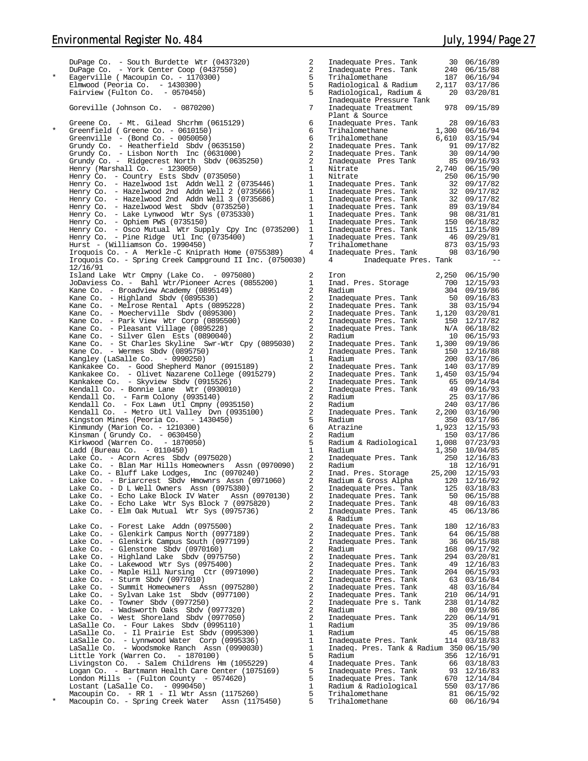| | Facility | Region | Violation | Population | Date |
|---|---|---|---|---|---|
| | DuPage Co. - South Burdette Wtr (0437320) | 2 | Inadequate Pres. Tank | 30 | 06/16/89 |
| | DuPage Co. - York Center Coop (0437550) | 2 | Inadequate Pres. Tank | 240 | 06/15/88 |
| * | Eagerville ( Macoupin Co. - 1170300) | 5 | Trihalomethane | 187 | 06/16/94 |
| | Elmwood (Peoria Co. - 1430300) | 5 | Radiological & Radium | 2,117 | 03/17/86 |
| | Fairview (Fulton Co. - 0570450) | 5 | Radiological, Radium & Inadequate Pressure Tank | 20 | 03/20/81 |
| | Goreville (Johnson Co. - 0870200) | 7 | Inadequate Treatment Plant & Source | 978 | 09/15/89 |
| | Greene Co. - Mt. Gilead Shcrhm (0615129) | 6 | Inadequate Pres. Tank | 28 | 09/16/83 |
| * | Greenfield ( Greene Co. - 0610150) | 6 | Trihalomethane | 1,300 | 06/16/94 |
| | Greenville - (Bond Co. - 0050050) | 6 | Trihalomethane | 6,610 | 03/15/94 |
| | Grundy Co. - Heatherfield Sbdv (0635150) | 2 | Inadequate Pres. Tank | 91 | 09/17/82 |
| | Grundy Co. - Lisbon North Inc (0631000) | 2 | Inadequate Pres. Tank | 30 | 09/14/90 |
| | Grundy Co. - Ridgecrest North Sbdv (0635250) | 2 | Inadequate Pres Tank | 85 | 09/16/93 |
| | Henry (Marshall Co. - 1230050) | 1 | Nitrate | 2,740 | 06/15/90 |
| | Henry Co. - Country Ests Sbdv (0735050) | 1 | Nitrate | 250 | 06/15/90 |
| | Henry Co. - Hazelwood 1st Addn Well 2 (0735446) | 1 | Inadequate Pres. Tank | 32 | 09/17/82 |
| | Henry Co. - Hazelwood 2nd Addn Well 2 (0735666) | 1 | Inadequate Pres. Tank | 32 | 09/17/82 |
| | Henry Co. - Hazelwood 2nd Addn Well 3 (0735686) | 1 | Inadequate Pres. Tank | 32 | 09/17/82 |
| | Henry Co. - Hazelwood West Sbdv (0735250) | 1 | Inadequate Pres. Tank | 89 | 03/19/84 |
| | Henry Co. - Lake Lynwood Wtr Sys (0735330) | 1 | Inadequate Pres. Tank | 98 | 08/31/81 |
| | Henry Co. - Ophiem PWS (0735150) | 1 | Inadequate Pres. Tank | 150 | 06/18/82 |
| | Henry Co. - Osco Mutual Wtr Supply Cpy Inc (0735200) | 1 | Inadequate Pres. Tank | 115 | 12/15/89 |
| | Henry Co. - Pine Ridge Utl Inc (0735400) | 1 | Inadequate Pres. Tank | 46 | 09/29/81 |
| | Hurst - (Williamson Co. 1990450) | 7 | Trihalomethane | 873 | 03/15/93 |
| | Iroquois Co. - A Merkle-C Kniprath Home (0755389) | 4 | Inadequate Pres. Tank | 98 | 03/16/90 |
| | Iroquois Co. - Spring Creek Campground II Inc. (0750030) 12/16/91 | 4 | Inadequate Pres. Tank | | -- |
| | Island Lake Wtr Cmpny (Lake Co. - 0975080) | 2 | Iron | 2,250 | 06/15/90 |
| | JoDaviess Co. - Bahl Wtr/Pioneer Acres (0855200) | 1 | Inad. Pres. Storage | 700 | 12/15/93 |
| | Kane Co. - Broadview Academy (0895149) | 2 | Radium | 304 | 09/19/86 |
| | Kane Co. - Highland Sbdv (0895530) | 2 | Inadequate Pres. Tank | 50 | 09/16/83 |
| | Kane Co. - Melrose Rental Apts (0895228) | 2 | Inadequate Pres. Tank | 38 | 03/15/94 |
| | Kane Co. - Moecherville Sbdv (0895300) | 2 | Inadequate Pres. Tank | 1,120 | 03/20/81 |
| | Kane Co. - Park View Wtr Corp (0895500) | 2 | Inadequate Pres. Tank | 150 | 12/17/82 |
| | Kane Co. - Pleasant Village (0895228) | 2 | Inadequate Pres. Tank | N/A | 06/18/82 |
| | Kane Co. - Silver Glen Ests (0890040) | 2 | Radium | 10 | 06/15/93 |
| | Kane Co. - St Charles Skyline Swr-Wtr Cpy (0895030) | 2 | Inadequate Pres. Tank | 1,300 | 09/19/86 |
| | Kane Co. - Wermes Sbdv (0895750) | 2 | Inadequate Pres. Tank | 150 | 12/16/88 |
| | Kangley (LaSalle Co. - 0990250) | 1 | Radium | 200 | 03/17/86 |
| | Kankakee Co. - Good Shepherd Manor (0915189) | 2 | Inadequate Pres. Tank | 140 | 03/17/89 |
| | Kankakee Co. - Olivet Nazarene College (0915279) | 2 | Inadequate Pres. Tank | 1,450 | 03/15/94 |
| | Kankakee Co. - Skyview Sbdv (0915526) | 2 | Inadequate Pres. Tank | 65 | 09/14/84 |
| | Kendall Co. - Bonnie Lane Wtr (0930010) | 2 | Inadequate Pres. Tank | 49 | 09/16/93 |
| | Kendall Co. - Farm Colony (0935140) | 2 | Radium | 25 | 03/17/86 |
| | Kendall Co. - Fox Lawn Utl Cmpny (0935150) | 2 | Radium | 240 | 03/17/86 |
| | Kendall Co. - Metro Utl Valley Dvn (0935100) | 2 | Inadequate Pres. Tank | 2,200 | 03/16/90 |
| | Kingston Mines (Peoria Co. - 1430450) | 5 | Radium | 350 | 03/17/86 |
| | Kinmundy (Marion Co. - 1210300) | 6 | Atrazine | 1,923 | 12/15/93 |
| | Kinsman ( Grundy Co. - 0630450) | 2 | Radium | 150 | 03/17/86 |
| | Kirkwood (Warren Co. - 1870050) | 5 | Radium & Radiological | 1,008 | 07/23/93 |
| | Ladd (Bureau Co. - 0110450) | 1 | Radium | 1,350 | 10/04/85 |
| | Lake Co. - Acorn Acres Sbdv (0975020) | 2 | Inadequate Pres. Tank | 250 | 12/16/83 |
| | Lake Co. - Blan Mar Hills Homeowners Assn (0970090) | 2 | Radium | 18 | 12/16/91 |
| | Lake Co. - Bluff Lake Lodges, Inc (0970240) | 2 | Inad. Pres. Storage | 25,200 | 12/15/93 |
| | Lake Co. - Briarcrest Sbdv Hmownrs Assn (0971060) | 2 | Radium & Gross Alpha | 120 | 12/16/92 |
| | Lake Co. - D L Well Owners Assn (0975380) | 2 | Inadequate Pres. Tank | 125 | 03/18/83 |
| | Lake Co. - Echo Lake Block IV Water Assn (0970130) | 2 | Inadequate Pres. Tank | 50 | 06/15/88 |
| | Lake Co. - Echo Lake Wtr Sys Block 7 (0975820) | 2 | Inadequate Pres. Tank | 48 | 09/16/83 |
| | Lake Co. - Elm Oak Mutual Wtr Sys (0975736) | 2 | Inadequate Pres. Tank & Radium | 45 | 06/13/86 |
| | Lake Co. - Forest Lake Addn (0975500) | 2 | Inadequate Pres. Tank | 180 | 12/16/83 |
| | Lake Co. - Glenkirk Campus North (0977189) | 2 | Inadequate Pres. Tank | 64 | 06/15/88 |
| | Lake Co. - Glenkirk Campus South (0977199) | 2 | Inadequate Pres. Tank | 36 | 06/15/88 |
| | Lake Co. - Glenstone Sbdv (0970160) | 2 | Radium | 168 | 09/17/92 |
| | Lake Co. - Highland Lake Sbdv (0975750) | 2 | Inadequate Pres. Tank | 294 | 03/20/81 |
| | Lake Co. - Lakewood Wtr Sys (0975400) | 2 | Inadequate Pres. Tank | 49 | 12/16/83 |
| | Lake Co. - Maple Hill Nursing Ctr (0971090) | 2 | Inadequate Pres. Tank | 204 | 06/15/93 |
| | Lake Co. - Sturm Sbdv (0977010) | 2 | Inadequate Pres. Tank | 63 | 03/16/84 |
| | Lake Co. - Summit Homeowners Assn (0975280) | 2 | Inadequate Pres. Tank | 48 | 03/16/84 |
| | Lake Co. - Sylvan Lake 1st Sbdv (0977100) | 2 | Inadequate Pres. Tank | 210 | 06/14/91 |
| | Lake Co. - Towner Sbdv (0977250) | 2 | Inadequate Pre s. Tank | 238 | 01/14/82 |
| | Lake Co. - Wadsworth Oaks Sbdv (0977320) | 2 | Radium | 80 | 09/19/86 |
| | Lake Co. - West Shoreland Sbdv (0977050) | 2 | Inadequate Pres. Tank | 220 | 06/14/91 |
| | LaSalle Co. - Four Lakes Sbdv (0995110) | 1 | Radium | 35 | 09/19/86 |
| | LaSalle Co. - Il Prairie Est Sbdv (0995300) | 1 | Radium | 45 | 06/15/88 |
| | LaSalle Co. - Lynnwood Water Corp (0995336) | 1 | Inadequate Pres. Tank | 114 | 03/18/83 |
| | LaSalle Co. - Woodsmoke Ranch Assn (0990030) | 1 | Inadeq. Pres. Tank & Radium | 350 | 06/15/90 |
| | Little York (Warren Co. - 1870100) | 5 | Radium | 356 | 12/16/91 |
| | Livingston Co. - Salem Childrens Hm (1055229) | 4 | Inadequate Pres. Tank | 66 | 03/18/83 |
| | Logan Co. - Bartmann Health Care Center (1075169) | 5 | Inadequate Pres. Tank | 93 | 12/16/83 |
| | London Mills - (Fulton County - 0574620) | 5 | Inadequate Pres. Tank | 670 | 12/14/84 |
| | Lostant (LaSalle Co. - 0990450) | 1 | Radium & Radiological | 550 | 03/17/86 |
| | Macoupin Co. - RR 1 - Il Wtr Assn (1175260) | 5 | Trihalomethane | 81 | 06/15/92 |
| * | Macoupin Co. - Spring Creek Water Assn (1175450) | 5 | Trihalomethane | 60 | 06/16/94 |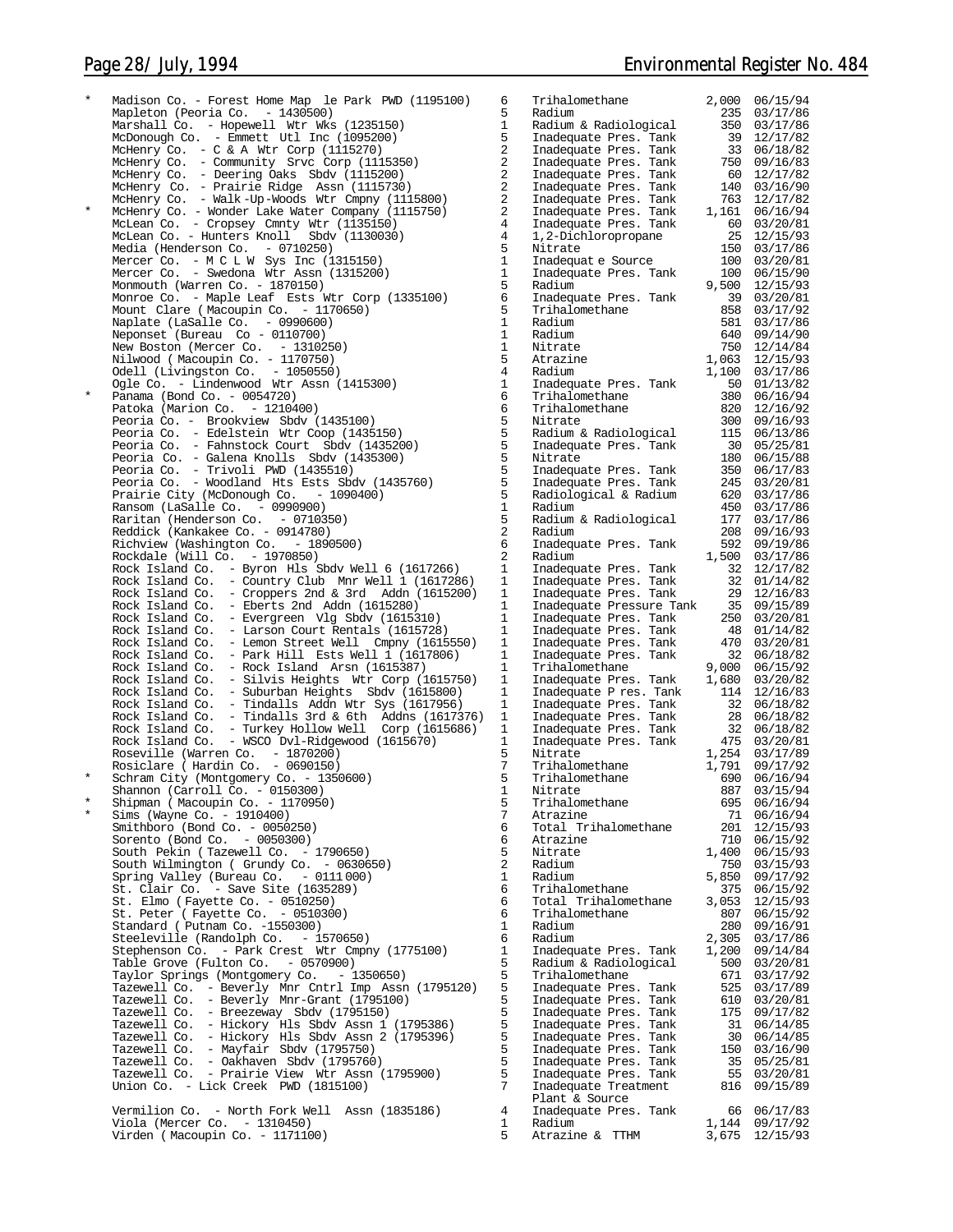| | Facility | Region | Contaminant | Population | Date |
|---|---|---|---|---|---|
| * | Madison Co. - Forest Home Map le Park PWD (1195100) | 6 | Trihalomethane | 2,000 | 06/15/94 |
| | Mapleton (Peoria Co. - 1430500) | 5 | Radium | 235 | 03/17/86 |
| | Marshall Co. - Hopewell Wtr Wks (1235150) | 1 | Radium & Radiological | 350 | 03/17/86 |
| | McDonough Co. - Emmett Utl Inc (1095200) | 5 | Inadequate Pres. Tank | 39 | 12/17/82 |
| | McHenry Co. - C & A Wtr Corp (1115270) | 2 | Inadequate Pres. Tank | 33 | 06/18/82 |
| | McHenry Co. - Community Srvc Corp (1115350) | 2 | Inadequate Pres. Tank | 750 | 09/16/83 |
| | McHenry Co. - Deering Oaks Sbdv (1115200) | 2 | Inadequate Pres. Tank | 60 | 12/17/82 |
| | McHenry Co. - Prairie Ridge Assn (1115730) | 2 | Inadequate Pres. Tank | 140 | 03/16/90 |
| | McHenry Co. - Walk-Up-Woods Wtr Cmpny (1115800) | 2 | Inadequate Pres. Tank | 763 | 12/17/82 |
| * | McHenry Co. - Wonder Lake Water Company (1115750) | 2 | Inadequate Pres. Tank | 1,161 | 06/16/94 |
| | McLean Co. - Cropsey Cmnty Wtr (1135150) | 4 | Inadequate Pres. Tank | 60 | 03/20/81 |
| | McLean Co. - Hunters Knoll Sbdv (1130030) | 4 | 1,2-Dichloropropane | 25 | 12/15/93 |
| | Media (Henderson Co. - 0710250) | 5 | Nitrate | 150 | 03/17/86 |
| | Mercer Co. - M C L W Sys Inc (1315150) | 1 | Inadequat e Source | 100 | 03/20/81 |
| | Mercer Co. - Swedona Wtr Assn (1315200) | 1 | Inadequate Pres. Tank | 100 | 06/15/90 |
| | Monmouth (Warren Co. - 1870150) | 5 | Radium | 9,500 | 12/15/93 |
| | Monroe Co. - Maple Leaf Ests Wtr Corp (1335100) | 6 | Inadequate Pres. Tank | 39 | 03/20/81 |
| | Mount Clare (Macoupin Co. - 1170650) | 5 | Trihalomethane | 858 | 03/17/92 |
| | Naplate (LaSalle Co. - 0990600) | 1 | Radium | 581 | 03/17/86 |
| | Neponset (Bureau Co - 0110700) | 1 | Radium | 640 | 09/14/90 |
| | New Boston (Mercer Co. - 1310250) | 1 | Nitrate | 750 | 12/14/84 |
| | Nilwood (Macoupin Co. - 1170750) | 5 | Atrazine | 1,063 | 12/15/93 |
| | Odell (Livingston Co. - 1050550) | 4 | Radium | 1,100 | 03/17/86 |
| | Ogle Co. - Lindenwood Wtr Assn (1415300) | 1 | Inadequate Pres. Tank | 50 | 01/13/82 |
| * | Panama (Bond Co. - 0054720) | 6 | Trihalomethane | 380 | 06/16/94 |
| | Patoka (Marion Co. - 1210400) | 6 | Trihalomethane | 820 | 12/16/92 |
| | Peoria Co. - Brookview Sbdv (1435100) | 5 | Nitrate | 300 | 09/16/93 |
| | Peoria Co. - Edelstein Wtr Coop (1435150) | 5 | Radium & Radiological | 115 | 06/13/86 |
| | Peoria Co. - Fahnstock Court Sbdv (1435200) | 5 | Inadequate Pres. Tank | 30 | 05/25/81 |
| | Peoria Co. - Galena Knolls Sbdv (1435300) | 5 | Nitrate | 180 | 06/15/88 |
| | Peoria Co. - Trivoli PWD (1435510) | 5 | Inadequate Pres. Tank | 350 | 06/17/83 |
| | Peoria Co. - Woodland Hts Ests Sbdv (1435760) | 5 | Inadequate Pres. Tank | 245 | 03/20/81 |
| | Prairie City (McDonough Co. - 1090400) | 5 | Radiological & Radium | 620 | 03/17/86 |
| | Ransom (LaSalle Co. - 0990900) | 1 | Radium | 450 | 03/17/86 |
| | Raritan (Henderson Co. - 0710350) | 5 | Radium & Radiological | 177 | 03/17/86 |
| | Reddick (Kankakee Co. - 0914780) | 2 | Radium | 208 | 09/16/93 |
| | Richview (Washington Co. - 1890500) | 6 | Inadequate Pres. Tank | 592 | 09/19/86 |
| | Rockdale (Will Co. - 1970850) | 2 | Radium | 1,500 | 03/17/86 |
| | Rock Island Co. - Byron Hls Sbdv Well 6 (1617266) | 1 | Inadequate Pres. Tank | 32 | 12/17/82 |
| | Rock Island Co. - Country Club Mnr Well 1 (1617286) | 1 | Inadequate Pres. Tank | 32 | 01/14/82 |
| | Rock Island Co. - Croppers 2nd & 3rd Addn (1615200) | 1 | Inadequate Pres. Tank | 29 | 12/16/83 |
| | Rock Island Co. - Eberts 2nd Addn (1615280) | 1 | Inadequate Pressure Tank | 35 | 09/15/89 |
| | Rock Island Co. - Evergreen Vlg Sbdv (1615310) | 1 | Inadequate Pres. Tank | 250 | 03/20/81 |
| | Rock Island Co. - Larson Court Rentals (1615728) | 1 | Inadequate Pres. Tank | 48 | 01/14/82 |
| | Rock Island Co. - Lemon Street Well Cmpny (1615550) | 1 | Inadequate Pres. Tank | 470 | 03/20/81 |
| | Rock Island Co. - Park Hill Ests Well 1 (1617806) | 1 | Inadequate Pres. Tank | 32 | 06/18/82 |
| | Rock Island Co. - Rock Island Arsn (1615387) | 1 | Trihalomethane | 9,000 | 06/15/92 |
| | Rock Island Co. - Silvis Heights Wtr Corp (1615750) | 1 | Inadequate Pres. Tank | 1,680 | 03/20/82 |
| | Rock Island Co. - Suburban Heights Sbdv (1615800) | 1 | Inadequate P res. Tank | 114 | 12/16/83 |
| | Rock Island Co. - Tindalls Addn Wtr Sys (1617956) | 1 | Inadequate Pres. Tank | 32 | 06/18/82 |
| | Rock Island Co. - Tindalls 3rd & 6th Addns (1617376) | 1 | Inadequate Pres. Tank | 28 | 06/18/82 |
| | Rock Island Co. - Turkey Hollow Well Corp (1615686) | 1 | Inadequate Pres. Tank | 32 | 06/18/82 |
| | Rock Island Co. - WSCO Dvl-Ridgewood (1615670) | 1 | Inadequate Pres. Tank | 475 | 03/20/81 |
| | Roseville (Warren Co. - 1870200) | 5 | Nitrate | 1,254 | 03/17/89 |
| | Rosiclare (Hardin Co. - 0690150) | 7 | Trihalomethane | 1,791 | 09/17/92 |
| * | Schram City (Montgomery Co. - 1350600) | 5 | Trihalomethane | 690 | 06/16/94 |
| | Shannon (Carroll Co. - 0150300) | 1 | Nitrate | 887 | 03/15/94 |
| * | Shipman (Macoupin Co. - 1170950) | 5 | Trihalomethane | 695 | 06/16/94 |
| * | Sims (Wayne Co. - 1910400) | 7 | Atrazine | 71 | 06/16/94 |
| | Smithboro (Bond Co. - 0050250) | 6 | Total Trihalomethane | 201 | 12/15/93 |
| | Sorento (Bond Co. - 0050300) | 6 | Atrazine | 710 | 06/15/92 |
| | South Pekin (Tazewell Co. - 1790650) | 5 | Nitrate | 1,400 | 06/15/93 |
| | South Wilmington (Grundy Co. - 0630650) | 2 | Radium | 750 | 03/15/93 |
| | Spring Valley (Bureau Co. - 0111000) | 1 | Radium | 5,850 | 09/17/92 |
| | St. Clair Co. - Save Site (1635289) | 6 | Trihalomethane | 375 | 06/15/92 |
| | St. Elmo (Fayette Co. - 0510250) | 6 | Total Trihalomethane | 3,053 | 12/15/93 |
| | St. Peter (Fayette Co. - 0510300) | 6 | Trihalomethane | 807 | 06/15/92 |
| | Standard (Putnam Co. -1550300) | 1 | Radium | 280 | 09/16/91 |
| | Steeleville (Randolph Co. - 1570650) | 6 | Radium | 2,305 | 03/17/86 |
| | Stephenson Co. - Park Crest Wtr Cmpny (1775100) | 1 | Inadequate Pres. Tank | 1,200 | 09/14/84 |
| | Table Grove (Fulton Co. - 0570900) | 5 | Radium & Radiological | 500 | 03/20/81 |
| | Taylor Springs (Montgomery Co. - 1350650) | 5 | Trihalomethane | 671 | 03/17/92 |
| | Tazewell Co. - Beverly Mnr Cntrl Imp Assn (1795120) | 5 | Inadequate Pres. Tank | 525 | 03/17/89 |
| | Tazewell Co. - Beverly Mnr-Grant (1795100) | 5 | Inadequate Pres. Tank | 610 | 03/20/81 |
| | Tazewell Co. - Breezeway Sbdv (1795150) | 5 | Inadequate Pres. Tank | 175 | 09/17/82 |
| | Tazewell Co. - Hickory Hls Sbdv Assn 1 (1795386) | 5 | Inadequate Pres. Tank | 31 | 06/14/85 |
| | Tazewell Co. - Hickory Hls Sbdv Assn 2 (1795396) | 5 | Inadequate Pres. Tank | 30 | 06/14/85 |
| | Tazewell Co. - Mayfair Sbdv (1795750) | 5 | Inadequate Pres. Tank | 150 | 03/16/90 |
| | Tazewell Co. - Oakhaven Sbdv (1795760) | 5 | Inadequate Pres. Tank | 35 | 05/25/81 |
| | Tazewell Co. - Prairie View Wtr Assn (1795900) | 5 | Inadequate Pres. Tank | 55 | 03/20/81 |
| | Union Co. - Lick Creek PWD (1815100) | 7 | Inadequate Treatment Plant & Source | 816 | 09/15/89 |
| | Vermilion Co. - North Fork Well Assn (1835186) | 4 | Inadequate Pres. Tank | 66 | 06/17/83 |
| | Viola (Mercer Co. - 1310450) | 1 | Radium | 1,144 | 09/17/92 |
| | Virden (Macoupin Co. - 1171100) | 5 | Atrazine & TTHM | 3,675 | 12/15/93 |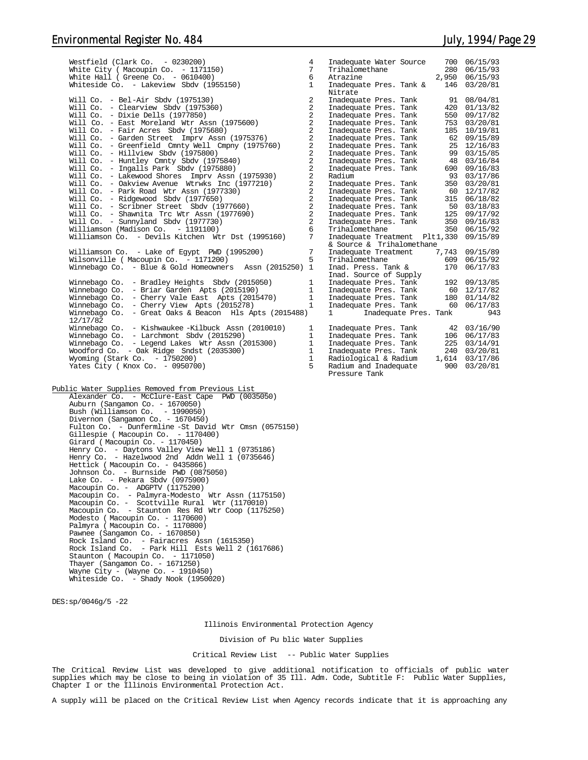| Public Water Supply | Region | Reason | Population | Date |
|---|---|---|---|---|
| Westfield (Clark Co. - 0230200) | 4 | Inadequate Water Source | 700 | 06/15/93 |
| White City ( Macoupin Co. - 1171150) | 7 | Trihalomethane | 280 | 06/15/93 |
| White Hall ( Greene Co. - 0610400) | 6 | Atrazine | 2,950 | 06/15/93 |
| Whiteside Co. - Lakeview Sbdv (1955150) | 1 | Inadequate Pres. Tank & Nitrate | 146 | 03/20/81 |
| Will Co. - Bel-Air Sbdv (1975130) | 2 | Inadequate Pres. Tank | 91 | 08/04/81 |
| Will Co. - Clearview Sbdv (1975360) | 2 | Inadequate Pres. Tank | 420 | 01/13/82 |
| Will Co. - Dixie Dells (1977850) | 2 | Inadequate Pres. Tank | 550 | 09/17/82 |
| Will Co. - East Moreland Wtr Assn (1975600) | 2 | Inadequate Pres. Tank | 753 | 03/20/81 |
| Will Co. - Fair Acres Sbdv (1975680) | 2 | Inadequate Pres. Tank | 185 | 10/19/81 |
| Will Co. - Garden Street Imprv Assn (1975376) | 2 | Inadequate Pres. Tank | 62 | 09/15/89 |
| Will Co. - Greenfield Cmnty Well Cmpny (1975760) | 2 | Inadequate Pres. Tank | 25 | 12/16/83 |
| Will Co. - Hillview Sbdv (1975800) | 2 | Inadequate Pres. Tank | 99 | 03/15/85 |
| Will Co. - Huntley Cmnty Sbdv (1975840) | 2 | Inadequate Pres. Tank | 48 | 03/16/84 |
| Will Co. - Ingalls Park Sbdv (1975880) | 2 | Inadequate Pres. Tank | 690 | 09/16/83 |
| Will Co. - Lakewood Shores Imprv Assn (1975930) | 2 | Radium | 93 | 03/17/86 |
| Will Co. - Oakview Avenue Wtrwks Inc (1977210) | 2 | Inadequate Pres. Tank | 350 | 03/20/81 |
| Will Co. - Park Road Wtr Assn (1977330) | 2 | Inadequate Pres. Tank | 60 | 12/17/82 |
| Will Co. - Ridgewood Sbdv (1977650) | 2 | Inadequate Pres. Tank | 315 | 06/18/82 |
| Will Co. - Scribner Street Sbdv (1977660) | 2 | Inadequate Pres. Tank | 50 | 03/18/83 |
| Will Co. - Shawnita Trc Wtr Assn (1977690) | 2 | Inadequate Pres. Tank | 125 | 09/17/92 |
| Will Co. - Sunnyland Sbdv (1977730) | 2 | Inadequate Pres. Tank | 350 | 09/16/83 |
| Williamson (Madison Co. - 1191100) | 6 | Trihalomethane | 350 | 06/15/92 |
| Williamson Co. - Devils Kitchen Wtr Dst (1995160) | 7 | Inadequate Treatment Plt & Source & Trihalomethane | 1,330 | 09/15/89 |
| Williamson Co. - Lake of Egypt PWD (1995200) | 7 | Inadequate Treatment | 7,743 | 09/15/89 |
| Wilsonville ( Macoupin Co. - 1171200) | 5 | Trihalomethane | 609 | 06/15/92 |
| Winnebago Co. - Blue & Gold Homeowners Assn (2015250) | 1 | Inad. Press. Tank & Inad. Source of Supply | 170 | 06/17/83 |
| Winnebago Co. - Bradley Heights Sbdv (2015050) | 1 | Inadequate Pres. Tank | 192 | 09/13/85 |
| Winnebago Co. - Briar Garden Apts (2015190) | 1 | Inadequate Pres. Tank | 60 | 12/17/82 |
| Winnebago Co. - Cherry Vale East Apts (2015470) | 1 | Inadequate Pres. Tank | 180 | 01/14/82 |
| Winnebago Co. - Cherry View Apts (2015278) | 1 | Inadequate Pres. Tank | 60 | 06/17/83 |
| Winnebago Co. - Great Oaks & Beacon Hls Apts (2015488) | 1 | Inadequate Pres. Tank | 943 | 12/17/82 |
| Winnebago Co. - Kishwaukee -Kilbuck Assn (2010010) | 1 | Inadequate Pres. Tank | 42 | 03/16/90 |
| Winnebago Co. - Larchmont Sbdv (2015290) | 1 | Inadequate Pres. Tank | 106 | 06/17/83 |
| Winnebago Co. - Legend Lakes Wtr Assn (2015300) | 1 | Inadequate Pres. Tank | 225 | 03/14/91 |
| Woodford Co. - Oak Ridge Sndst (2035300) | 1 | Inadequate Pres. Tank | 240 | 03/20/81 |
| Wyoming (Stark Co. - 1750200) | 1 | Radiological & Radium | 1,614 | 03/17/86 |
| Yates City ( Knox Co. - 0950700) | 5 | Radium and Inadequate Pressure Tank | 900 | 03/20/81 |

Public Water Supplies Removed from Previous List

Alexander Co. - McClure-East Cape PWD (0035050)
Auburn (Sangamon Co. - 1670050)
Bush (Williamson Co. - 1990050)
Divernon (Sangamon Co. - 1670450)
Fulton Co. - Dunfermline -St David Wtr Cmsn (0575150)
Gillespie ( Macoupin Co. - 1170400)
Girard ( Macoupin Co. - 1170450)
Henry Co. - Daytons Valley View Well 1 (0735186)
Henry Co. - Hazelwood 2nd Addn Well 1 (0735646)
Hettick ( Macoupin Co. - 0435866)
Johnson Co. - Burnside PWD (0875050)
Lake Co. - Pekara Sbdv (0975900)
Macoupin Co. - ADGPTV (1175200)
Macoupin Co. - Palmyra-Modesto Wtr Assn (1175150)
Macoupin Co. - Scottville Rural Wtr (1170010)
Macoupin Co. - Staunton Res Rd Wtr Coop (1175250)
Modesto ( Macoupin Co. - 1170600)
Palmyra ( Macoupin Co. - 1170800)
Pawnee (Sangamon Co. - 1670850)
Rock Island Co. - Fairacres Assn (1615350)
Rock Island Co. - Park Hill Ests Well 2 (1617686)
Staunton ( Macoupin Co. - 1171050)
Thayer (Sangamon Co. - 1671250)
Wayne City - (Wayne Co. - 1910450)
Whiteside Co. - Shady Nook (1950020)

DES:sp/0046g/5 -22

Illinois Environmental Protection Agency

Division of Public Water Supplies

Critical Review List -- Public Water Supplies

The Critical Review List was developed to give additional notification to officials of public water supplies which may be close to being in violation of 35 Ill. Adm. Code, Subtitle F: Public Water Supplies, Chapter I or the Illinois Environmental Protection Act.

A supply will be placed on the Critical Review List when Agency records indicate that it is approaching any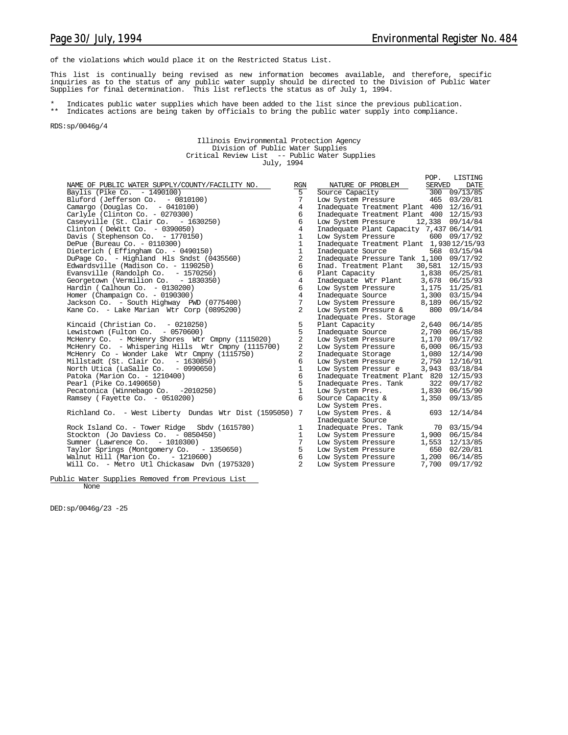of the violations which would place it on the Restricted Status List.

This list is continually being revised as new information becomes available, and therefore, specific inquiries as to the status of any public water supply should be directed to the Division of Public Water Supplies for final determination. This list reflects the status as of July 1, 1994.

\* Indicates public water supplies which have been added to the list since the previous publication.
\*\* Indicates actions are being taken by officials to bring the public water supply into compliance.

RDS:sp/0046g/4

Illinois Environmental Protection Agency
Division of Public Water Supplies
Critical Review List -- Public Water Supplies
July, 1994

| NAME OF PUBLIC WATER SUPPLY/COUNTY/FACILITY NO. | RGN | NATURE OF PROBLEM | POP. SERVED | LISTING DATE |
|---|---|---|---|---|
| Baylis (Pike Co. - 1490100) | 5 | Source Capacity | 300 | 09/13/85 |
| Bluford (Jefferson Co. - 0810100) | 7 | Low System Pressure | 465 | 03/20/81 |
| Camargo (Douglas Co. - 0410100) | 4 | Inadequate Treatment Plant | 400 | 12/16/91 |
| Carlyle (Clinton Co. - 0270300) | 6 | Inadequate Treatment Plant | 400 | 12/15/93 |
| Caseyville (St. Clair Co. - 1630250) | 6 | Low System Pressure | 12,338 | 09/14/84 |
| Clinton ( DeWitt Co. - 0390050) | 4 | Inadequate Plant Capacity | 7,437 | 06/14/91 |
| Davis ( Stephenson Co. - 1770150) | 1 | Low System Pressure | 600 | 09/17/92 |
| DePue (Bureau Co. - 0110300) | 1 | Inadequate Treatment Plant | 1,930 | 12/15/93 |
| Dieterich ( Effingham Co. - 0490150) | 1 | Inadequate Source | 568 | 03/15/94 |
| DuPage Co. - Highland Hls Sndst (0435560) | 2 | Inadequate Pressure Tank | 1,100 | 09/17/92 |
| Edwardsville (Madison Co. - 1190250) | 6 | Inad. Treatment Plant | 30,581 | 12/15/93 |
| Evansville (Randolph Co. - 1570250) | 6 | Plant Capacity | 1,838 | 05/25/81 |
| Georgetown (Vermilion Co. - 1830350) | 4 | Inadequate Wtr Plant | 3,678 | 06/15/93 |
| Hardin ( Calhoun Co. - 0130200) | 6 | Low System Pressure | 1,175 | 11/25/81 |
| Homer (Champaign Co. - 0190300) | 4 | Inadequate Source | 1,300 | 03/15/94 |
| Jackson Co. - South Highway PWD (0775400) | 7 | Low System Pressure | 8,189 | 06/15/92 |
| Kane Co. - Lake Marian Wtr Corp (0895200) | 2 | Low System Pressure & Inadequate Pres. Storage | 800 | 09/14/84 |
| Kincaid (Christian Co. - 0210250) | 5 | Plant Capacity | 2,640 | 06/14/85 |
| Lewistown (Fulton Co. - 0570600) | 5 | Inadequate Source | 2,700 | 06/15/88 |
| McHenry Co. - McHenry Shores Wtr Cmpny (1115020) | 2 | Low System Pressure | 1,170 | 09/17/92 |
| McHenry Co. - Whispering Hills Wtr Cmpny (1115700) | 2 | Low System Pressure | 6,000 | 06/15/93 |
| McHenry Co - Wonder Lake Wtr Cmpny (1115750) | 2 | Inadequate Storage | 1,080 | 12/14/90 |
| Millstadt (St. Clair Co. - 1630850) | 6 | Low System Pressure | 2,750 | 12/16/91 |
| North Utica (LaSalle Co. - 0990650) | 1 | Low System Pressur e | 3,943 | 03/18/84 |
| Patoka (Marion Co. - 1210400) | 6 | Inadequate Treatment Plant | 820 | 12/15/93 |
| Pearl (Pike Co.1490650) | 5 | Inadequate Pres. Tank | 322 | 09/17/82 |
| Pecatonica (Winnebago Co. -2010250) | 1 | Low System Pres. | 1,830 | 06/15/90 |
| Ramsey ( Fayette Co. - 0510200) | 6 | Source Capacity & Low System Pres. | 1,350 | 09/13/85 |
| Richland Co. - West Liberty Dundas Wtr Dist (1595050) | 7 | Low System Pres. & Inadequate Source | 693 | 12/14/84 |
| Rock Island Co. - Tower Ridge Sbdv (1615780) | 1 | Inadequate Pres. Tank | 70 | 03/15/94 |
| Stockton (Jo Daviess Co. - 0850450) | 1 | Low System Pressure | 1,900 | 06/15/84 |
| Sumner (Lawrence Co. - 1010300) | 7 | Low System Pressure | 1,553 | 12/13/85 |
| Taylor Springs (Montgomery Co. - 1350650) | 5 | Low System Pressure | 650 | 02/20/81 |
| Walnut Hill (Marion Co. - 1210600) | 6 | Low System Pressure | 1,200 | 06/14/85 |
| Will Co. - Metro Utl Chickasaw Dvn (1975320) | 2 | Low System Pressure | 7,700 | 09/17/92 |

Public Water Supplies Removed from Previous List
None

DED:sp/0046g/23 -25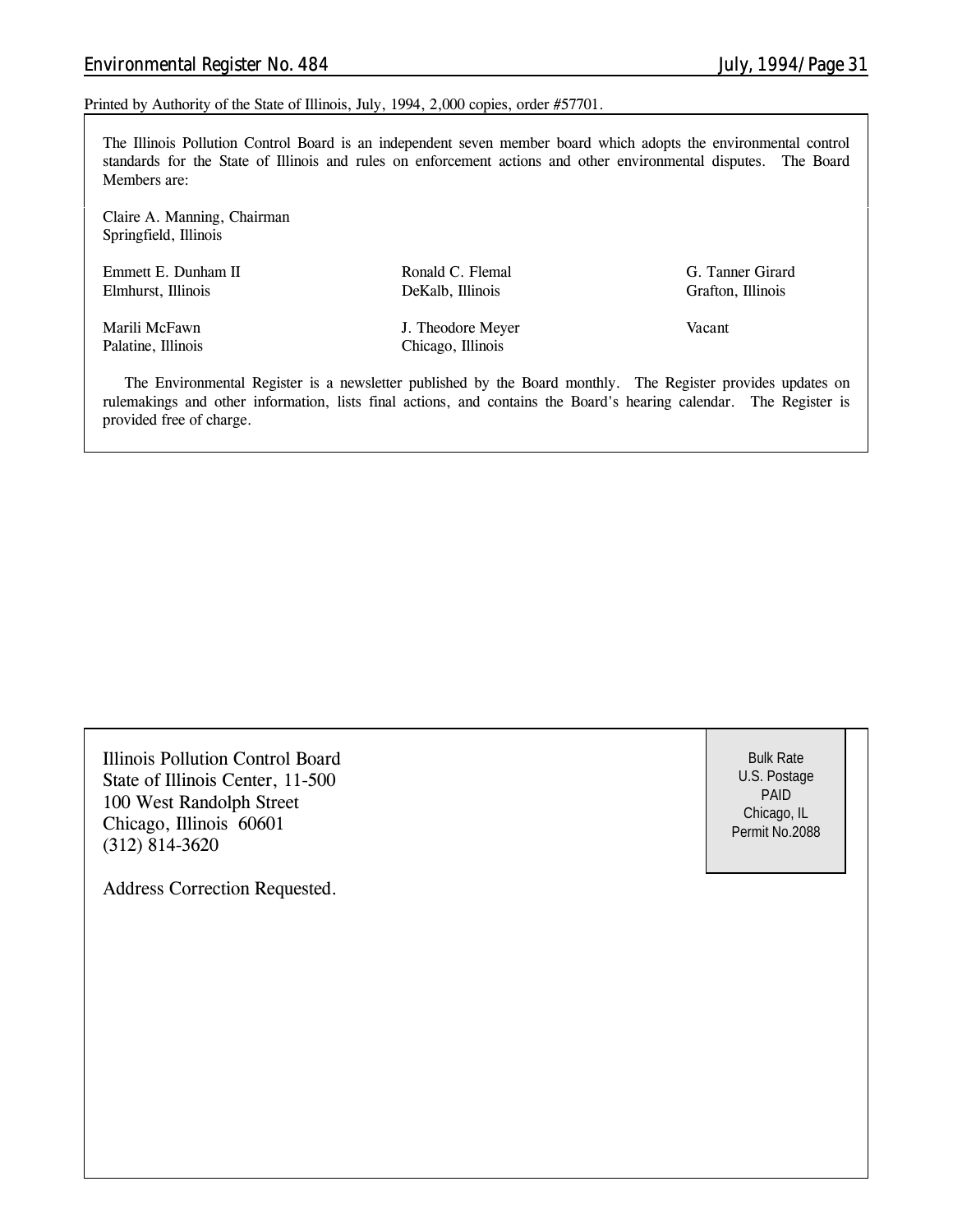Printed by Authority of the State of Illinois, July, 1994, 2,000 copies, order #57701.

The Illinois Pollution Control Board is an independent seven member board which adopts the environmental control standards for the State of Illinois and rules on enforcement actions and other environmental disputes. The Board Members are:

Claire A. Manning, Chairman
Springfield, Illinois

| | | |
|---|---|---|
| Emmett E. Dunham II<br>Elmhurst, Illinois | Ronald C. Flemal<br>DeKalb, Illinois | G. Tanner Girard<br>Grafton, Illinois |
| Marili McFawn<br>Palatine, Illinois | J. Theodore Meyer<br>Chicago, Illinois | Vacant |

The Environmental Register is a newsletter published by the Board monthly. The Register provides updates on rulemakings and other information, lists final actions, and contains the Board's hearing calendar. The Register is provided free of charge.

Illinois Pollution Control Board
State of Illinois Center, 11-500
100 West Randolph Street
Chicago, Illinois 60601
(312) 814-3620

Address Correction Requested.

Bulk Rate
U.S. Postage
PAID
Chicago, IL
Permit No.2088